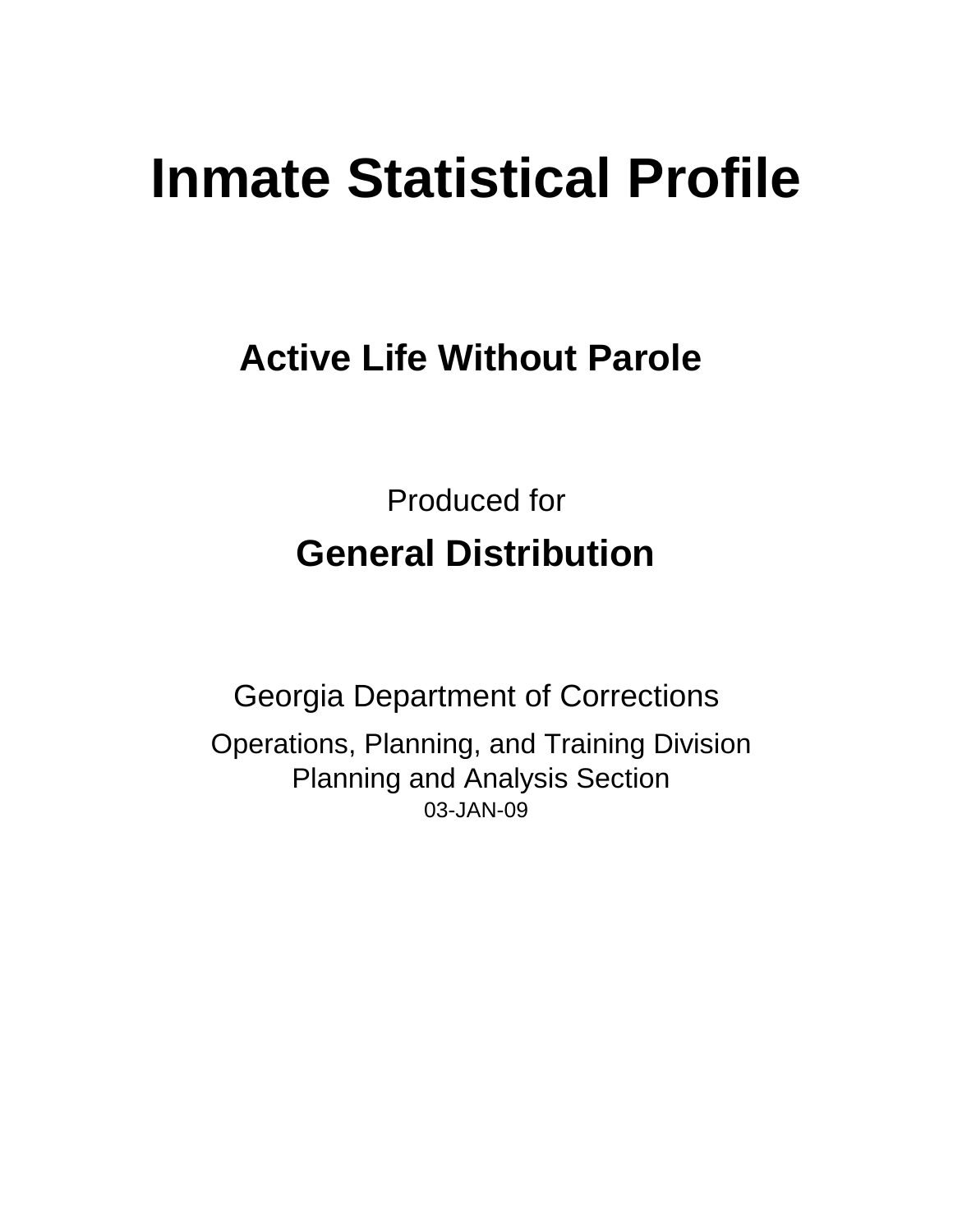# Inmate Statistical Profile

## Active Life Without Parole

Produced for

**General Distribution**

Georgia Department of Corrections

Operations, Planning, and Training Division
Planning and Analysis Section
03-JAN-09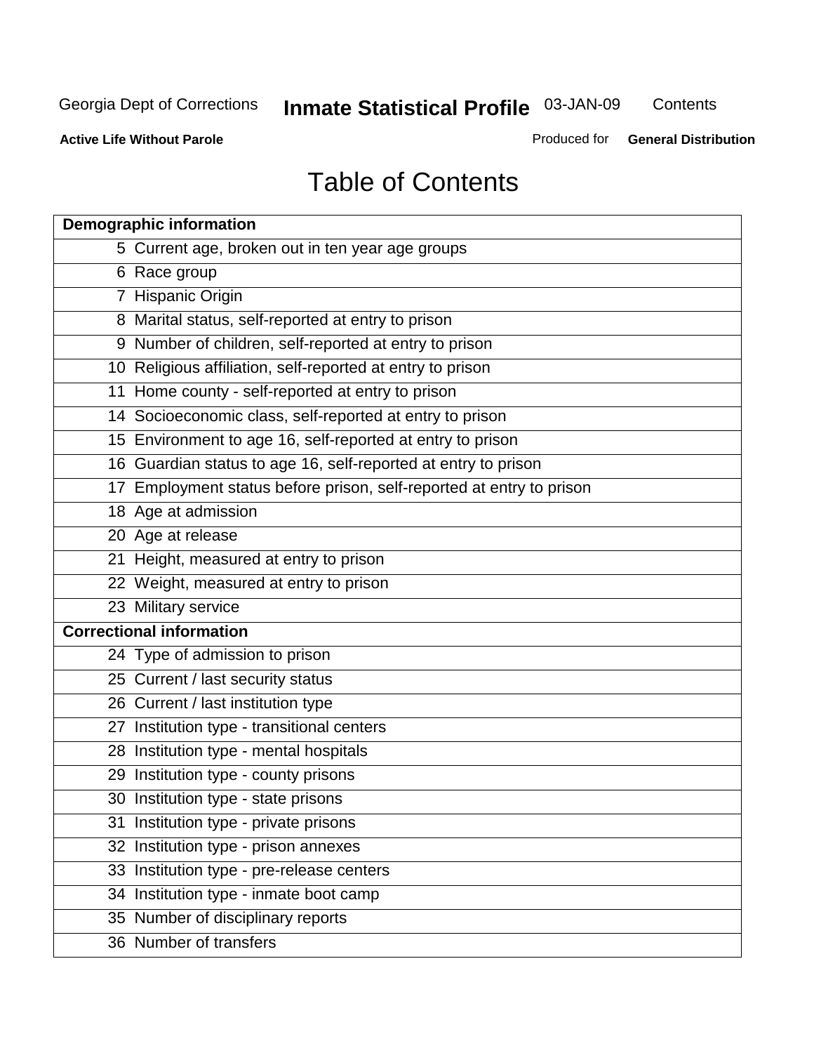Georgia Dept of Corrections **Inmate Statistical Profile** 03-JAN-09 Contents

**Active Life Without Parole** Produced for **General Distribution**

# Table of Contents

| **Demographic information** | |
|---|---|
| 5 | Current age, broken out in ten year age groups |
| 6 | Race group |
| 7 | Hispanic Origin |
| 8 | Marital status, self-reported at entry to prison |
| 9 | Number of children, self-reported at entry to prison |
| 10 | Religious affiliation, self-reported at entry to prison |
| 11 | Home county - self-reported at entry to prison |
| 14 | Socioeconomic class, self-reported at entry to prison |
| 15 | Environment to age 16, self-reported at entry to prison |
| 16 | Guardian status to age 16, self-reported at entry to prison |
| 17 | Employment status before prison, self-reported at entry to prison |
| 18 | Age at admission |
| 20 | Age at release |
| 21 | Height, measured at entry to prison |
| 22 | Weight, measured at entry to prison |
| 23 | Military service |
| **Correctional information** | |
| 24 | Type of admission to prison |
| 25 | Current / last security status |
| 26 | Current / last institution type |
| 27 | Institution type - transitional centers |
| 28 | Institution type - mental hospitals |
| 29 | Institution type - county prisons |
| 30 | Institution type - state prisons |
| 31 | Institution type - private prisons |
| 32 | Institution type - prison annexes |
| 33 | Institution type - pre-release centers |
| 34 | Institution type - inmate boot camp |
| 35 | Number of disciplinary reports |
| 36 | Number of transfers |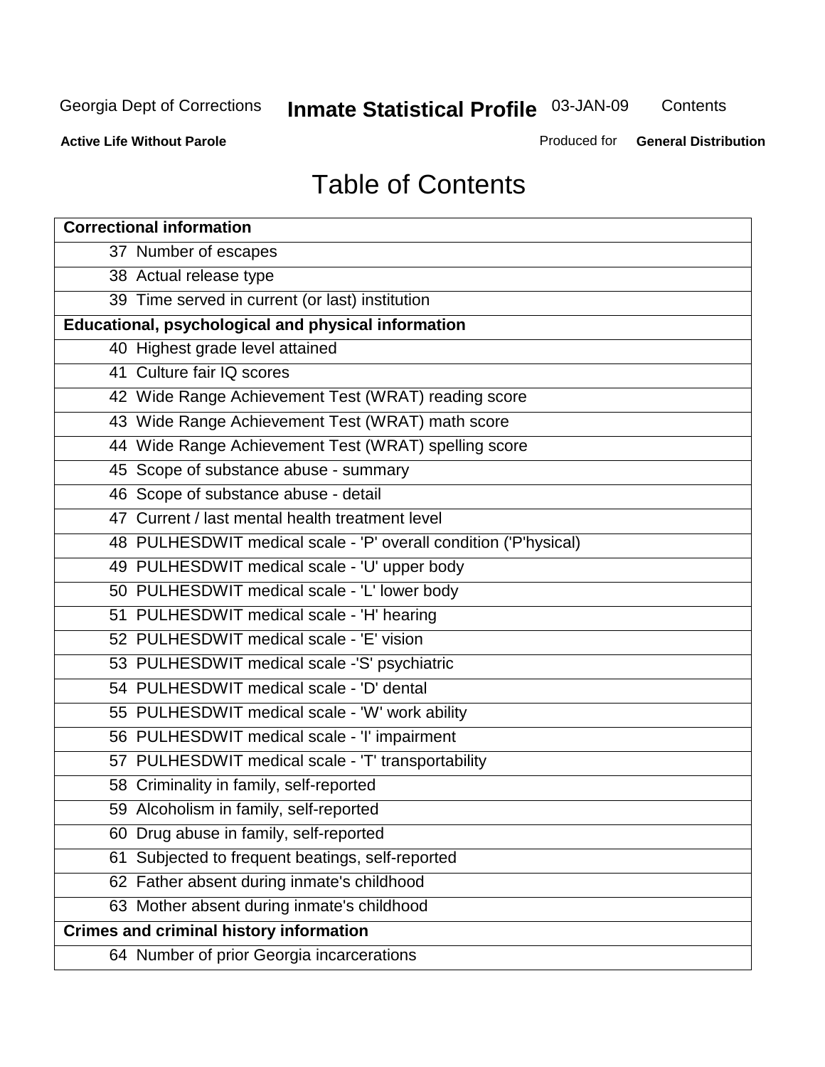# Table of Contents

| Correctional information | |
|---|---|
| 37 | Number of escapes |
| 38 | Actual release type |
| 39 | Time served in current (or last) institution |
| **Educational, psychological and physical information** | |
| 40 | Highest grade level attained |
| 41 | Culture fair IQ scores |
| 42 | Wide Range Achievement Test (WRAT) reading score |
| 43 | Wide Range Achievement Test (WRAT) math score |
| 44 | Wide Range Achievement Test (WRAT) spelling score |
| 45 | Scope of substance abuse - summary |
| 46 | Scope of substance abuse - detail |
| 47 | Current / last mental health treatment level |
| 48 | PULHESDWIT medical scale - 'P' overall condition ('P'hysical) |
| 49 | PULHESDWIT medical scale - 'U' upper body |
| 50 | PULHESDWIT medical scale - 'L' lower body |
| 51 | PULHESDWIT medical scale - 'H' hearing |
| 52 | PULHESDWIT medical scale - 'E' vision |
| 53 | PULHESDWIT medical scale -'S' psychiatric |
| 54 | PULHESDWIT medical scale - 'D' dental |
| 55 | PULHESDWIT medical scale - 'W' work ability |
| 56 | PULHESDWIT medical scale - 'I' impairment |
| 57 | PULHESDWIT medical scale - 'T' transportability |
| 58 | Criminality in family, self-reported |
| 59 | Alcoholism in family, self-reported |
| 60 | Drug abuse in family, self-reported |
| 61 | Subjected to frequent beatings, self-reported |
| 62 | Father absent during inmate's childhood |
| 63 | Mother absent during inmate's childhood |
| **Crimes and criminal history information** | |
| 64 | Number of prior Georgia incarcerations |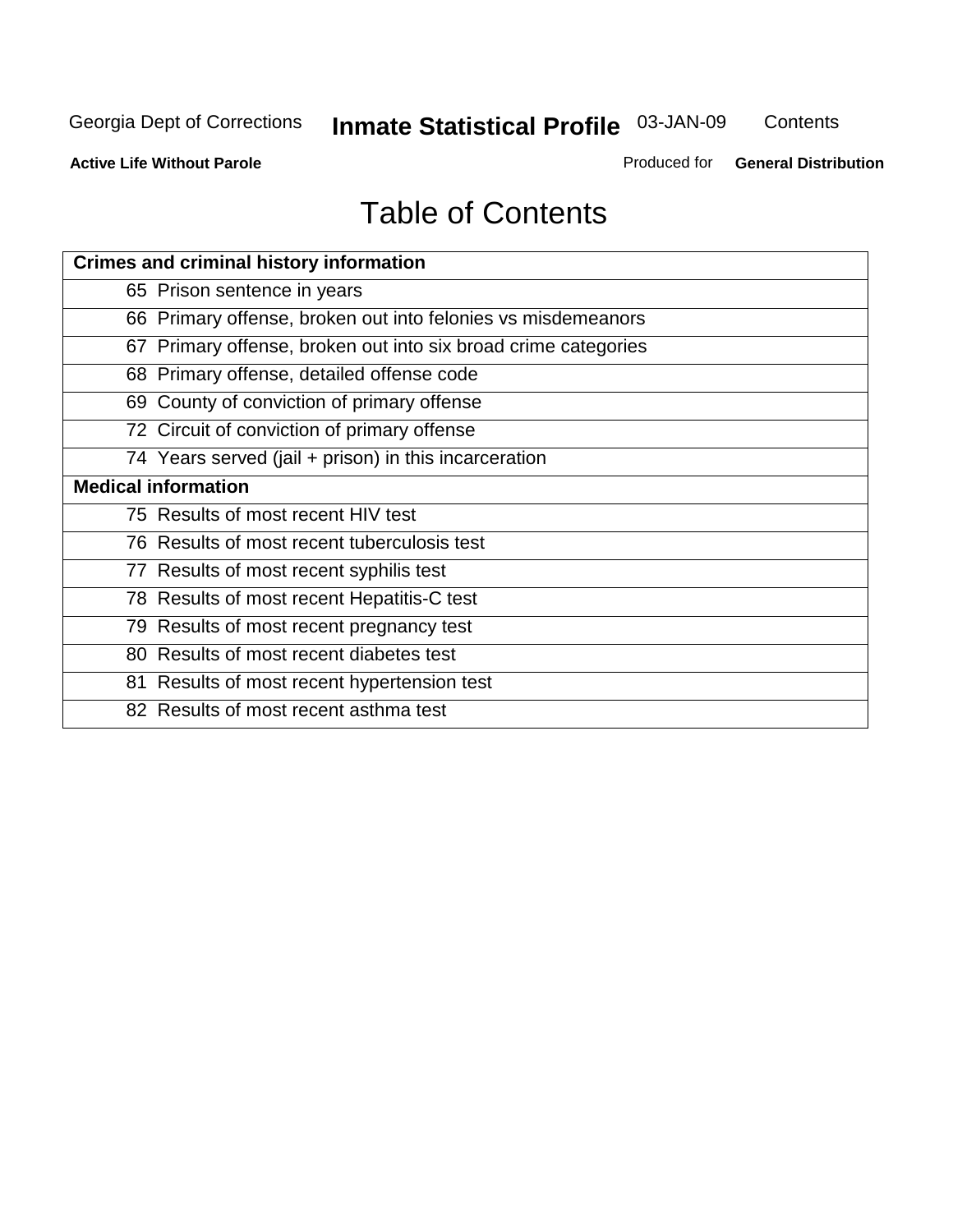# Table of Contents

| Crimes and criminal history information |
|---|
| 65 Prison sentence in years |
| 66 Primary offense, broken out into felonies vs misdemeanors |
| 67 Primary offense, broken out into six broad crime categories |
| 68 Primary offense, detailed offense code |
| 69 County of conviction of primary offense |
| 72 Circuit of conviction of primary offense |
| 74 Years served (jail + prison) in this incarceration |
| **Medical information** |
| 75 Results of most recent HIV test |
| 76 Results of most recent tuberculosis test |
| 77 Results of most recent syphilis test |
| 78 Results of most recent Hepatitis-C test |
| 79 Results of most recent pregnancy test |
| 80 Results of most recent diabetes test |
| 81 Results of most recent hypertension test |
| 82 Results of most recent asthma test |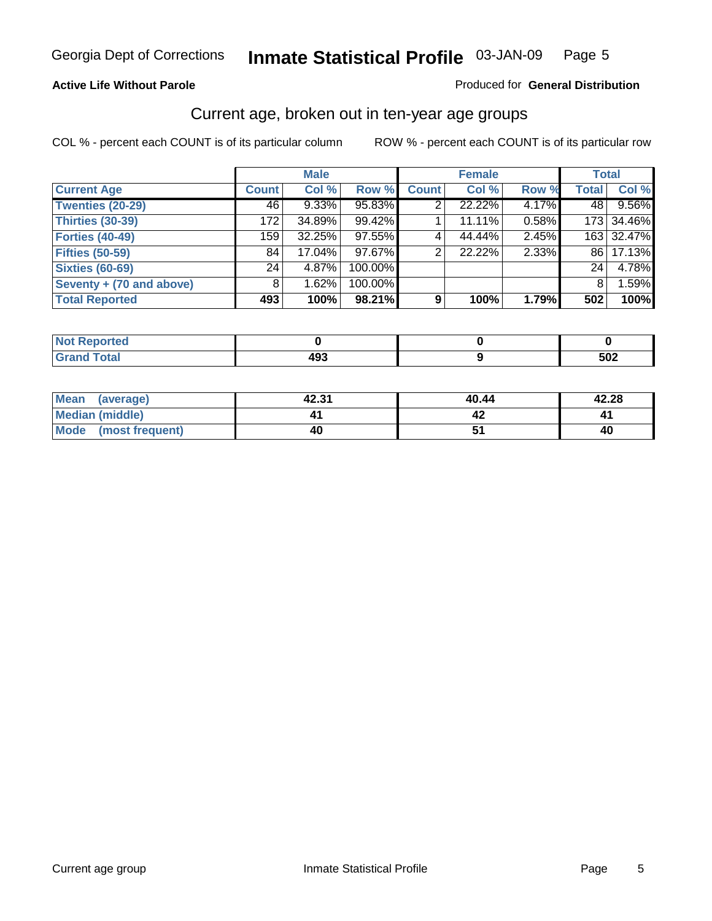Georgia Dept of Corrections **Inmate Statistical Profile** 03-JAN-09

**Active Life Without Parole**

Produced for **General Distribution**

## Current age, broken out in ten-year age groups

COL % - percent each COUNT is of its particular column

ROW % - percent each COUNT is of its particular row

| | Male | | | Female | | | Total | |
|---|---|---|---|---|---|---|---|---|
| **Current Age** | **Count** | **Col %** | **Row %** | **Count** | **Col %** | **Row %** | **Total** | **Col %** |
| **Twenties (20-29)** | 46 | 9.33% | 95.83% | 2 | 22.22% | 4.17% | 48 | 9.56% |
| **Thirties (30-39)** | 172 | 34.89% | 99.42% | 1 | 11.11% | 0.58% | 173 | 34.46% |
| **Forties (40-49)** | 159 | 32.25% | 97.55% | 4 | 44.44% | 2.45% | 163 | 32.47% |
| **Fifties (50-59)** | 84 | 17.04% | 97.67% | 2 | 22.22% | 2.33% | 86 | 17.13% |
| **Sixties (60-69)** | 24 | 4.87% | 100.00% | | | | 24 | 4.78% |
| **Seventy + (70 and above)** | 8 | 1.62% | 100.00% | | | | 8 | 1.59% |
| **Total Reported** | **493** | **100%** | **98.21%** | **9** | **100%** | **1.79%** | **502** | **100%** |

| | Male | Female | Total |
|---|---|---|---|
| **Not Reported** | **0** | **0** | **0** |
| **Grand Total** | **493** | **9** | **502** |

| | Male | Female | Total |
|---|---|---|---|
| **Mean (average)** | **42.31** | **40.44** | **42.28** |
| **Median (middle)** | **41** | **42** | **41** |
| **Mode (most frequent)** | **40** | **51** | **40** |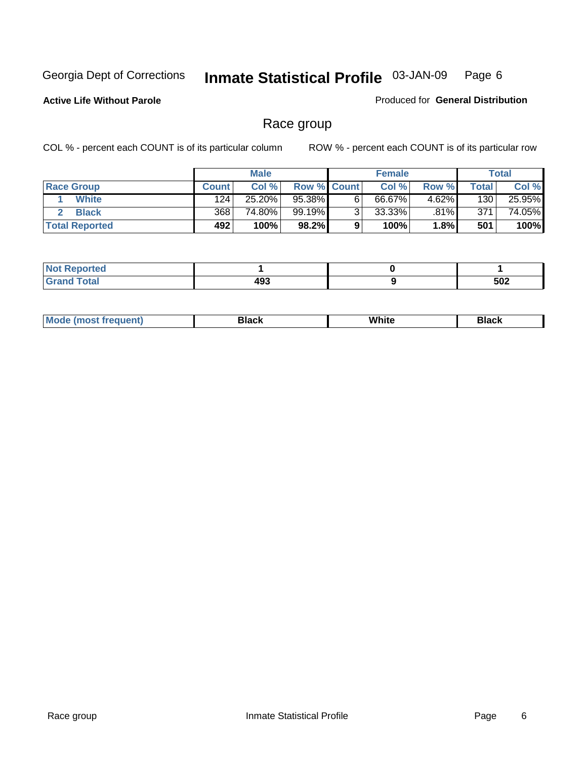Georgia Dept of Corrections **Inmate Statistical Profile** 03-JAN-09 Page 6

**Active Life Without Parole**

Produced for **General Distribution**

## Race group

COL % - percent each COUNT is of its particular column ROW % - percent each COUNT is of its particular row

| | Male | | | Female | | | Total | |
|---|---|---|---|---|---|---|---|---|
| **Race Group** | **Count** | **Col %** | **Row %** | **Count** | **Col %** | **Row %** | **Total** | **Col %** |
| 1 **White** | 124 | 25.20% | 95.38% | 6 | 66.67% | 4.62% | 130 | 25.95% |
| 2 **Black** | 368 | 74.80% | 99.19% | 3 | 33.33% | .81% | 371 | 74.05% |
| **Total Reported** | **492** | **100%** | **98.2%** | **9** | **100%** | **1.8%** | **501** | **100%** |

| | Male | Female | Total |
|---|---|---|---|
| **Not Reported** | **1** | **0** | **1** |
| **Grand Total** | **493** | **9** | **502** |

| | Male | Female | Total |
|---|---|---|---|
| **Mode (most frequent)** | **Black** | **White** | **Black** |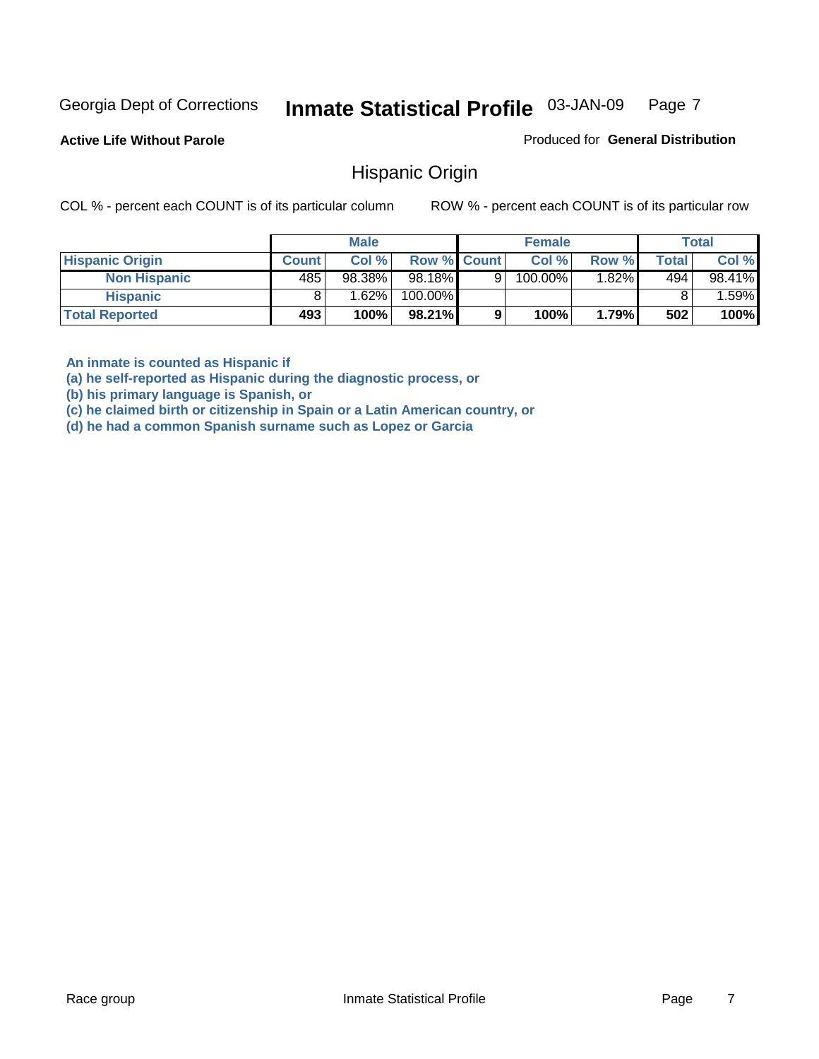Georgia Dept of Corrections **Inmate Statistical Profile** 03-JAN-09

**Active Life Without Parole** Produced for **General Distribution**

## Hispanic Origin

COL % - percent each COUNT is of its particular column    ROW % - percent each COUNT is of its particular row

| | Male | | | Female | | | Total | |
|---|---|---|---|---|---|---|---|---|
| **Hispanic Origin** | **Count** | **Col %** | **Row %** | **Count** | **Col %** | **Row %** | **Total** | **Col %** |
| **Non Hispanic** | 485 | 98.38% | 98.18% | 9 | 100.00% | 1.82% | 494 | 98.41% |
| **Hispanic** | 8 | 1.62% | 100.00% | | | | 8 | 1.59% |
| **Total Reported** | **493** | **100%** | **98.21%** | **9** | **100%** | **1.79%** | **502** | **100%** |

**An inmate is counted as Hispanic if**
**(a) he self-reported as Hispanic during the diagnostic process, or**
**(b) his primary language is Spanish, or**
**(c) he claimed birth or citizenship in Spain or a Latin American country, or**
**(d) he had a common Spanish surname such as Lopez or Garcia**

Race group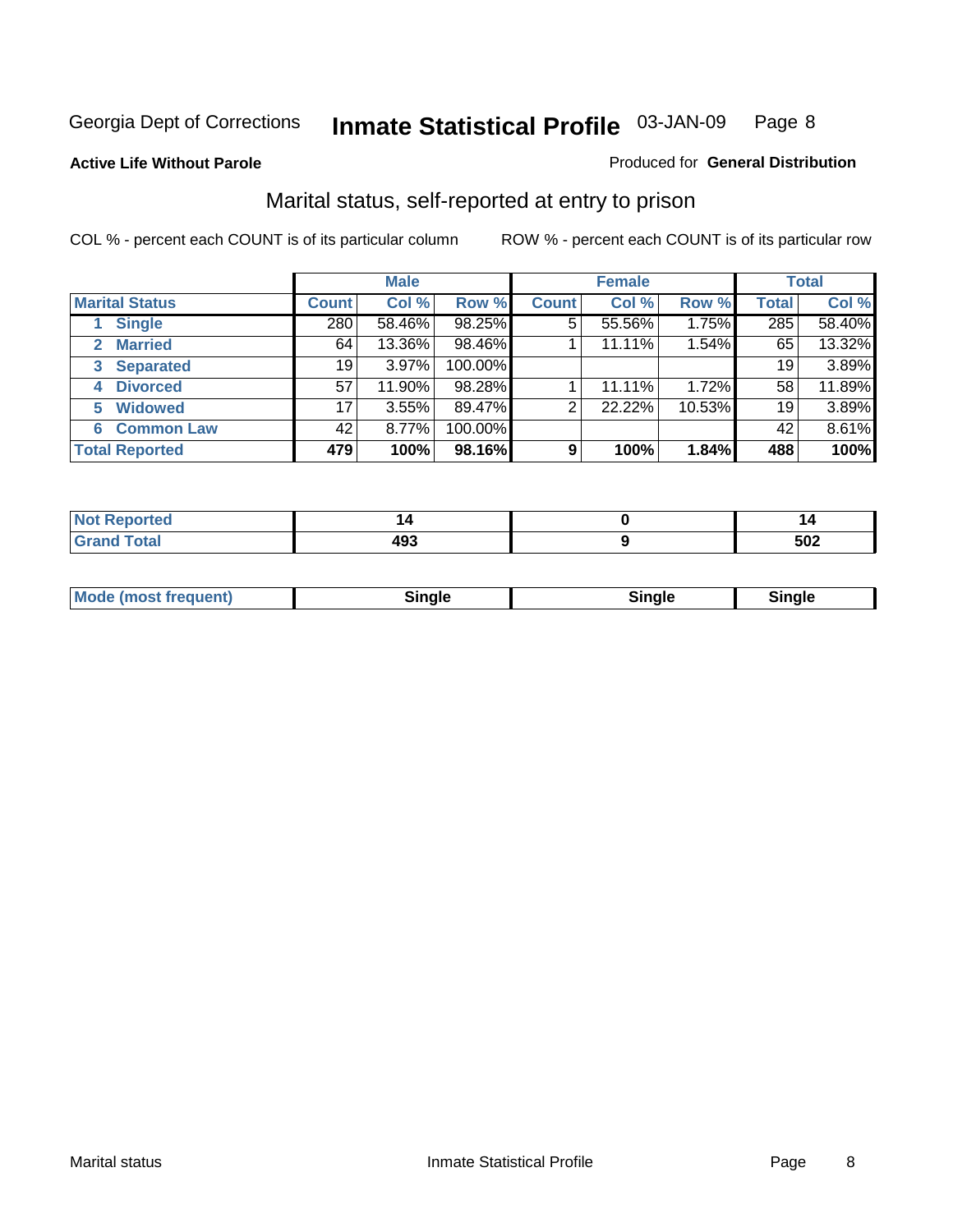Georgia Dept of Corrections **Inmate Statistical Profile** 03-JAN-09

**Active Life Without Parole**

Produced for **General Distribution**

## Marital status, self-reported at entry to prison

COL % - percent each COUNT is of its particular column

ROW % - percent each COUNT is of its particular row

| | Male | | | Female | | | Total | |
|---|---|---|---|---|---|---|---|---|
| **Marital Status** | **Count** | **Col %** | **Row %** | **Count** | **Col %** | **Row %** | **Total** | **Col %** |
| 1 Single | 280 | 58.46% | 98.25% | 5 | 55.56% | 1.75% | 285 | 58.40% |
| 2 Married | 64 | 13.36% | 98.46% | 1 | 11.11% | 1.54% | 65 | 13.32% |
| 3 Separated | 19 | 3.97% | 100.00% | | | | 19 | 3.89% |
| 4 Divorced | 57 | 11.90% | 98.28% | 1 | 11.11% | 1.72% | 58 | 11.89% |
| 5 Widowed | 17 | 3.55% | 89.47% | 2 | 22.22% | 10.53% | 19 | 3.89% |
| 6 Common Law | 42 | 8.77% | 100.00% | | | | 42 | 8.61% |
| **Total Reported** | **479** | **100%** | **98.16%** | **9** | **100%** | **1.84%** | **488** | **100%** |

| | Male | Female | Total |
|---|---|---|---|
| Not Reported | 14 | 0 | 14 |
| Grand Total | 493 | 9 | 502 |

| | Male | Female | Total |
|---|---|---|---|
| Mode (most frequent) | Single | Single | Single |

Marital status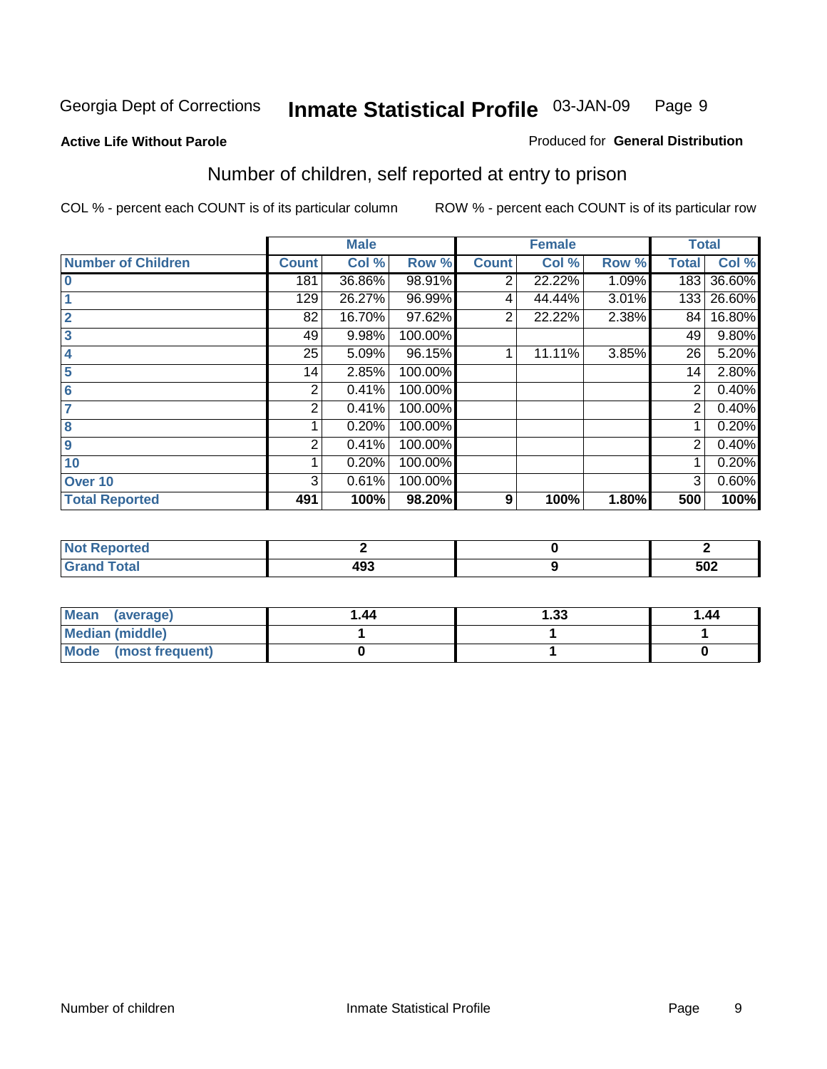Georgia Dept of Corrections **Inmate Statistical Profile** 03-JAN-09

**Active Life Without Parole**

Produced for **General Distribution**

## Number of children, self reported at entry to prison

COL % - percent each COUNT is of its particular column

ROW % - percent each COUNT is of its particular row

| | Male | | | Female | | | Total | |
|---|---|---|---|---|---|---|---|---|
| **Number of Children** | **Count** | **Col %** | **Row %** | **Count** | **Col %** | **Row %** | **Total** | **Col %** |
| **0** | 181 | 36.86% | 98.91% | 2 | 22.22% | 1.09% | 183 | 36.60% |
| **1** | 129 | 26.27% | 96.99% | 4 | 44.44% | 3.01% | 133 | 26.60% |
| **2** | 82 | 16.70% | 97.62% | 2 | 22.22% | 2.38% | 84 | 16.80% |
| **3** | 49 | 9.98% | 100.00% | | | | 49 | 9.80% |
| **4** | 25 | 5.09% | 96.15% | 1 | 11.11% | 3.85% | 26 | 5.20% |
| **5** | 14 | 2.85% | 100.00% | | | | 14 | 2.80% |
| **6** | 2 | 0.41% | 100.00% | | | | 2 | 0.40% |
| **7** | 2 | 0.41% | 100.00% | | | | 2 | 0.40% |
| **8** | 1 | 0.20% | 100.00% | | | | 1 | 0.20% |
| **9** | 2 | 0.41% | 100.00% | | | | 2 | 0.40% |
| **10** | 1 | 0.20% | 100.00% | | | | 1 | 0.20% |
| **Over 10** | 3 | 0.61% | 100.00% | | | | 3 | 0.60% |
| **Total Reported** | **491** | **100%** | **98.20%** | **9** | **100%** | **1.80%** | **500** | **100%** |

| | Male | Female | Total |
|---|---|---|---|
| **Not Reported** | **2** | **0** | **2** |
| **Grand Total** | **493** | **9** | **502** |

| | Male | Female | Total |
|---|---|---|---|
| **Mean (average)** | **1.44** | **1.33** | **1.44** |
| **Median (middle)** | **1** | **1** | **1** |
| **Mode (most frequent)** | **0** | **1** | **0** |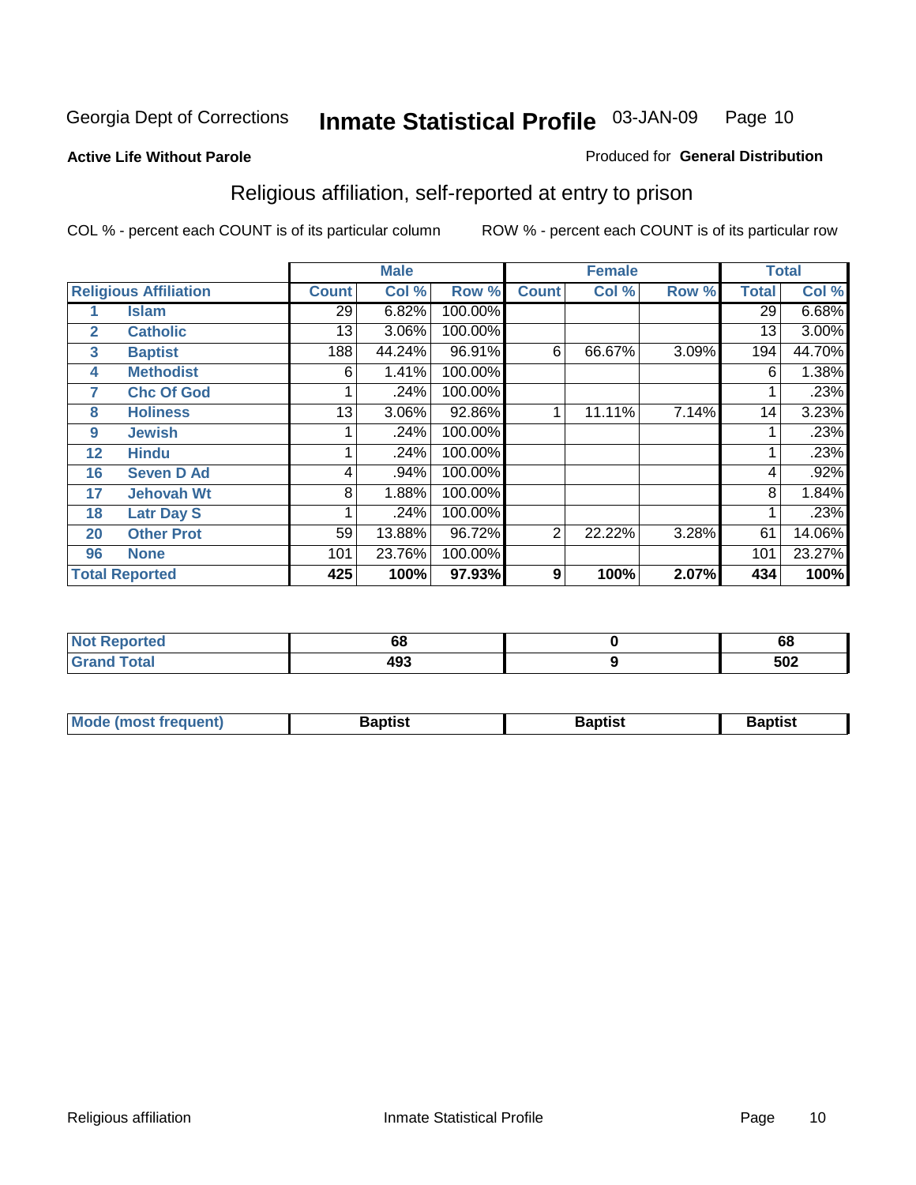Georgia Dept of Corrections **Inmate Statistical Profile** 03-JAN-09

**Active Life Without Parole**

Produced for **General Distribution**

## Religious affiliation, self-reported at entry to prison

COL % - percent each COUNT is of its particular column

ROW % - percent each COUNT is of its particular row

| | | Male | | | Female | | | Total | |
|---|---|---|---|---|---|---|---|---|---|
| **Religious Affiliation** | | **Count** | **Col %** | **Row %** | **Count** | **Col %** | **Row %** | **Total** | **Col %** |
| 1 | Islam | 29 | 6.82% | 100.00% | | | | 29 | 6.68% |
| 2 | Catholic | 13 | 3.06% | 100.00% | | | | 13 | 3.00% |
| 3 | Baptist | 188 | 44.24% | 96.91% | 6 | 66.67% | 3.09% | 194 | 44.70% |
| 4 | Methodist | 6 | 1.41% | 100.00% | | | | 6 | 1.38% |
| 7 | Chc Of God | 1 | .24% | 100.00% | | | | 1 | .23% |
| 8 | Holiness | 13 | 3.06% | 92.86% | 1 | 11.11% | 7.14% | 14 | 3.23% |
| 9 | Jewish | 1 | .24% | 100.00% | | | | 1 | .23% |
| 12 | Hindu | 1 | .24% | 100.00% | | | | 1 | .23% |
| 16 | Seven D Ad | 4 | .94% | 100.00% | | | | 4 | .92% |
| 17 | Jehovah Wt | 8 | 1.88% | 100.00% | | | | 8 | 1.84% |
| 18 | Latr Day S | 1 | .24% | 100.00% | | | | 1 | .23% |
| 20 | Other Prot | 59 | 13.88% | 96.72% | 2 | 22.22% | 3.28% | 61 | 14.06% |
| 96 | None | 101 | 23.76% | 100.00% | | | | 101 | 23.27% |
| **Total Reported** | | **425** | **100%** | **97.93%** | **9** | **100%** | **2.07%** | **434** | **100%** |

| | Male | Female | Total |
|---|---|---|---|
| Not Reported | 68 | 0 | 68 |
| Grand Total | 493 | 9 | 502 |

| | Male | Female | Total |
|---|---|---|---|
| Mode (most frequent) | Baptist | Baptist | Baptist |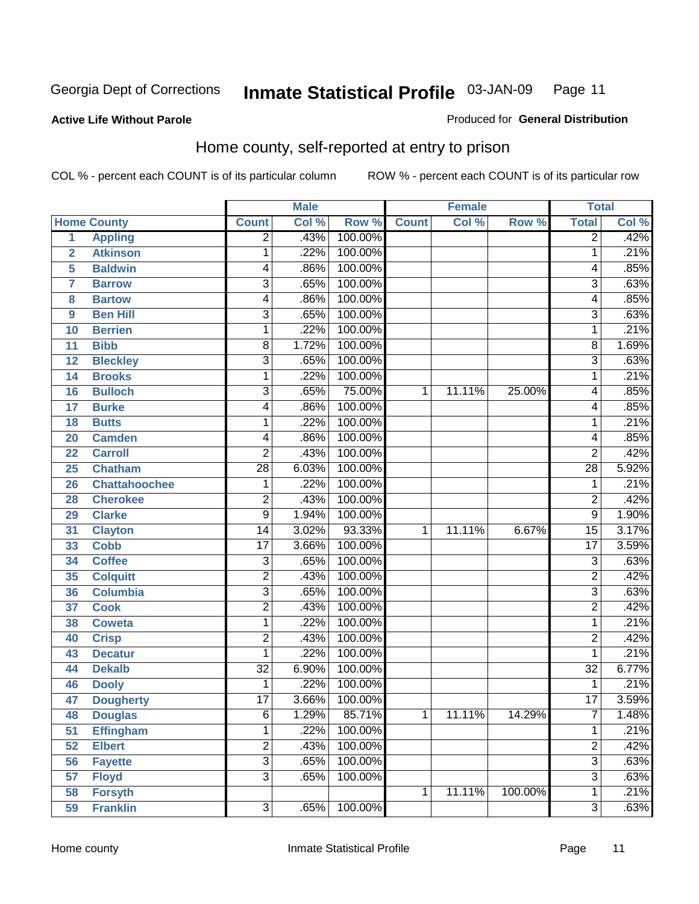Georgia Dept of Corrections **Inmate Statistical Profile** 03-JAN-09

**Active Life Without Parole** — Produced for **General Distribution**

## Home county, self-reported at entry to prison

COL % - percent each COUNT is of its particular column     ROW % - percent each COUNT is of its particular row

| | | Male | | | Female | | | Total | |
|---|---|---|---|---|---|---|---|---|---|
| **Home County** | | **Count** | **Col %** | **Row %** | **Count** | **Col %** | **Row %** | **Total** | **Col %** |
| 1 | Appling | 2 | .43% | 100.00% | | | | 2 | .42% |
| 2 | Atkinson | 1 | .22% | 100.00% | | | | 1 | .21% |
| 5 | Baldwin | 4 | .86% | 100.00% | | | | 4 | .85% |
| 7 | Barrow | 3 | .65% | 100.00% | | | | 3 | .63% |
| 8 | Bartow | 4 | .86% | 100.00% | | | | 4 | .85% |
| 9 | Ben Hill | 3 | .65% | 100.00% | | | | 3 | .63% |
| 10 | Berrien | 1 | .22% | 100.00% | | | | 1 | .21% |
| 11 | Bibb | 8 | 1.72% | 100.00% | | | | 8 | 1.69% |
| 12 | Bleckley | 3 | .65% | 100.00% | | | | 3 | .63% |
| 14 | Brooks | 1 | .22% | 100.00% | | | | 1 | .21% |
| 16 | Bulloch | 3 | .65% | 75.00% | 1 | 11.11% | 25.00% | 4 | .85% |
| 17 | Burke | 4 | .86% | 100.00% | | | | 4 | .85% |
| 18 | Butts | 1 | .22% | 100.00% | | | | 1 | .21% |
| 20 | Camden | 4 | .86% | 100.00% | | | | 4 | .85% |
| 22 | Carroll | 2 | .43% | 100.00% | | | | 2 | .42% |
| 25 | Chatham | 28 | 6.03% | 100.00% | | | | 28 | 5.92% |
| 26 | Chattahoochee | 1 | .22% | 100.00% | | | | 1 | .21% |
| 28 | Cherokee | 2 | .43% | 100.00% | | | | 2 | .42% |
| 29 | Clarke | 9 | 1.94% | 100.00% | | | | 9 | 1.90% |
| 31 | Clayton | 14 | 3.02% | 93.33% | 1 | 11.11% | 6.67% | 15 | 3.17% |
| 33 | Cobb | 17 | 3.66% | 100.00% | | | | 17 | 3.59% |
| 34 | Coffee | 3 | .65% | 100.00% | | | | 3 | .63% |
| 35 | Colquitt | 2 | .43% | 100.00% | | | | 2 | .42% |
| 36 | Columbia | 3 | .65% | 100.00% | | | | 3 | .63% |
| 37 | Cook | 2 | .43% | 100.00% | | | | 2 | .42% |
| 38 | Coweta | 1 | .22% | 100.00% | | | | 1 | .21% |
| 40 | Crisp | 2 | .43% | 100.00% | | | | 2 | .42% |
| 43 | Decatur | 1 | .22% | 100.00% | | | | 1 | .21% |
| 44 | Dekalb | 32 | 6.90% | 100.00% | | | | 32 | 6.77% |
| 46 | Dooly | 1 | .22% | 100.00% | | | | 1 | .21% |
| 47 | Dougherty | 17 | 3.66% | 100.00% | | | | 17 | 3.59% |
| 48 | Douglas | 6 | 1.29% | 85.71% | 1 | 11.11% | 14.29% | 7 | 1.48% |
| 51 | Effingham | 1 | .22% | 100.00% | | | | 1 | .21% |
| 52 | Elbert | 2 | .43% | 100.00% | | | | 2 | .42% |
| 56 | Fayette | 3 | .65% | 100.00% | | | | 3 | .63% |
| 57 | Floyd | 3 | .65% | 100.00% | | | | 3 | .63% |
| 58 | Forsyth | | | | 1 | 11.11% | 100.00% | 1 | .21% |
| 59 | Franklin | 3 | .65% | 100.00% | | | | 3 | .63% |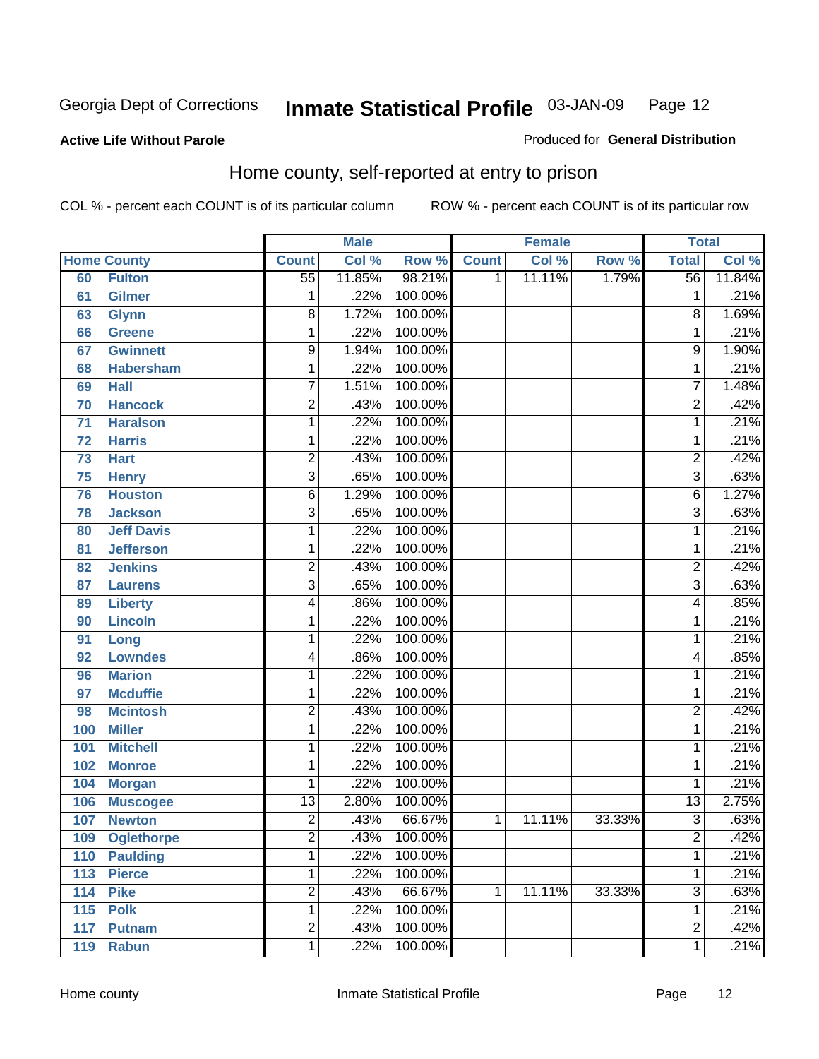Georgia Dept of Corrections **Inmate Statistical Profile** 03-JAN-09

**Active Life Without Parole**

Produced for **General Distribution**

## Home county, self-reported at entry to prison

COL % - percent each COUNT is of its particular column ROW % - percent each COUNT is of its particular row

| Home County | | Male | | | Female | | | Total | |
|---|---|---|---|---|---|---|---|---|---|
| | | Count | Col % | Row % | Count | Col % | Row % | Total | Col % |
| 60 | Fulton | 55 | 11.85% | 98.21% | 1 | 11.11% | 1.79% | 56 | 11.84% |
| 61 | Gilmer | 1 | .22% | 100.00% | | | | 1 | .21% |
| 63 | Glynn | 8 | 1.72% | 100.00% | | | | 8 | 1.69% |
| 66 | Greene | 1 | .22% | 100.00% | | | | 1 | .21% |
| 67 | Gwinnett | 9 | 1.94% | 100.00% | | | | 9 | 1.90% |
| 68 | Habersham | 1 | .22% | 100.00% | | | | 1 | .21% |
| 69 | Hall | 7 | 1.51% | 100.00% | | | | 7 | 1.48% |
| 70 | Hancock | 2 | .43% | 100.00% | | | | 2 | .42% |
| 71 | Haralson | 1 | .22% | 100.00% | | | | 1 | .21% |
| 72 | Harris | 1 | .22% | 100.00% | | | | 1 | .21% |
| 73 | Hart | 2 | .43% | 100.00% | | | | 2 | .42% |
| 75 | Henry | 3 | .65% | 100.00% | | | | 3 | .63% |
| 76 | Houston | 6 | 1.29% | 100.00% | | | | 6 | 1.27% |
| 78 | Jackson | 3 | .65% | 100.00% | | | | 3 | .63% |
| 80 | Jeff Davis | 1 | .22% | 100.00% | | | | 1 | .21% |
| 81 | Jefferson | 1 | .22% | 100.00% | | | | 1 | .21% |
| 82 | Jenkins | 2 | .43% | 100.00% | | | | 2 | .42% |
| 87 | Laurens | 3 | .65% | 100.00% | | | | 3 | .63% |
| 89 | Liberty | 4 | .86% | 100.00% | | | | 4 | .85% |
| 90 | Lincoln | 1 | .22% | 100.00% | | | | 1 | .21% |
| 91 | Long | 1 | .22% | 100.00% | | | | 1 | .21% |
| 92 | Lowndes | 4 | .86% | 100.00% | | | | 4 | .85% |
| 96 | Marion | 1 | .22% | 100.00% | | | | 1 | .21% |
| 97 | Mcduffie | 1 | .22% | 100.00% | | | | 1 | .21% |
| 98 | Mcintosh | 2 | .43% | 100.00% | | | | 2 | .42% |
| 100 | Miller | 1 | .22% | 100.00% | | | | 1 | .21% |
| 101 | Mitchell | 1 | .22% | 100.00% | | | | 1 | .21% |
| 102 | Monroe | 1 | .22% | 100.00% | | | | 1 | .21% |
| 104 | Morgan | 1 | .22% | 100.00% | | | | 1 | .21% |
| 106 | Muscogee | 13 | 2.80% | 100.00% | | | | 13 | 2.75% |
| 107 | Newton | 2 | .43% | 66.67% | 1 | 11.11% | 33.33% | 3 | .63% |
| 109 | Oglethorpe | 2 | .43% | 100.00% | | | | 2 | .42% |
| 110 | Paulding | 1 | .22% | 100.00% | | | | 1 | .21% |
| 113 | Pierce | 1 | .22% | 100.00% | | | | 1 | .21% |
| 114 | Pike | 2 | .43% | 66.67% | 1 | 11.11% | 33.33% | 3 | .63% |
| 115 | Polk | 1 | .22% | 100.00% | | | | 1 | .21% |
| 117 | Putnam | 2 | .43% | 100.00% | | | | 2 | .42% |
| 119 | Rabun | 1 | .22% | 100.00% | | | | 1 | .21% |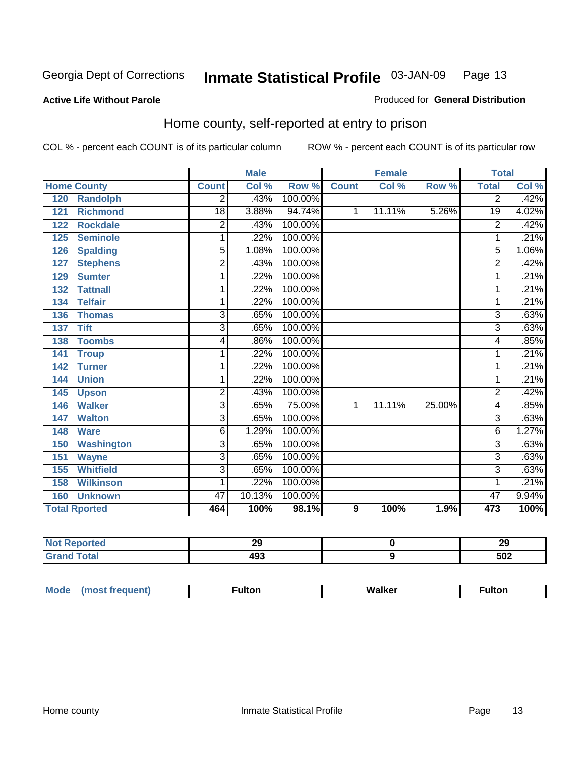Georgia Dept of Corrections **Inmate Statistical Profile** 03-JAN-09

**Active Life Without Parole**

Produced for **General Distribution**

## Home county, self-reported at entry to prison

COL % - percent each COUNT is of its particular column ROW % - percent each COUNT is of its particular row

| Home County | Male | | | Female | | | Total | |
|---|---|---|---|---|---|---|---|---|
| | Count | Col % | Row % | Count | Col % | Row % | Total | Col % |
| 120 Randolph | 2 | .43% | 100.00% | | | | 2 | .42% |
| 121 Richmond | 18 | 3.88% | 94.74% | 1 | 11.11% | 5.26% | 19 | 4.02% |
| 122 Rockdale | 2 | .43% | 100.00% | | | | 2 | .42% |
| 125 Seminole | 1 | .22% | 100.00% | | | | 1 | .21% |
| 126 Spalding | 5 | 1.08% | 100.00% | | | | 5 | 1.06% |
| 127 Stephens | 2 | .43% | 100.00% | | | | 2 | .42% |
| 129 Sumter | 1 | .22% | 100.00% | | | | 1 | .21% |
| 132 Tattnall | 1 | .22% | 100.00% | | | | 1 | .21% |
| 134 Telfair | 1 | .22% | 100.00% | | | | 1 | .21% |
| 136 Thomas | 3 | .65% | 100.00% | | | | 3 | .63% |
| 137 Tift | 3 | .65% | 100.00% | | | | 3 | .63% |
| 138 Toombs | 4 | .86% | 100.00% | | | | 4 | .85% |
| 141 Troup | 1 | .22% | 100.00% | | | | 1 | .21% |
| 142 Turner | 1 | .22% | 100.00% | | | | 1 | .21% |
| 144 Union | 1 | .22% | 100.00% | | | | 1 | .21% |
| 145 Upson | 2 | .43% | 100.00% | | | | 2 | .42% |
| 146 Walker | 3 | .65% | 75.00% | 1 | 11.11% | 25.00% | 4 | .85% |
| 147 Walton | 3 | .65% | 100.00% | | | | 3 | .63% |
| 148 Ware | 6 | 1.29% | 100.00% | | | | 6 | 1.27% |
| 150 Washington | 3 | .65% | 100.00% | | | | 3 | .63% |
| 151 Wayne | 3 | .65% | 100.00% | | | | 3 | .63% |
| 155 Whitfield | 3 | .65% | 100.00% | | | | 3 | .63% |
| 158 Wilkinson | 1 | .22% | 100.00% | | | | 1 | .21% |
| 160 Unknown | 47 | 10.13% | 100.00% | | | | 47 | 9.94% |
| **Total Rported** | **464** | **100%** | **98.1%** | **9** | **100%** | **1.9%** | **473** | **100%** |

| | Male | Female | Total |
|---|---|---|---|
| Not Reported | 29 | 0 | 29 |
| Grand Total | 493 | 9 | 502 |

| | Male | Female | Total |
|---|---|---|---|
| Mode (most frequent) | Fulton | Walker | Fulton |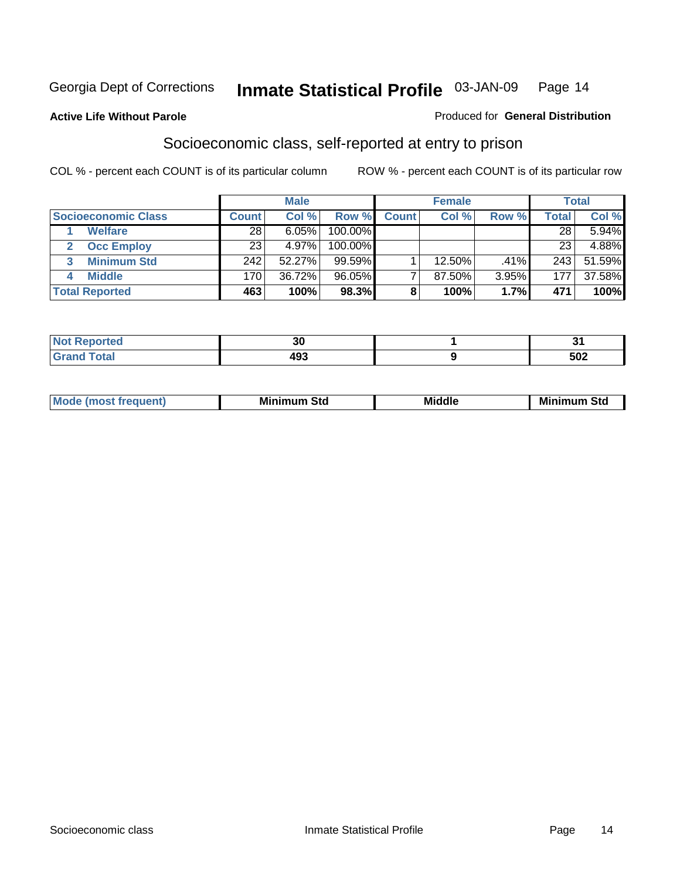Georgia Dept of Corrections **Inmate Statistical Profile** 03-JAN-09

**Active Life Without Parole** Produced for **General Distribution**

## Socioeconomic class, self-reported at entry to prison

COL % - percent each COUNT is of its particular column ROW % - percent each COUNT is of its particular row

| | Male | | | Female | | | Total | |
|---|---|---|---|---|---|---|---|---|
| **Socioeconomic Class** | **Count** | **Col %** | **Row %** | **Count** | **Col %** | **Row %** | **Total** | **Col %** |
| 1 **Welfare** | 28 | 6.05% | 100.00% | | | | 28 | 5.94% |
| 2 **Occ Employ** | 23 | 4.97% | 100.00% | | | | 23 | 4.88% |
| 3 **Minimum Std** | 242 | 52.27% | 99.59% | 1 | 12.50% | .41% | 243 | 51.59% |
| 4 **Middle** | 170 | 36.72% | 96.05% | 7 | 87.50% | 3.95% | 177 | 37.58% |
| **Total Reported** | **463** | **100%** | **98.3%** | **8** | **100%** | **1.7%** | **471** | **100%** |

| | Male | Female | Total |
|---|---|---|---|
| **Not Reported** | **30** | **1** | **31** |
| **Grand Total** | **493** | **9** | **502** |

| | Male | Female | Total |
|---|---|---|---|
| **Mode (most frequent)** | **Minimum Std** | **Middle** | **Minimum Std** |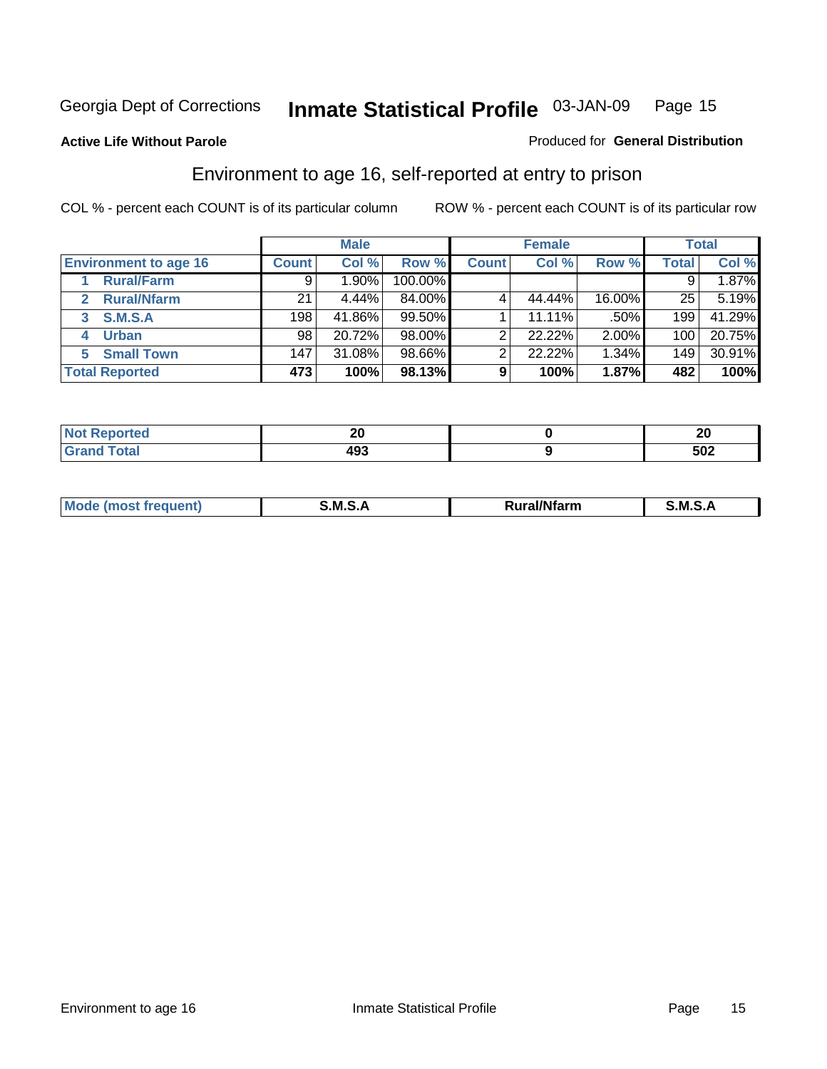Georgia Dept of Corrections **Inmate Statistical Profile** 03-JAN-09

**Active Life Without Parole**

Produced for **General Distribution**

## Environment to age 16, self-reported at entry to prison

COL % - percent each COUNT is of its particular column

ROW % - percent each COUNT is of its particular row

| | Male | | | Female | | | Total | |
|---|---|---|---|---|---|---|---|---|
| **Environment to age 16** | **Count** | **Col %** | **Row %** | **Count** | **Col %** | **Row %** | **Total** | **Col %** |
| 1 **Rural/Farm** | 9 | 1.90% | 100.00% | | | | 9 | 1.87% |
| 2 **Rural/Nfarm** | 21 | 4.44% | 84.00% | 4 | 44.44% | 16.00% | 25 | 5.19% |
| 3 **S.M.S.A** | 198 | 41.86% | 99.50% | 1 | 11.11% | .50% | 199 | 41.29% |
| 4 **Urban** | 98 | 20.72% | 98.00% | 2 | 22.22% | 2.00% | 100 | 20.75% |
| 5 **Small Town** | 147 | 31.08% | 98.66% | 2 | 22.22% | 1.34% | 149 | 30.91% |
| **Total Reported** | **473** | **100%** | **98.13%** | **9** | **100%** | **1.87%** | **482** | **100%** |

| | Male | Female | Total |
|---|---|---|---|
| **Not Reported** | **20** | **0** | **20** |
| **Grand Total** | **493** | **9** | **502** |

| | Male | Female | Total |
|---|---|---|---|
| **Mode (most frequent)** | **S.M.S.A** | **Rural/Nfarm** | **S.M.S.A** |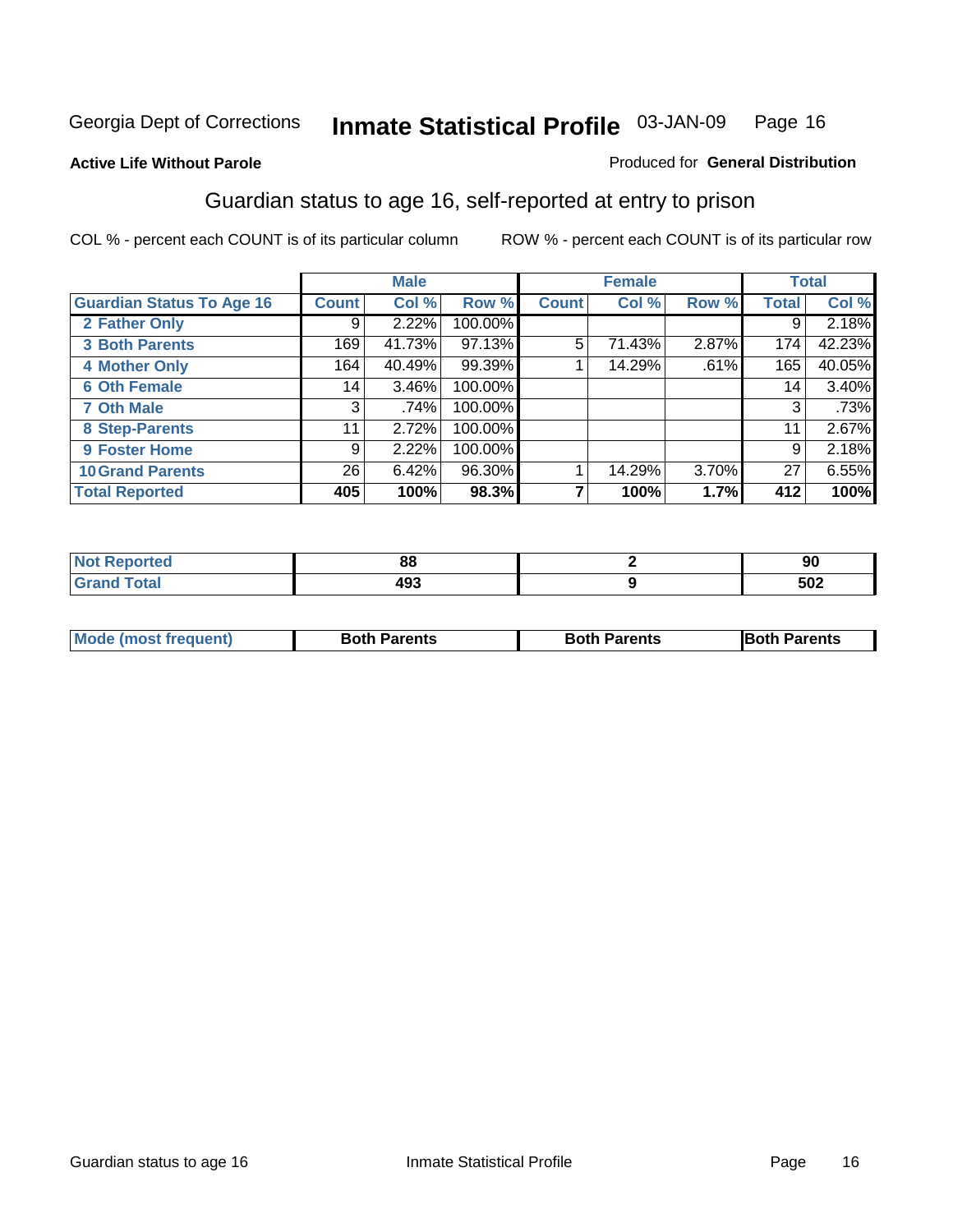Georgia Dept of Corrections **Inmate Statistical Profile** 03-JAN-09

**Active Life Without Parole**

Produced for **General Distribution**

## Guardian status to age 16, self-reported at entry to prison

COL % - percent each COUNT is of its particular column

ROW % - percent each COUNT is of its particular row

| | Male | | | Female | | | Total | |
|---|---|---|---|---|---|---|---|---|
| Guardian Status To Age 16 | Count | Col % | Row % | Count | Col % | Row % | Total | Col % |
| 2 Father Only | 9 | 2.22% | 100.00% | | | | 9 | 2.18% |
| 3 Both Parents | 169 | 41.73% | 97.13% | 5 | 71.43% | 2.87% | 174 | 42.23% |
| 4 Mother Only | 164 | 40.49% | 99.39% | 1 | 14.29% | .61% | 165 | 40.05% |
| 6 Oth Female | 14 | 3.46% | 100.00% | | | | 14 | 3.40% |
| 7 Oth Male | 3 | .74% | 100.00% | | | | 3 | .73% |
| 8 Step-Parents | 11 | 2.72% | 100.00% | | | | 11 | 2.67% |
| 9 Foster Home | 9 | 2.22% | 100.00% | | | | 9 | 2.18% |
| 10 Grand Parents | 26 | 6.42% | 96.30% | 1 | 14.29% | 3.70% | 27 | 6.55% |
| **Total Reported** | **405** | **100%** | **98.3%** | **7** | **100%** | **1.7%** | **412** | **100%** |

| | Male | Female | Total |
|---|---|---|---|
| Not Reported | 88 | 2 | 90 |
| Grand Total | 493 | 9 | 502 |

| | Male | Female | Total |
|---|---|---|---|
| Mode (most frequent) | Both Parents | Both Parents | Both Parents |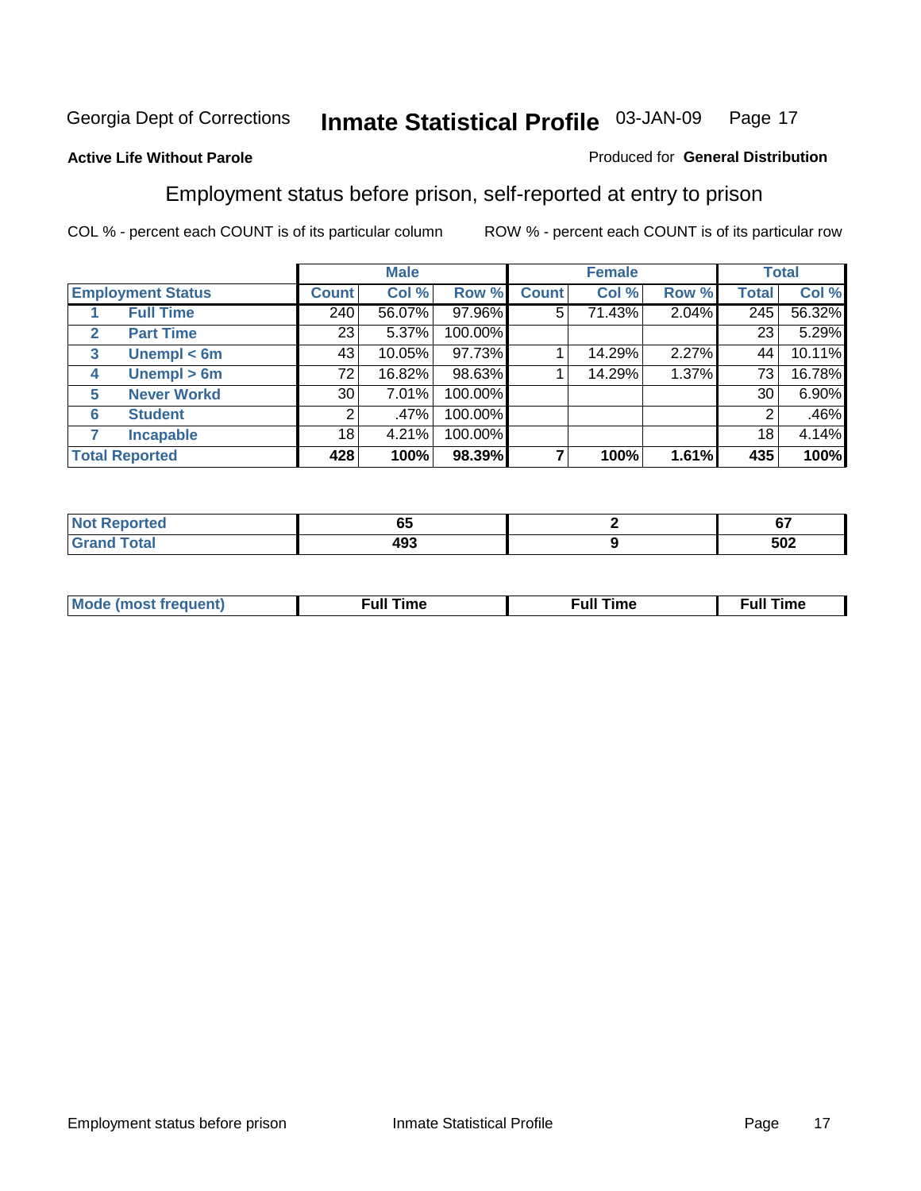Georgia Dept of Corrections **Inmate Statistical Profile** 03-JAN-09

**Active Life Without Parole**

Produced for **General Distribution**

## Employment status before prison, self-reported at entry to prison

COL % - percent each COUNT is of its particular column ROW % - percent each COUNT is of its particular row

| | | Male | | | Female | | | Total | |
|---|---|---|---|---|---|---|---|---|---|
| **Employment Status** | | **Count** | **Col %** | **Row %** | **Count** | **Col %** | **Row %** | **Total** | **Col %** |
| 1 | **Full Time** | 240 | 56.07% | 97.96% | 5 | 71.43% | 2.04% | 245 | 56.32% |
| 2 | **Part Time** | 23 | 5.37% | 100.00% | | | | 23 | 5.29% |
| 3 | **Unempl < 6m** | 43 | 10.05% | 97.73% | 1 | 14.29% | 2.27% | 44 | 10.11% |
| 4 | **Unempl > 6m** | 72 | 16.82% | 98.63% | 1 | 14.29% | 1.37% | 73 | 16.78% |
| 5 | **Never Workd** | 30 | 7.01% | 100.00% | | | | 30 | 6.90% |
| 6 | **Student** | 2 | .47% | 100.00% | | | | 2 | .46% |
| 7 | **Incapable** | 18 | 4.21% | 100.00% | | | | 18 | 4.14% |
| **Total Reported** | | **428** | **100%** | **98.39%** | **7** | **100%** | **1.61%** | **435** | **100%** |

| | Male | Female | Total |
|---|---|---|---|
| **Not Reported** | **65** | **2** | **67** |
| **Grand Total** | **493** | **9** | **502** |

| | Male | Female | Total |
|---|---|---|---|
| **Mode (most frequent)** | **Full Time** | **Full Time** | **Full Time** |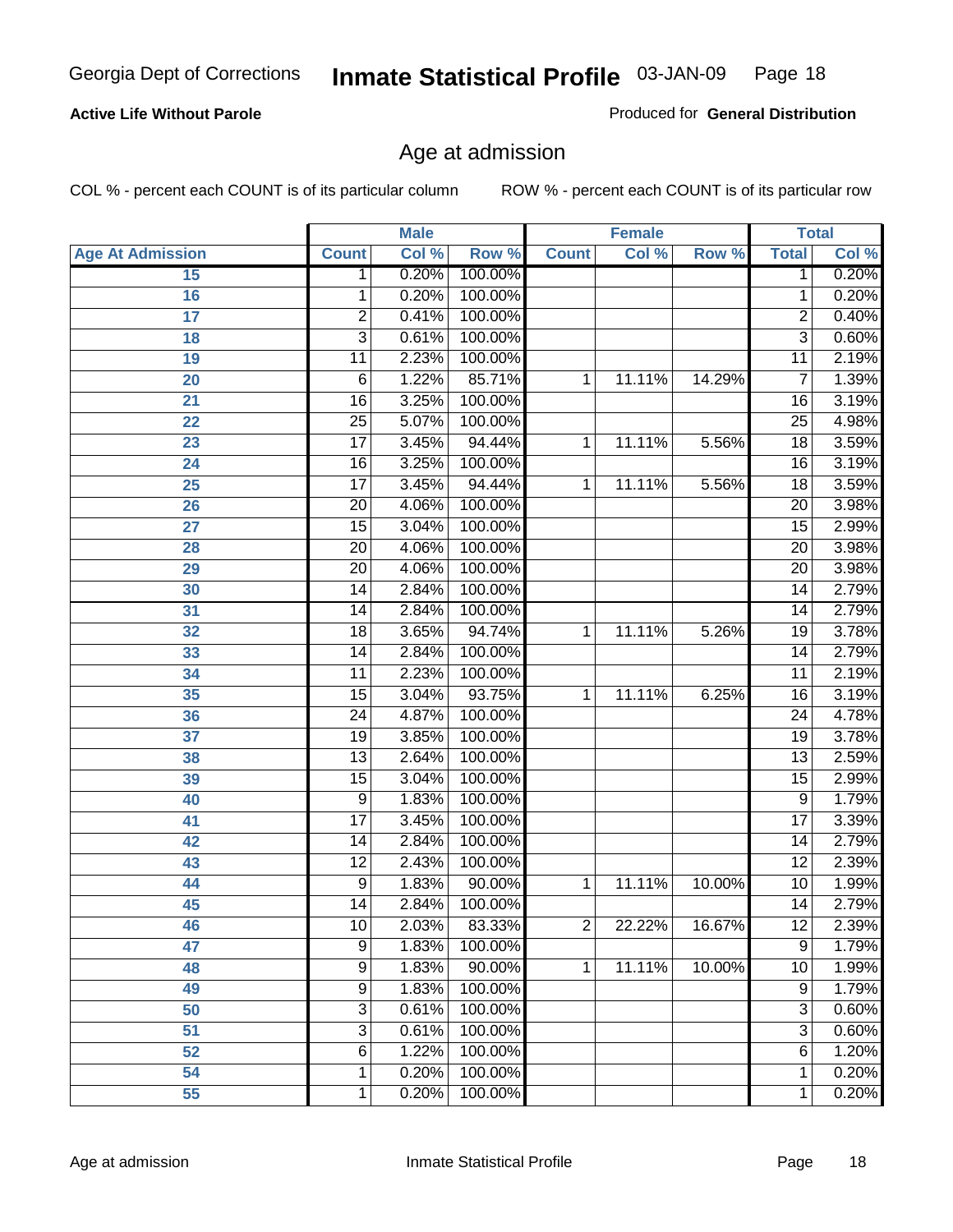Georgia Dept of Corrections **Inmate Statistical Profile** 03-JAN-09

**Active Life Without Parole**

Produced for **General Distribution**

## Age at admission

COL % - percent each COUNT is of its particular column    ROW % - percent each COUNT is of its particular row

| | Male | | | Female | | | Total | |
|---|---|---|---|---|---|---|---|---|
| Age At Admission | Count | Col % | Row % | Count | Col % | Row % | Total | Col % |
| 15 | 1 | 0.20% | 100.00% | | | | 1 | 0.20% |
| 16 | 1 | 0.20% | 100.00% | | | | 1 | 0.20% |
| 17 | 2 | 0.41% | 100.00% | | | | 2 | 0.40% |
| 18 | 3 | 0.61% | 100.00% | | | | 3 | 0.60% |
| 19 | 11 | 2.23% | 100.00% | | | | 11 | 2.19% |
| 20 | 6 | 1.22% | 85.71% | 1 | 11.11% | 14.29% | 7 | 1.39% |
| 21 | 16 | 3.25% | 100.00% | | | | 16 | 3.19% |
| 22 | 25 | 5.07% | 100.00% | | | | 25 | 4.98% |
| 23 | 17 | 3.45% | 94.44% | 1 | 11.11% | 5.56% | 18 | 3.59% |
| 24 | 16 | 3.25% | 100.00% | | | | 16 | 3.19% |
| 25 | 17 | 3.45% | 94.44% | 1 | 11.11% | 5.56% | 18 | 3.59% |
| 26 | 20 | 4.06% | 100.00% | | | | 20 | 3.98% |
| 27 | 15 | 3.04% | 100.00% | | | | 15 | 2.99% |
| 28 | 20 | 4.06% | 100.00% | | | | 20 | 3.98% |
| 29 | 20 | 4.06% | 100.00% | | | | 20 | 3.98% |
| 30 | 14 | 2.84% | 100.00% | | | | 14 | 2.79% |
| 31 | 14 | 2.84% | 100.00% | | | | 14 | 2.79% |
| 32 | 18 | 3.65% | 94.74% | 1 | 11.11% | 5.26% | 19 | 3.78% |
| 33 | 14 | 2.84% | 100.00% | | | | 14 | 2.79% |
| 34 | 11 | 2.23% | 100.00% | | | | 11 | 2.19% |
| 35 | 15 | 3.04% | 93.75% | 1 | 11.11% | 6.25% | 16 | 3.19% |
| 36 | 24 | 4.87% | 100.00% | | | | 24 | 4.78% |
| 37 | 19 | 3.85% | 100.00% | | | | 19 | 3.78% |
| 38 | 13 | 2.64% | 100.00% | | | | 13 | 2.59% |
| 39 | 15 | 3.04% | 100.00% | | | | 15 | 2.99% |
| 40 | 9 | 1.83% | 100.00% | | | | 9 | 1.79% |
| 41 | 17 | 3.45% | 100.00% | | | | 17 | 3.39% |
| 42 | 14 | 2.84% | 100.00% | | | | 14 | 2.79% |
| 43 | 12 | 2.43% | 100.00% | | | | 12 | 2.39% |
| 44 | 9 | 1.83% | 90.00% | 1 | 11.11% | 10.00% | 10 | 1.99% |
| 45 | 14 | 2.84% | 100.00% | | | | 14 | 2.79% |
| 46 | 10 | 2.03% | 83.33% | 2 | 22.22% | 16.67% | 12 | 2.39% |
| 47 | 9 | 1.83% | 100.00% | | | | 9 | 1.79% |
| 48 | 9 | 1.83% | 90.00% | 1 | 11.11% | 10.00% | 10 | 1.99% |
| 49 | 9 | 1.83% | 100.00% | | | | 9 | 1.79% |
| 50 | 3 | 0.61% | 100.00% | | | | 3 | 0.60% |
| 51 | 3 | 0.61% | 100.00% | | | | 3 | 0.60% |
| 52 | 6 | 1.22% | 100.00% | | | | 6 | 1.20% |
| 54 | 1 | 0.20% | 100.00% | | | | 1 | 0.20% |
| 55 | 1 | 0.20% | 100.00% | | | | 1 | 0.20% |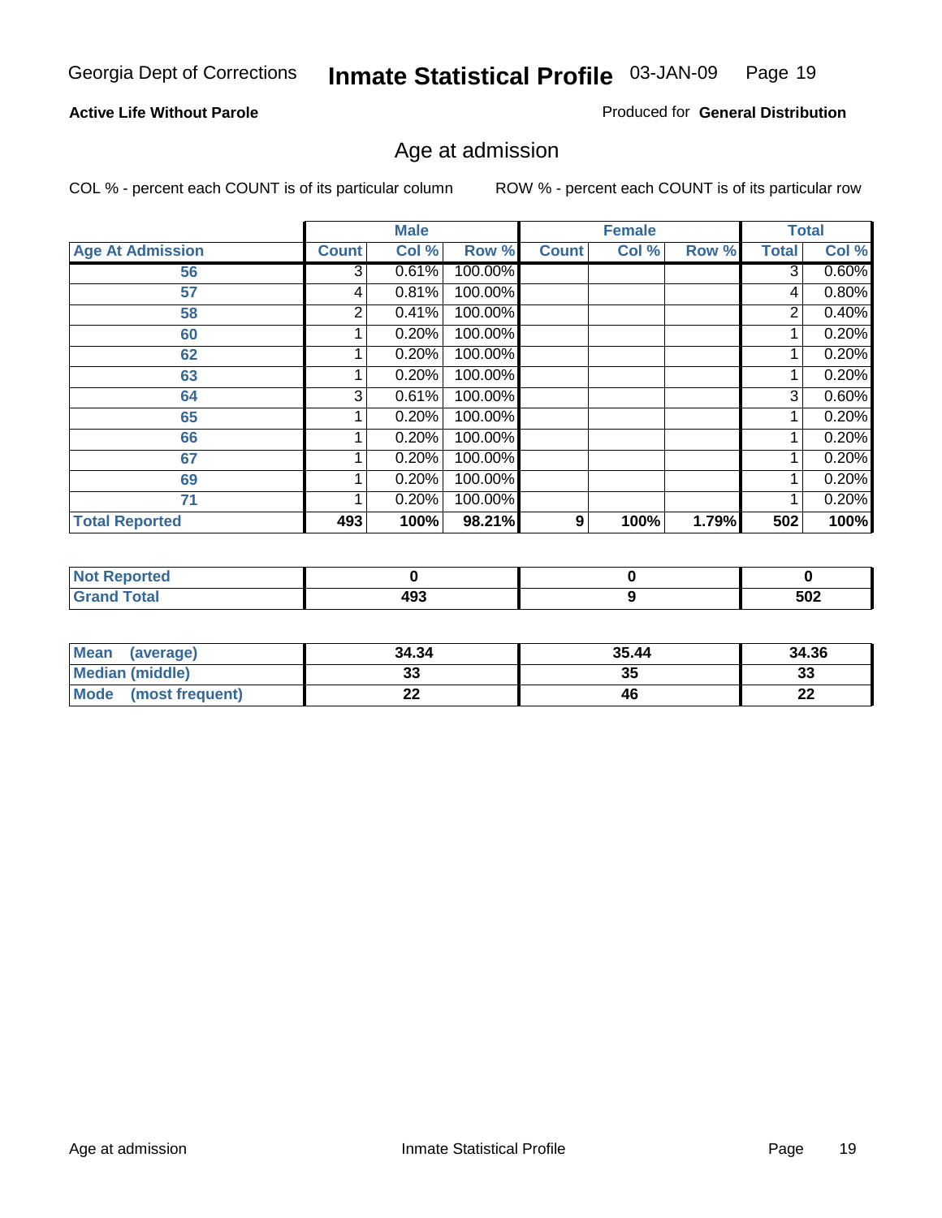**Active Life Without Parole**

Produced for **General Distribution**

## Age at admission

COL % - percent each COUNT is of its particular column

ROW % - percent each COUNT is of its particular row

| | Male | | | Female | | | Total | |
|---|---|---|---|---|---|---|---|---|
| **Age At Admission** | **Count** | **Col %** | **Row %** | **Count** | **Col %** | **Row %** | **Total** | **Col %** |
| 56 | 3 | 0.61% | 100.00% | | | | 3 | 0.60% |
| 57 | 4 | 0.81% | 100.00% | | | | 4 | 0.80% |
| 58 | 2 | 0.41% | 100.00% | | | | 2 | 0.40% |
| 60 | 1 | 0.20% | 100.00% | | | | 1 | 0.20% |
| 62 | 1 | 0.20% | 100.00% | | | | 1 | 0.20% |
| 63 | 1 | 0.20% | 100.00% | | | | 1 | 0.20% |
| 64 | 3 | 0.61% | 100.00% | | | | 3 | 0.60% |
| 65 | 1 | 0.20% | 100.00% | | | | 1 | 0.20% |
| 66 | 1 | 0.20% | 100.00% | | | | 1 | 0.20% |
| 67 | 1 | 0.20% | 100.00% | | | | 1 | 0.20% |
| 69 | 1 | 0.20% | 100.00% | | | | 1 | 0.20% |
| 71 | 1 | 0.20% | 100.00% | | | | 1 | 0.20% |
| **Total Reported** | **493** | **100%** | **98.21%** | **9** | **100%** | **1.79%** | **502** | **100%** |

| | Male | Female | Total |
|---|---|---|---|
| **Not Reported** | **0** | **0** | **0** |
| **Grand Total** | **493** | **9** | **502** |

| | Male | Female | Total |
|---|---|---|---|
| **Mean (average)** | **34.34** | **35.44** | **34.36** |
| **Median (middle)** | **33** | **35** | **33** |
| **Mode (most frequent)** | **22** | **46** | **22** |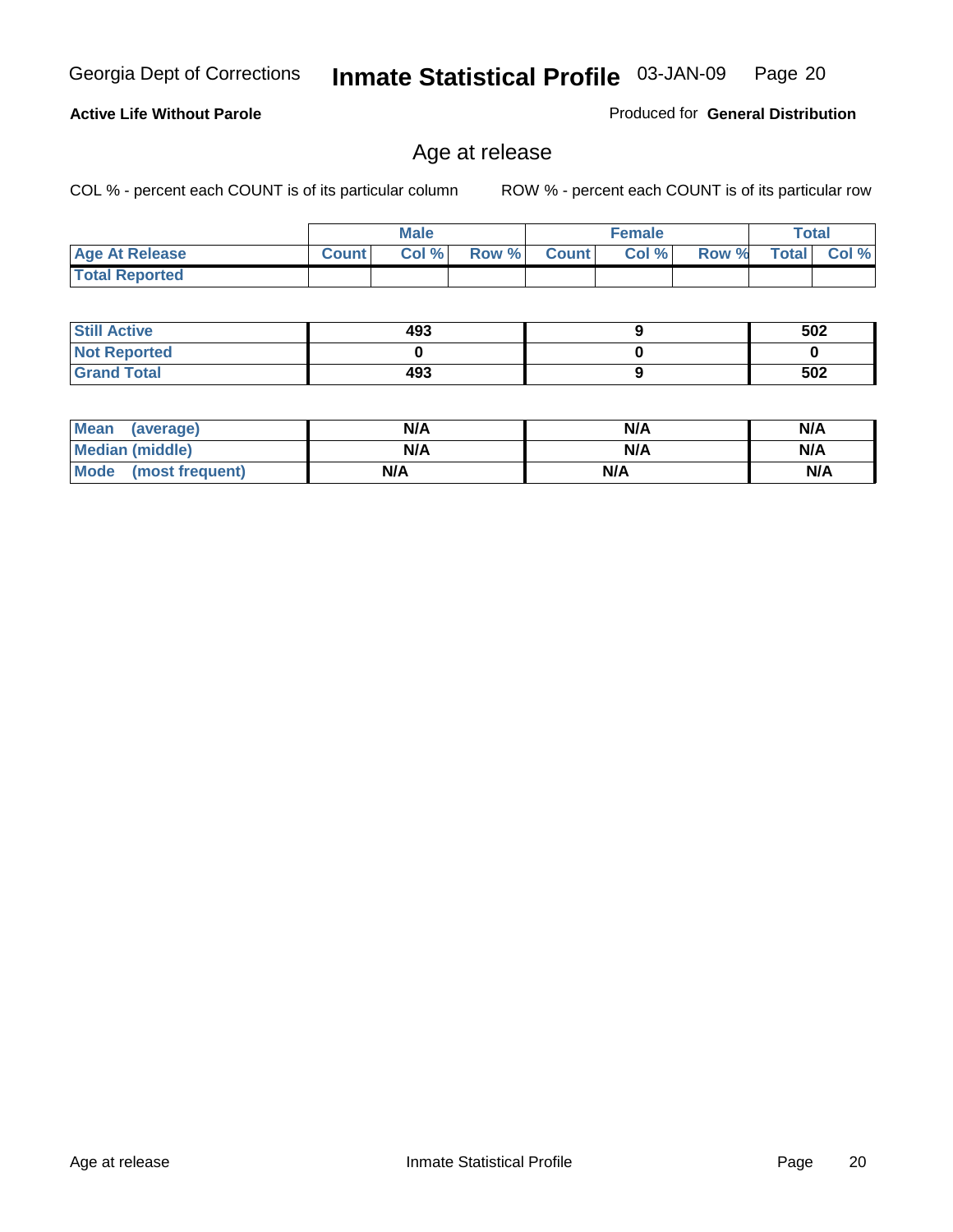Georgia Dept of Corrections **Inmate Statistical Profile** 03-JAN-09

**Active Life Without Parole**

Produced for **General Distribution**

## Age at release

COL % - percent each COUNT is of its particular column ROW % - percent each COUNT is of its particular row

| | Male | | | Female | | | Total | |
|---|---|---|---|---|---|---|---|---|
| Age At Release | Count | Col % | Row % | Count | Col % | Row % | Total | Col % |
| Total Reported | | | | | | | | |

| | Male | Female | Total |
|---|---|---|---|
| Still Active | 493 | 9 | 502 |
| Not Reported | 0 | 0 | 0 |
| Grand Total | 493 | 9 | 502 |

| | Male | Female | Total |
|---|---|---|---|
| Mean (average) | N/A | N/A | N/A |
| Median (middle) | N/A | N/A | N/A |
| Mode (most frequent) | N/A | N/A | N/A |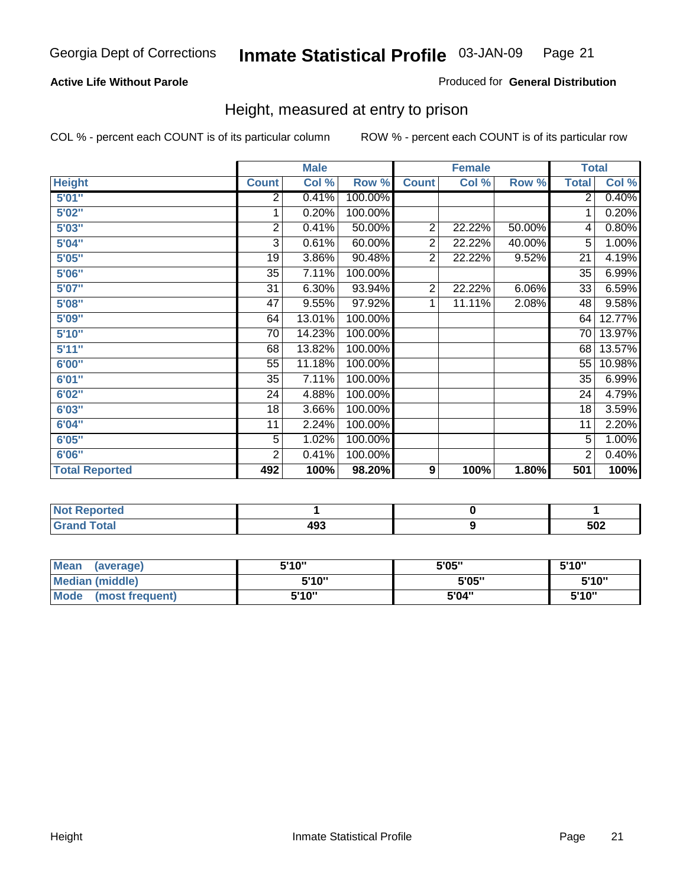Georgia Dept of Corrections **Inmate Statistical Profile** 03-JAN-09

**Active Life Without Parole**

Produced for **General Distribution**

## Height, measured at entry to prison

COL % - percent each COUNT is of its particular column

ROW % - percent each COUNT is of its particular row

| | Male | | | Female | | | Total | |
|---|---|---|---|---|---|---|---|---|
| **Height** | **Count** | **Col %** | **Row %** | **Count** | **Col %** | **Row %** | **Total** | **Col %** |
| 5'01" | 2 | 0.41% | 100.00% | | | | 2 | 0.40% |
| 5'02" | 1 | 0.20% | 100.00% | | | | 1 | 0.20% |
| 5'03" | 2 | 0.41% | 50.00% | 2 | 22.22% | 50.00% | 4 | 0.80% |
| 5'04" | 3 | 0.61% | 60.00% | 2 | 22.22% | 40.00% | 5 | 1.00% |
| 5'05" | 19 | 3.86% | 90.48% | 2 | 22.22% | 9.52% | 21 | 4.19% |
| 5'06" | 35 | 7.11% | 100.00% | | | | 35 | 6.99% |
| 5'07" | 31 | 6.30% | 93.94% | 2 | 22.22% | 6.06% | 33 | 6.59% |
| 5'08" | 47 | 9.55% | 97.92% | 1 | 11.11% | 2.08% | 48 | 9.58% |
| 5'09" | 64 | 13.01% | 100.00% | | | | 64 | 12.77% |
| 5'10" | 70 | 14.23% | 100.00% | | | | 70 | 13.97% |
| 5'11" | 68 | 13.82% | 100.00% | | | | 68 | 13.57% |
| 6'00" | 55 | 11.18% | 100.00% | | | | 55 | 10.98% |
| 6'01" | 35 | 7.11% | 100.00% | | | | 35 | 6.99% |
| 6'02" | 24 | 4.88% | 100.00% | | | | 24 | 4.79% |
| 6'03" | 18 | 3.66% | 100.00% | | | | 18 | 3.59% |
| 6'04" | 11 | 2.24% | 100.00% | | | | 11 | 2.20% |
| 6'05" | 5 | 1.02% | 100.00% | | | | 5 | 1.00% |
| 6'06" | 2 | 0.41% | 100.00% | | | | 2 | 0.40% |
| **Total Reported** | **492** | **100%** | **98.20%** | **9** | **100%** | **1.80%** | **501** | **100%** |

| | Male | Female | Total |
|---|---|---|---|
| **Not Reported** | **1** | **0** | **1** |
| **Grand Total** | **493** | **9** | **502** |

| | Male | Female | Total |
|---|---|---|---|
| **Mean (average)** | **5'10"** | **5'05"** | **5'10"** |
| **Median (middle)** | **5'10"** | **5'05"** | **5'10"** |
| **Mode (most frequent)** | **5'10"** | **5'04"** | **5'10"** |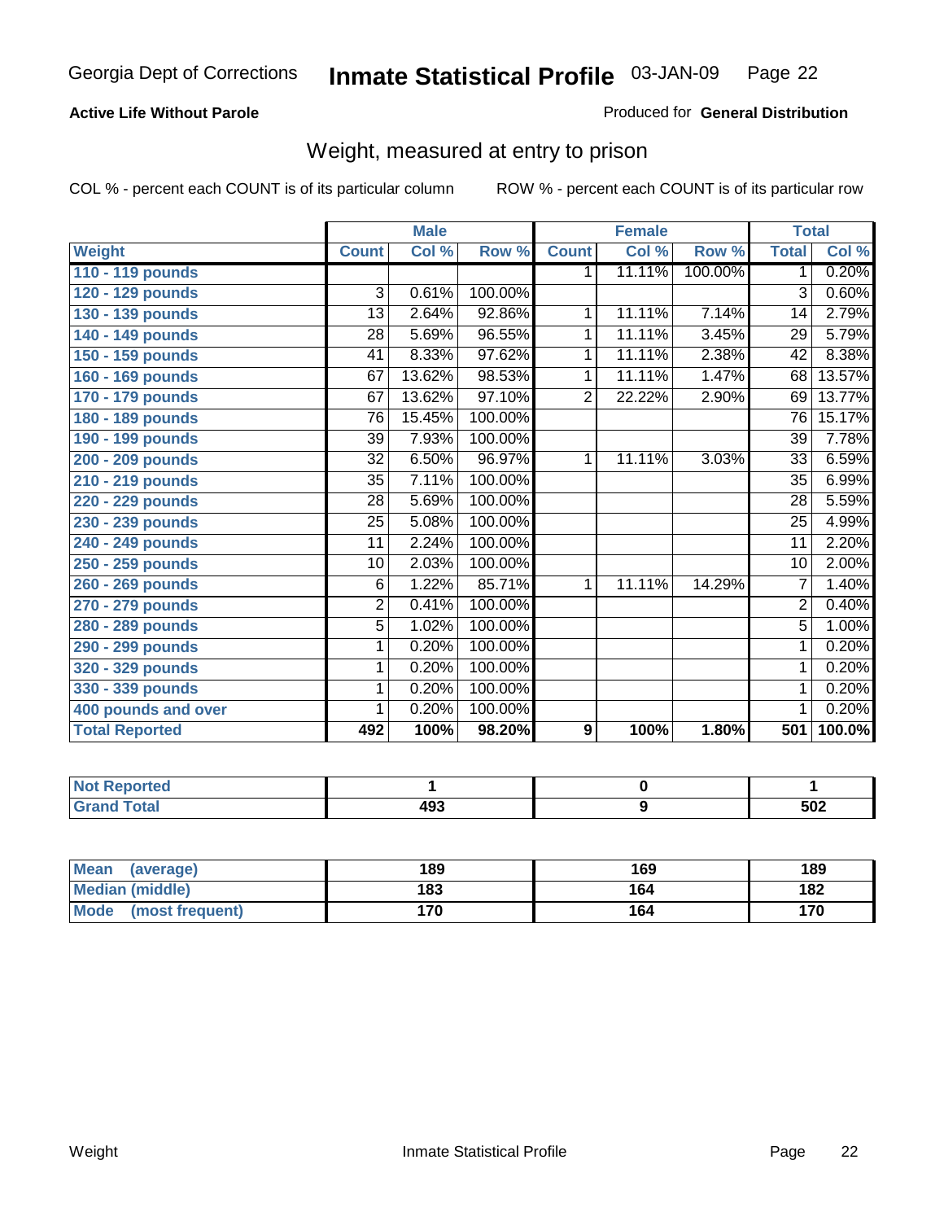Georgia Dept of Corrections **Inmate Statistical Profile** 03-JAN-09

**Active Life Without Parole**

Produced for **General Distribution**

## Weight, measured at entry to prison

COL % - percent each COUNT is of its particular column ROW % - percent each COUNT is of its particular row

| Weight | Male | | | Female | | | Total | |
|---|---|---|---|---|---|---|---|---|
| | Count | Col % | Row % | Count | Col % | Row % | Total | Col % |
| 110 - 119 pounds | | | | 1 | 11.11% | 100.00% | 1 | 0.20% |
| 120 - 129 pounds | 3 | 0.61% | 100.00% | | | | 3 | 0.60% |
| 130 - 139 pounds | 13 | 2.64% | 92.86% | 1 | 11.11% | 7.14% | 14 | 2.79% |
| 140 - 149 pounds | 28 | 5.69% | 96.55% | 1 | 11.11% | 3.45% | 29 | 5.79% |
| 150 - 159 pounds | 41 | 8.33% | 97.62% | 1 | 11.11% | 2.38% | 42 | 8.38% |
| 160 - 169 pounds | 67 | 13.62% | 98.53% | 1 | 11.11% | 1.47% | 68 | 13.57% |
| 170 - 179 pounds | 67 | 13.62% | 97.10% | 2 | 22.22% | 2.90% | 69 | 13.77% |
| 180 - 189 pounds | 76 | 15.45% | 100.00% | | | | 76 | 15.17% |
| 190 - 199 pounds | 39 | 7.93% | 100.00% | | | | 39 | 7.78% |
| 200 - 209 pounds | 32 | 6.50% | 96.97% | 1 | 11.11% | 3.03% | 33 | 6.59% |
| 210 - 219 pounds | 35 | 7.11% | 100.00% | | | | 35 | 6.99% |
| 220 - 229 pounds | 28 | 5.69% | 100.00% | | | | 28 | 5.59% |
| 230 - 239 pounds | 25 | 5.08% | 100.00% | | | | 25 | 4.99% |
| 240 - 249 pounds | 11 | 2.24% | 100.00% | | | | 11 | 2.20% |
| 250 - 259 pounds | 10 | 2.03% | 100.00% | | | | 10 | 2.00% |
| 260 - 269 pounds | 6 | 1.22% | 85.71% | 1 | 11.11% | 14.29% | 7 | 1.40% |
| 270 - 279 pounds | 2 | 0.41% | 100.00% | | | | 2 | 0.40% |
| 280 - 289 pounds | 5 | 1.02% | 100.00% | | | | 5 | 1.00% |
| 290 - 299 pounds | 1 | 0.20% | 100.00% | | | | 1 | 0.20% |
| 320 - 329 pounds | 1 | 0.20% | 100.00% | | | | 1 | 0.20% |
| 330 - 339 pounds | 1 | 0.20% | 100.00% | | | | 1 | 0.20% |
| 400 pounds and over | 1 | 0.20% | 100.00% | | | | 1 | 0.20% |
| **Total Reported** | **492** | **100%** | **98.20%** | **9** | **100%** | **1.80%** | **501** | **100.0%** |

| | Male | Female | Total |
|---|---|---|---|
| Not Reported | 1 | 0 | 1 |
| Grand Total | 493 | 9 | 502 |

| | Male | Female | Total |
|---|---|---|---|
| Mean (average) | 189 | 169 | 189 |
| Median (middle) | 183 | 164 | 182 |
| Mode (most frequent) | 170 | 164 | 170 |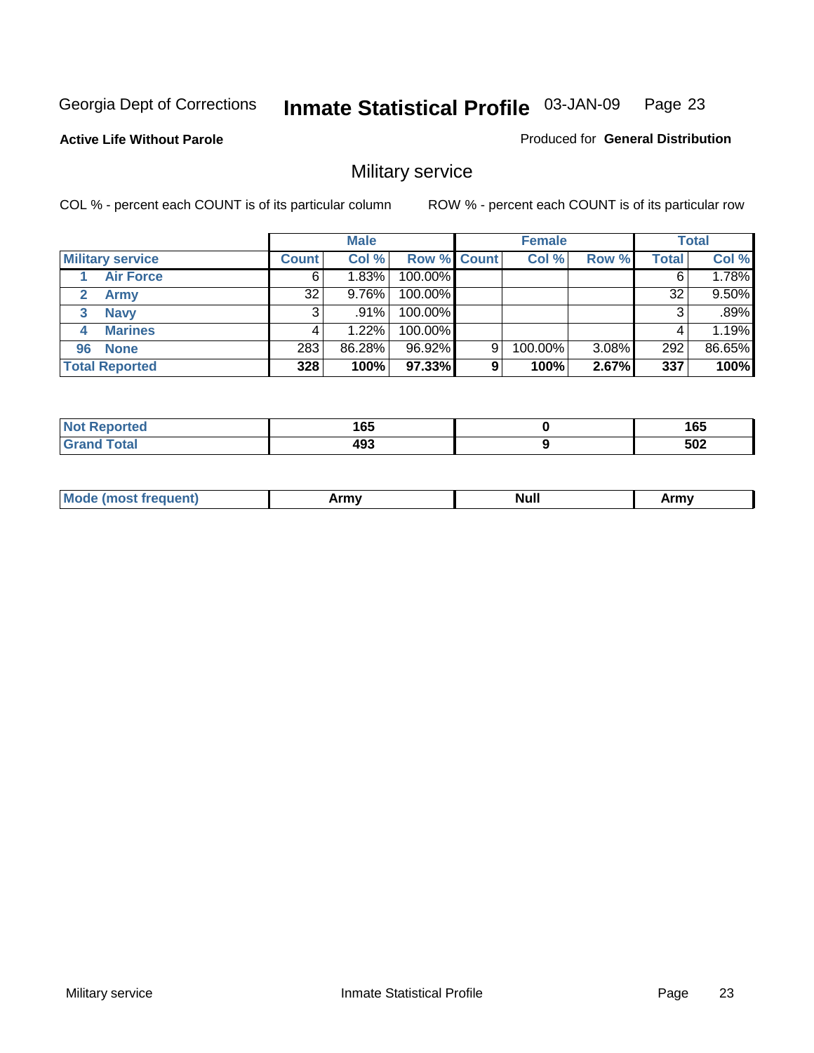Georgia Dept of Corrections **Inmate Statistical Profile** 03-JAN-09

**Active Life Without Parole**

Produced for **General Distribution**

## Military service

COL % - percent each COUNT is of its particular column

ROW % - percent each COUNT is of its particular row

| | Male | | | Female | | | Total | |
|---|---|---|---|---|---|---|---|---|
| **Military service** | **Count** | **Col %** | **Row %** | **Count** | **Col %** | **Row %** | **Total** | **Col %** |
| 1 Air Force | 6 | 1.83% | 100.00% | | | | 6 | 1.78% |
| 2 Army | 32 | 9.76% | 100.00% | | | | 32 | 9.50% |
| 3 Navy | 3 | .91% | 100.00% | | | | 3 | .89% |
| 4 Marines | 4 | 1.22% | 100.00% | | | | 4 | 1.19% |
| 96 None | 283 | 86.28% | 96.92% | 9 | 100.00% | 3.08% | 292 | 86.65% |
| **Total Reported** | **328** | **100%** | **97.33%** | **9** | **100%** | **2.67%** | **337** | **100%** |

| | Male | Female | Total |
|---|---|---|---|
| Not Reported | 165 | 0 | 165 |
| Grand Total | 493 | 9 | 502 |

| | Male | Female | Total |
|---|---|---|---|
| Mode (most frequent) | Army | Null | Army |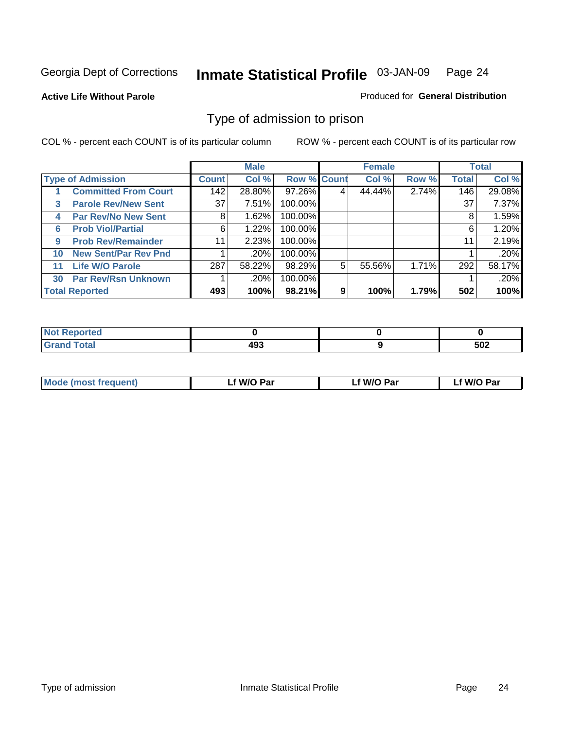Georgia Dept of Corrections **Inmate Statistical Profile** 03-JAN-09

**Active Life Without Parole**

Produced for **General Distribution**

## Type of admission to prison

COL % - percent each COUNT is of its particular column

ROW % - percent each COUNT is of its particular row

| Type of Admission | | Male | | | Female | | | Total | |
|---|---|---|---|---|---|---|---|---|---|
| | | Count | Col % | Row % | Count | Col % | Row % | Total | Col % |
| 1 | Committed From Court | 142 | 28.80% | 97.26% | 4 | 44.44% | 2.74% | 146 | 29.08% |
| 3 | Parole Rev/New Sent | 37 | 7.51% | 100.00% | | | | 37 | 7.37% |
| 4 | Par Rev/No New Sent | 8 | 1.62% | 100.00% | | | | 8 | 1.59% |
| 6 | Prob Viol/Partial | 6 | 1.22% | 100.00% | | | | 6 | 1.20% |
| 9 | Prob Rev/Remainder | 11 | 2.23% | 100.00% | | | | 11 | 2.19% |
| 10 | New Sent/Par Rev Pnd | 1 | .20% | 100.00% | | | | 1 | .20% |
| 11 | Life W/O Parole | 287 | 58.22% | 98.29% | 5 | 55.56% | 1.71% | 292 | 58.17% |
| 30 | Par Rev/Rsn Unknown | 1 | .20% | 100.00% | | | | 1 | .20% |
| **Total Reported** | | **493** | **100%** | **98.21%** | **9** | **100%** | **1.79%** | **502** | **100%** |

| | Male | Female | Total |
|---|---|---|---|
| Not Reported | 0 | 0 | 0 |
| Grand Total | 493 | 9 | 502 |

| | Male | Female | Total |
|---|---|---|---|
| Mode (most frequent) | Lf W/O Par | Lf W/O Par | Lf W/O Par |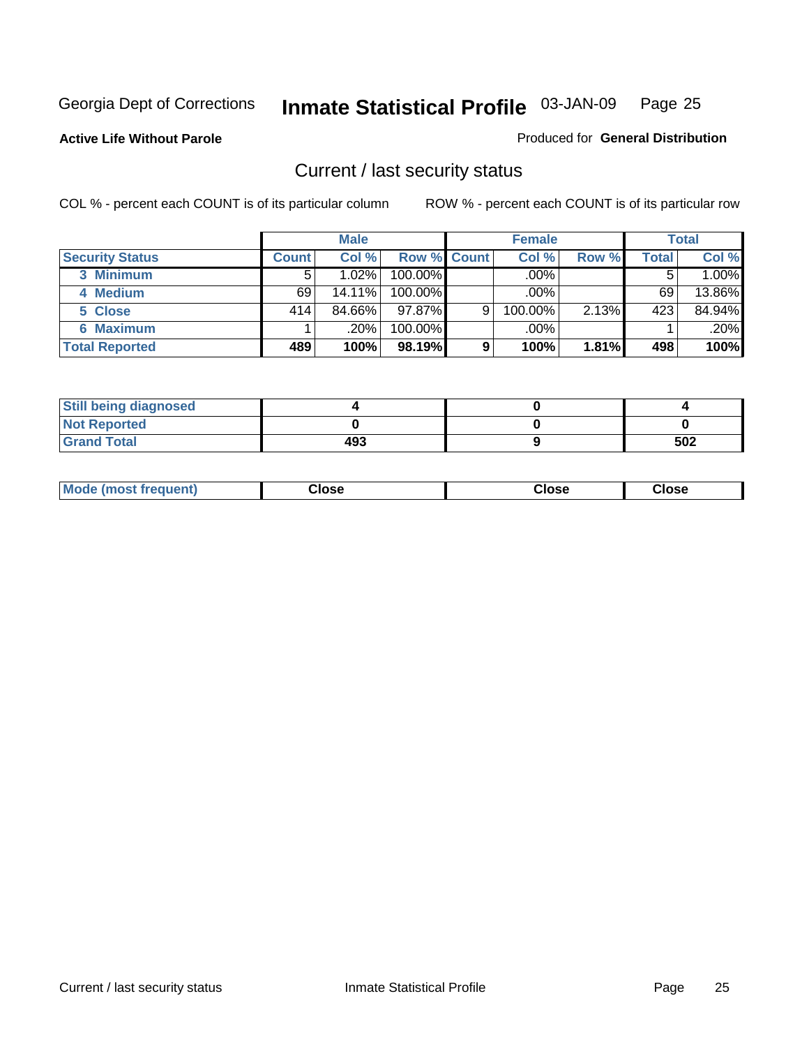Georgia Dept of Corrections **Inmate Statistical Profile** 03-JAN-09

**Active Life Without Parole**

Produced for **General Distribution**

## Current / last security status

COL % - percent each COUNT is of its particular column

ROW % - percent each COUNT is of its particular row

| | Male | | | Female | | | Total | |
|---|---|---|---|---|---|---|---|---|
| **Security Status** | **Count** | **Col %** | **Row %** | **Count** | **Col %** | **Row %** | **Total** | **Col %** |
| 3 Minimum | 5 | 1.02% | 100.00% | | .00% | | 5 | 1.00% |
| 4 Medium | 69 | 14.11% | 100.00% | | .00% | | 69 | 13.86% |
| 5 Close | 414 | 84.66% | 97.87% | 9 | 100.00% | 2.13% | 423 | 84.94% |
| 6 Maximum | 1 | .20% | 100.00% | | .00% | | 1 | .20% |
| **Total Reported** | **489** | **100%** | **98.19%** | **9** | **100%** | **1.81%** | **498** | **100%** |

| | Male | Female | Total |
|---|---|---|---|
| **Still being diagnosed** | **4** | **0** | **4** |
| **Not Reported** | **0** | **0** | **0** |
| **Grand Total** | **493** | **9** | **502** |

| | Male | Female | Total |
|---|---|---|---|
| **Mode (most frequent)** | **Close** | **Close** | **Close** |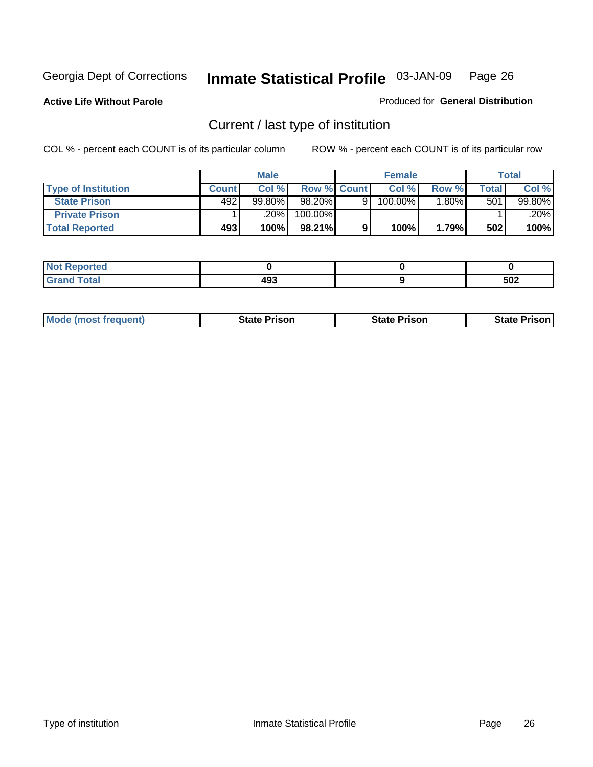Georgia Dept of Corrections **Inmate Statistical Profile** 03-JAN-09

**Active Life Without Parole**

Produced for **General Distribution**

## Current / last type of institution

COL % - percent each COUNT is of its particular column

ROW % - percent each COUNT is of its particular row

| | Male | | | Female | | | Total | |
|---|---|---|---|---|---|---|---|---|
| **Type of Institution** | **Count** | **Col %** | **Row %** | **Count** | **Col %** | **Row %** | **Total** | **Col %** |
| **State Prison** | 492 | 99.80% | 98.20% | 9 | 100.00% | 1.80% | 501 | 99.80% |
| **Private Prison** | 1 | .20% | 100.00% | | | | 1 | .20% |
| **Total Reported** | **493** | **100%** | **98.21%** | **9** | **100%** | **1.79%** | **502** | **100%** |

| | Male | Female | Total |
|---|---|---|---|
| **Not Reported** | **0** | **0** | **0** |
| **Grand Total** | **493** | **9** | **502** |

| | Male | Female | Total |
|---|---|---|---|
| **Mode (most frequent)** | **State Prison** | **State Prison** | **State Prison** |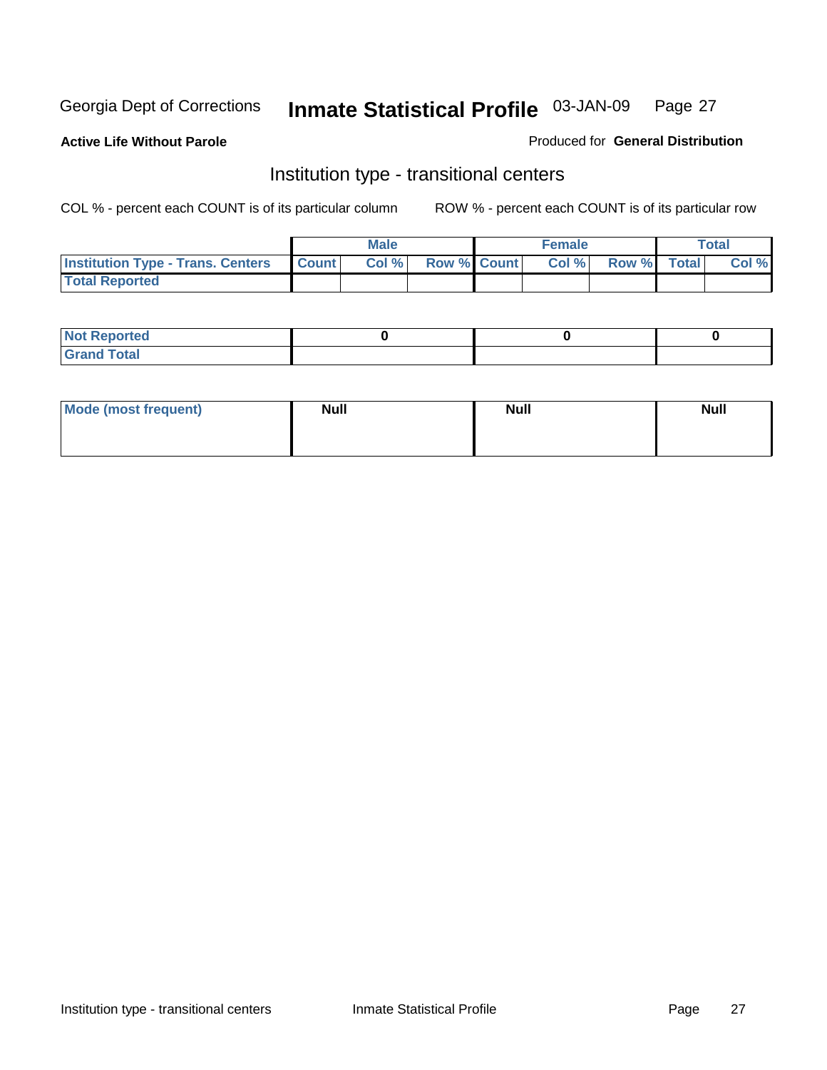Georgia Dept of Corrections **Inmate Statistical Profile** 03-JAN-09 Page 27

**Active Life Without Parole**

Produced for **General Distribution**

## Institution type - transitional centers

COL % - percent each COUNT is of its particular column ROW % - percent each COUNT is of its particular row

| | Male | | | Female | | | Total | |
|---|---|---|---|---|---|---|---|---|
| **Institution Type - Trans. Centers** | **Count** | **Col %** | **Row %** | **Count** | **Col %** | **Row %** | **Total** | **Col %** |
| **Total Reported** | | | | | | | | |
| **Not Reported** | 0 | | | 0 | | | 0 | |
| **Grand Total** | | | | | | | | |

| | Male | Female | Total |
|---|---|---|---|
| **Mode (most frequent)** | **Null** | **Null** | **Null** |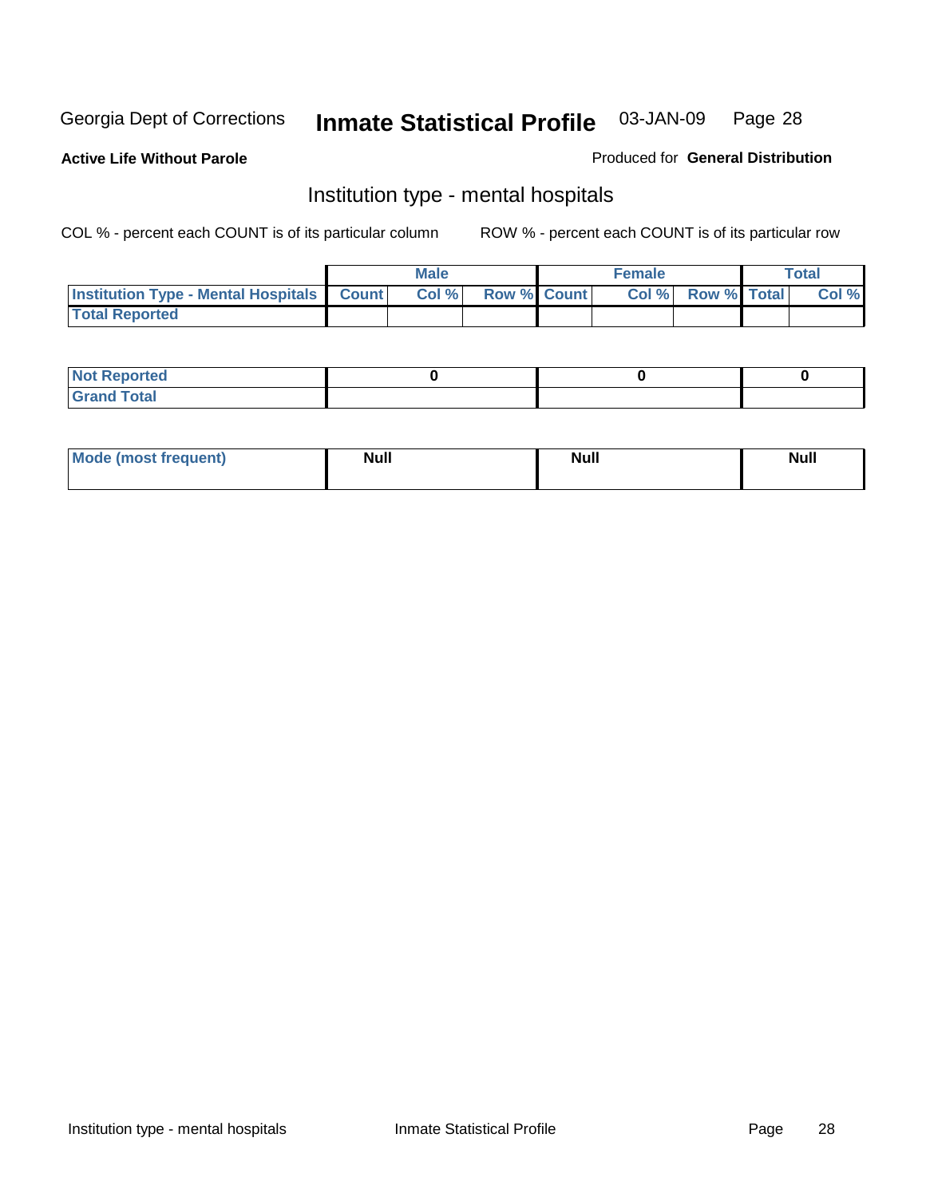Georgia Dept of Corrections **Inmate Statistical Profile** 03-JAN-09 Page 28

**Active Life Without Parole**

Produced for **General Distribution**

## Institution type - mental hospitals

COL % - percent each COUNT is of its particular column

ROW % - percent each COUNT is of its particular row

| | Male | | | Female | | | Total | |
|---|---|---|---|---|---|---|---|---|
| **Institution Type - Mental Hospitals** | **Count** | **Col %** | **Row %** | **Count** | **Col %** | **Row %** | **Total** | **Col %** |
| **Total Reported** | | | | | | | | |

| | Male | Female | Total |
|---|---|---|---|
| **Not Reported** | **0** | **0** | **0** |
| **Grand Total** | | | |

| | Male | Female | Total |
|---|---|---|---|
| **Mode (most frequent)** | **Null** | **Null** | **Null** |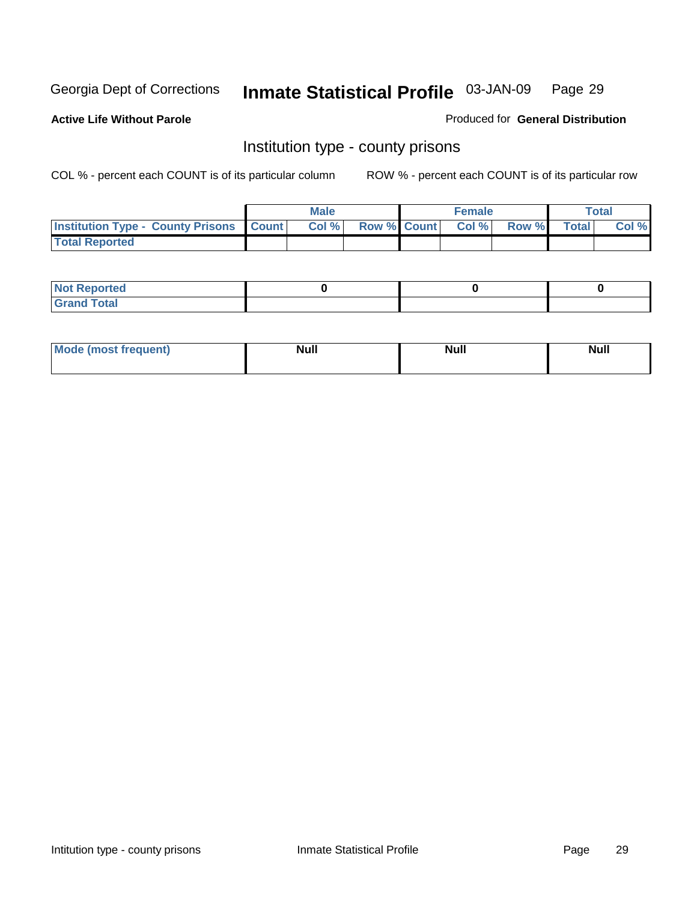Georgia Dept of Corrections **Inmate Statistical Profile** 03-JAN-09

**Active Life Without Parole**

Produced for **General Distribution**

## Institution type - county prisons

COL % - percent each COUNT is of its particular column

ROW % - percent each COUNT is of its particular row

| | Male | | | Female | | | Total | |
|---|---|---|---|---|---|---|---|---|
| **Institution Type - County Prisons** | **Count** | **Col %** | **Row %** | **Count** | **Col %** | **Row %** | **Total** | **Col %** |
| **Total Reported** | | | | | | | | |
| **Not Reported** | 0 | | | 0 | | | 0 | |
| **Grand Total** | | | | | | | | |
| **Mode (most frequent)** | Null | | | Null | | | Null | |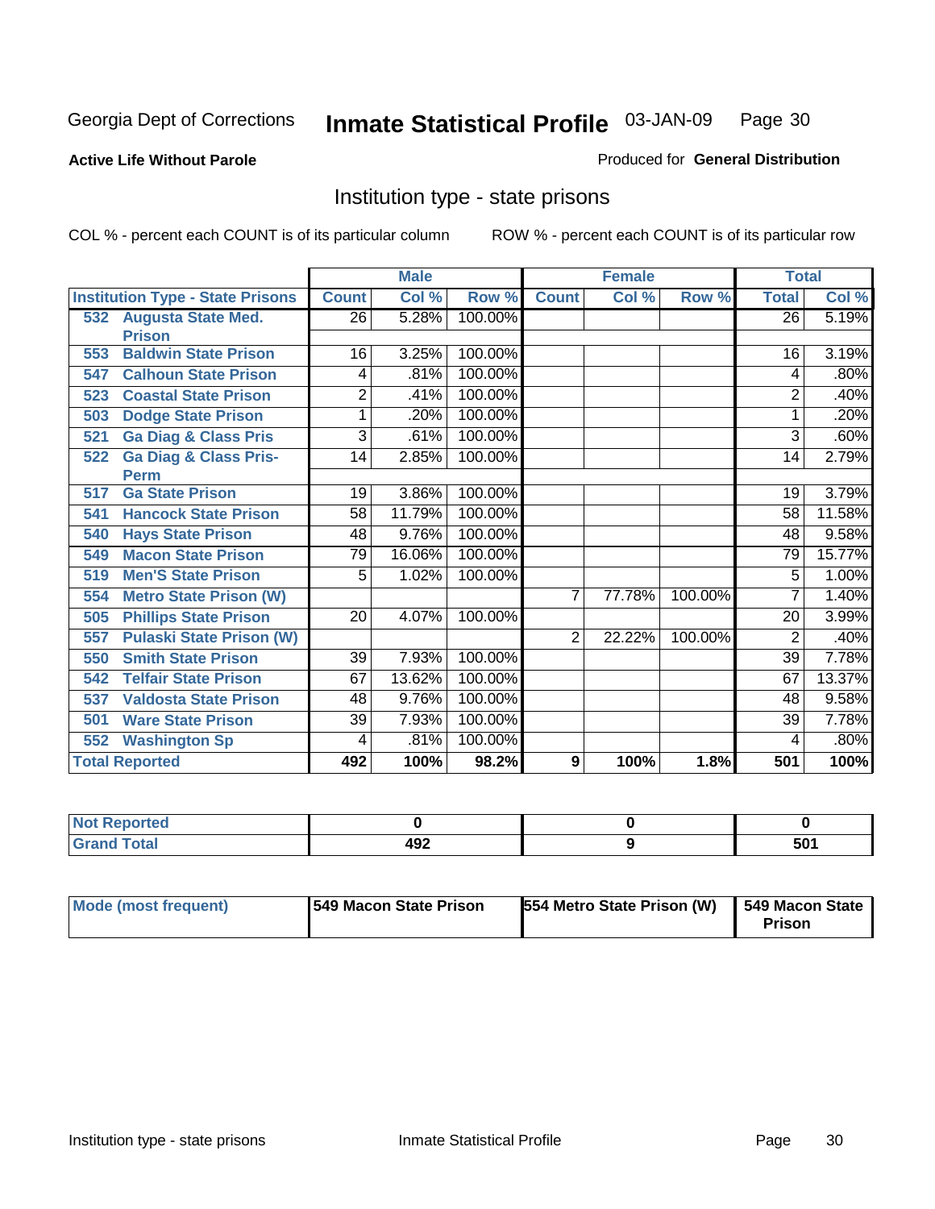Georgia Dept of Corrections

# Inmate Statistical Profile 03-JAN-09 Page 30

**Active Life Without Parole**

Produced for **General Distribution**

## Institution type - state prisons

COL % - percent each COUNT is of its particular column

ROW % - percent each COUNT is of its particular row

| Institution Type - State Prisons | Male | | | Female | | | Total | |
|---|---|---|---|---|---|---|---|---|
| | Count | Col % | Row % | Count | Col % | Row % | Total | Col % |
| 532 Augusta State Med. Prison | 26 | 5.28% | 100.00% | | | | 26 | 5.19% |
| 553 Baldwin State Prison | 16 | 3.25% | 100.00% | | | | 16 | 3.19% |
| 547 Calhoun State Prison | 4 | .81% | 100.00% | | | | 4 | .80% |
| 523 Coastal State Prison | 2 | .41% | 100.00% | | | | 2 | .40% |
| 503 Dodge State Prison | 1 | .20% | 100.00% | | | | 1 | .20% |
| 521 Ga Diag & Class Pris | 3 | .61% | 100.00% | | | | 3 | .60% |
| 522 Ga Diag & Class Pris-Perm | 14 | 2.85% | 100.00% | | | | 14 | 2.79% |
| 517 Ga State Prison | 19 | 3.86% | 100.00% | | | | 19 | 3.79% |
| 541 Hancock State Prison | 58 | 11.79% | 100.00% | | | | 58 | 11.58% |
| 540 Hays State Prison | 48 | 9.76% | 100.00% | | | | 48 | 9.58% |
| 549 Macon State Prison | 79 | 16.06% | 100.00% | | | | 79 | 15.77% |
| 519 Men'S State Prison | 5 | 1.02% | 100.00% | | | | 5 | 1.00% |
| 554 Metro State Prison (W) | | | | 7 | 77.78% | 100.00% | 7 | 1.40% |
| 505 Phillips State Prison | 20 | 4.07% | 100.00% | | | | 20 | 3.99% |
| 557 Pulaski State Prison (W) | | | | 2 | 22.22% | 100.00% | 2 | .40% |
| 550 Smith State Prison | 39 | 7.93% | 100.00% | | | | 39 | 7.78% |
| 542 Telfair State Prison | 67 | 13.62% | 100.00% | | | | 67 | 13.37% |
| 537 Valdosta State Prison | 48 | 9.76% | 100.00% | | | | 48 | 9.58% |
| 501 Ware State Prison | 39 | 7.93% | 100.00% | | | | 39 | 7.78% |
| 552 Washington Sp | 4 | .81% | 100.00% | | | | 4 | .80% |
| **Total Reported** | **492** | **100%** | **98.2%** | **9** | **100%** | **1.8%** | **501** | **100%** |

| | Male | Female | Total |
|---|---|---|---|
| Not Reported | 0 | 0 | 0 |
| Grand Total | 492 | 9 | 501 |

| | Male | Female | Total |
|---|---|---|---|
| Mode (most frequent) | 549 Macon State Prison | 554 Metro State Prison (W) | 549 Macon State Prison |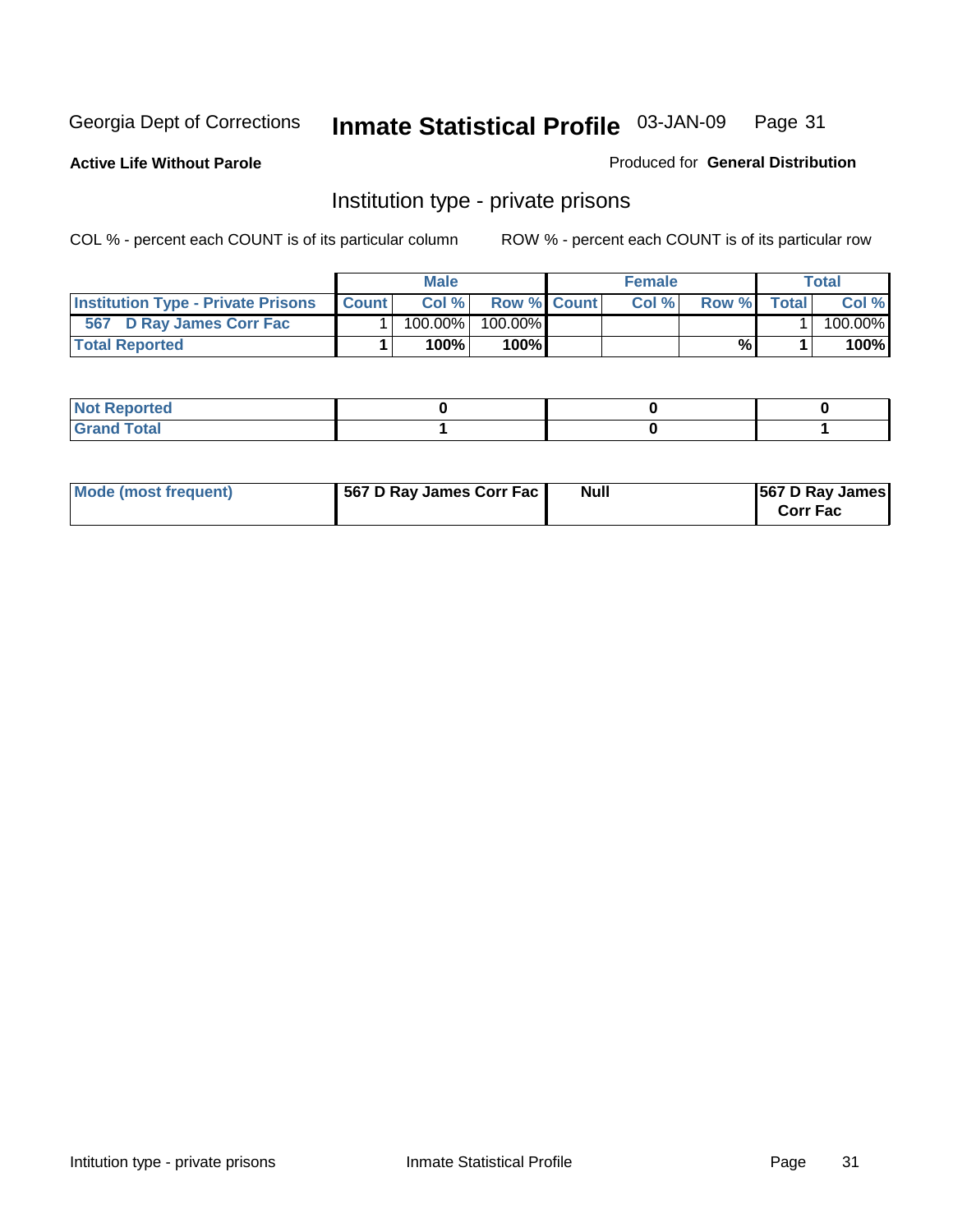Georgia Dept of Corrections **Inmate Statistical Profile** 03-JAN-09

**Active Life Without Parole**

Produced for **General Distribution**

## Institution type - private prisons

COL % - percent each COUNT is of its particular column ROW % - percent each COUNT is of its particular row

| | Male | | | Female | | | Total | |
|---|---|---|---|---|---|---|---|---|
| **Institution Type - Private Prisons** | **Count** | **Col %** | **Row %** | **Count** | **Col %** | **Row %** | **Total** | **Col %** |
| 567 D Ray James Corr Fac | 1 | 100.00% | 100.00% | | | | 1 | 100.00% |
| **Total Reported** | **1** | **100%** | **100%** | | | **%** | **1** | **100%** |

| | Male | Female | Total |
|---|---|---|---|
| **Not Reported** | **0** | **0** | **0** |
| **Grand Total** | **1** | **0** | **1** |

| | Male | Female | Total |
|---|---|---|---|
| **Mode (most frequent)** | **567 D Ray James Corr Fac** | **Null** | **567 D Ray James Corr Fac** |

Intitution type - private prisons Inmate Statistical Profile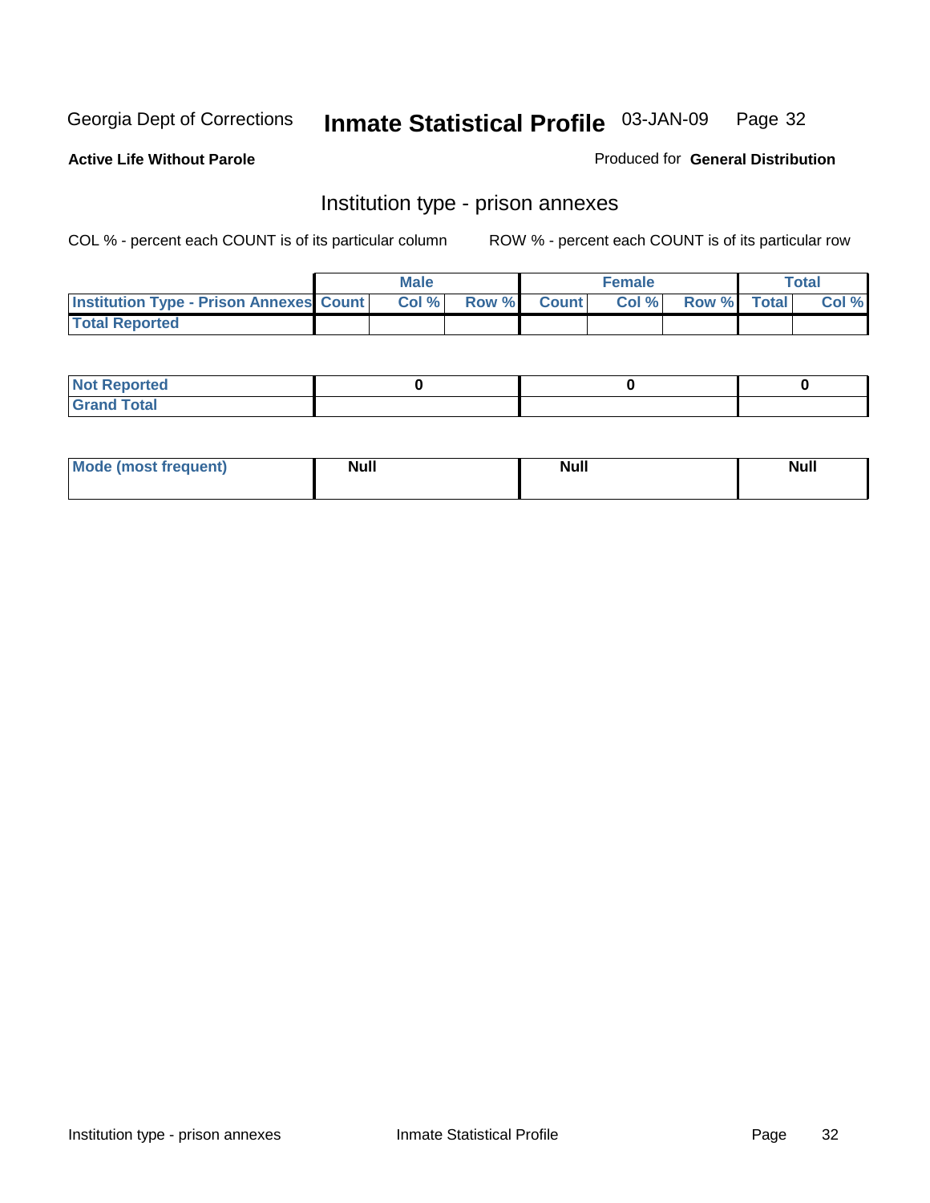Georgia Dept of Corrections **Inmate Statistical Profile** 03-JAN-09

**Active Life Without Parole**

Produced for **General Distribution**

## Institution type - prison annexes

COL % - percent each COUNT is of its particular column    ROW % - percent each COUNT is of its particular row

| | Male | | | Female | | | Total | |
|---|---|---|---|---|---|---|---|---|
| **Institution Type - Prison Annexes** | **Count** | **Col %** | **Row %** | **Count** | **Col %** | **Row %** | **Total** | **Col %** |
| **Total Reported** | | | | | | | | |

| | Male | Female | Total |
|---|---|---|---|
| **Not Reported** | 0 | 0 | 0 |
| **Grand Total** | | | |

| | Male | Female | Total |
|---|---|---|---|
| **Mode (most frequent)** | **Null** | **Null** | **Null** |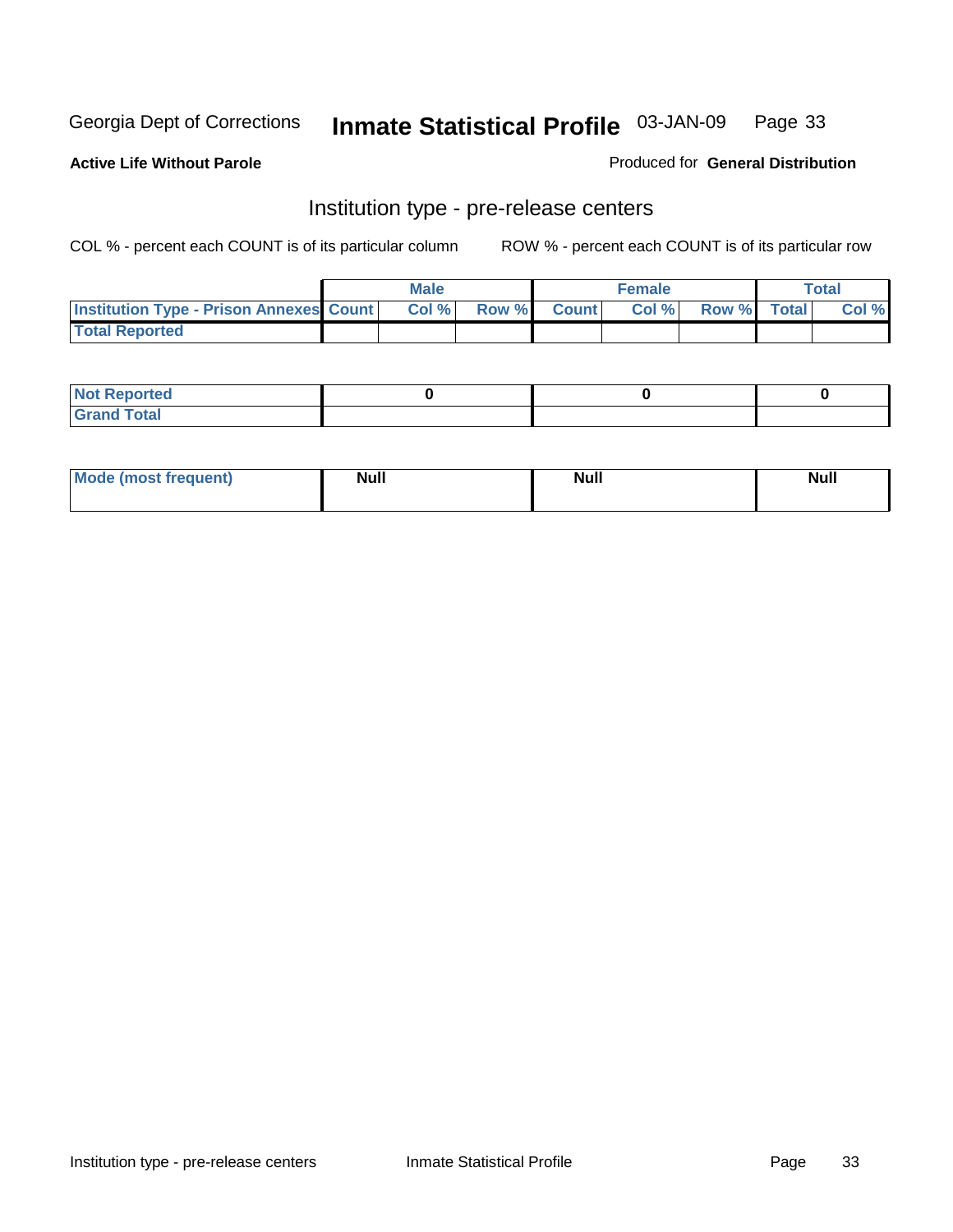Georgia Dept of Corrections **Inmate Statistical Profile** 03-JAN-09

**Active Life Without Parole**

Produced for **General Distribution**

## Institution type - pre-release centers

COL % - percent each COUNT is of its particular column ROW % - percent each COUNT is of its particular row

| | Male | | | Female | | | Total | |
|---|---|---|---|---|---|---|---|---|
| Institution Type - Prison Annexes | Count | Col % | Row % | Count | Col % | Row % | Total | Col % |
| Total Reported | | | | | | | | |

| | Male | Female | Total |
|---|---|---|---|
| Not Reported | 0 | 0 | 0 |
| Grand Total | | | |

| | Male | Female | Total |
|---|---|---|---|
| Mode (most frequent) | Null | Null | Null |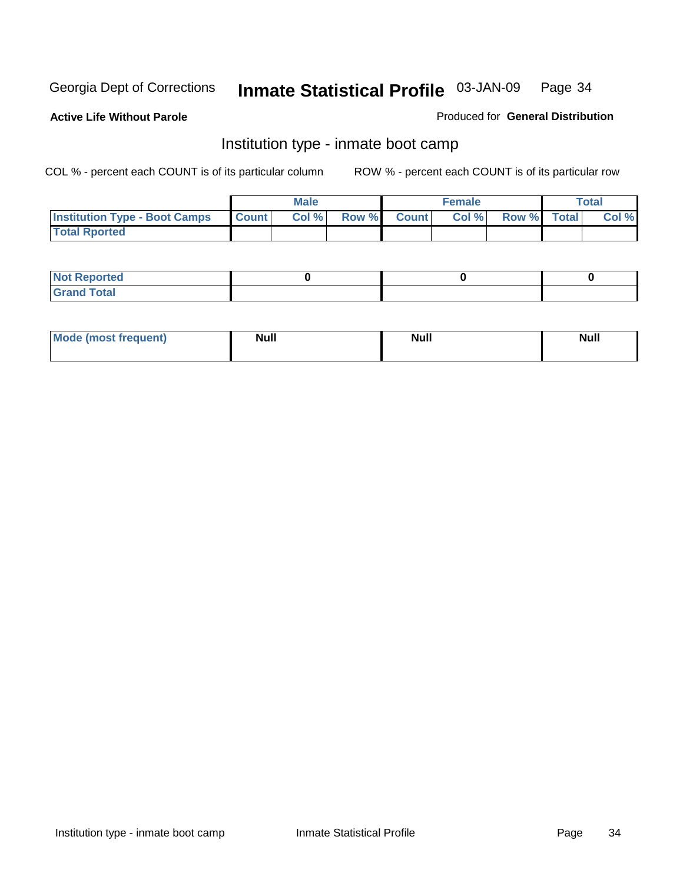Georgia Dept of Corrections **Inmate Statistical Profile** 03-JAN-09

**Active Life Without Parole** Produced for **General Distribution**

## Institution type - inmate boot camp

COL % - percent each COUNT is of its particular column ROW % - percent each COUNT is of its particular row

| | Male | | | Female | | | Total | |
|---|---|---|---|---|---|---|---|---|
| **Institution Type - Boot Camps** | **Count** | **Col %** | **Row %** | **Count** | **Col %** | **Row %** | **Total** | **Col %** |
| **Total Rported** | | | | | | | | |

| | Male | Female | Total |
|---|---|---|---|
| **Not Reported** | 0 | 0 | 0 |
| **Grand Total** | | | |

| | Male | Female | Total |
|---|---|---|---|
| **Mode (most frequent)** | **Null** | **Null** | **Null** |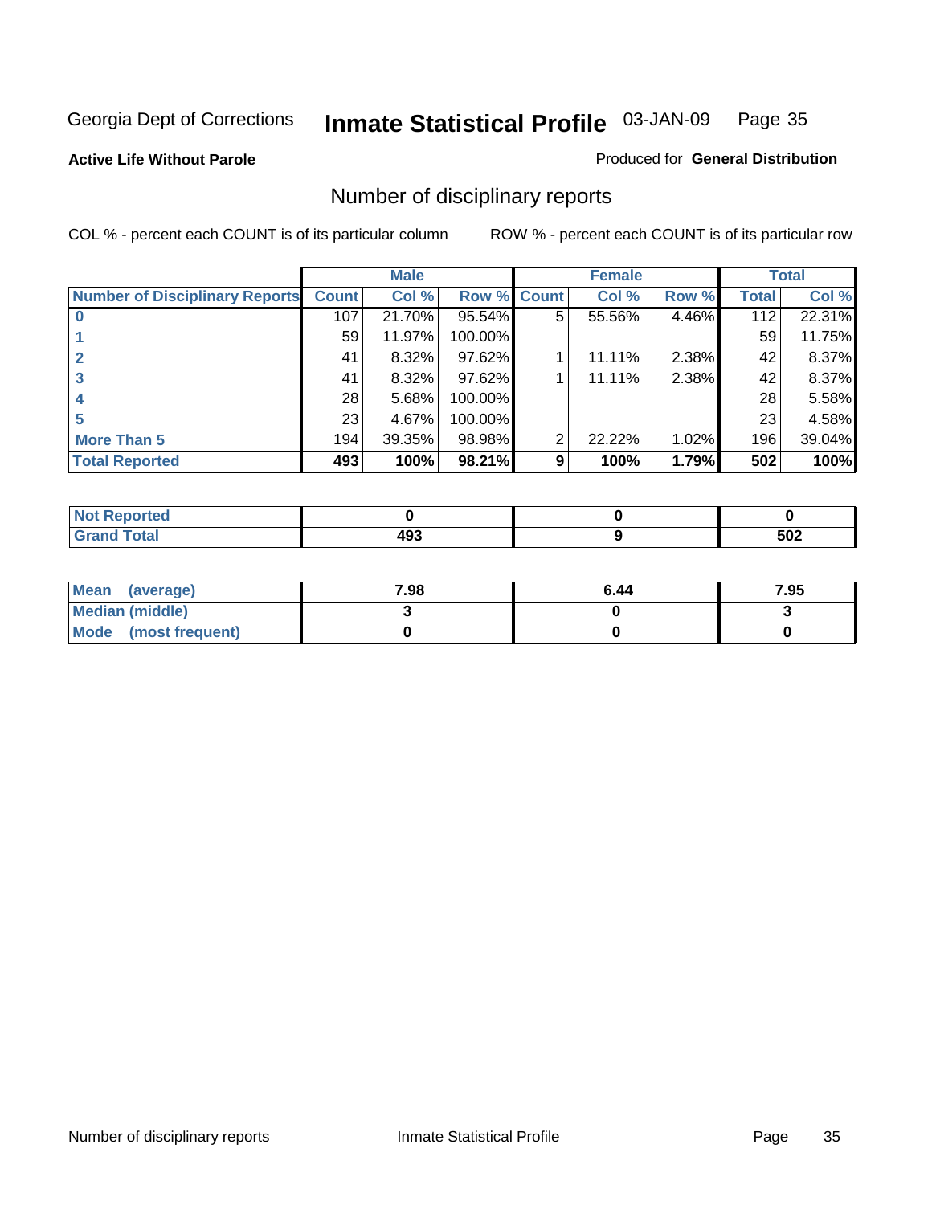Georgia Dept of Corrections **Inmate Statistical Profile** 03-JAN-09

**Active Life Without Parole**

Produced for **General Distribution**

## Number of disciplinary reports

COL % - percent each COUNT is of its particular column

ROW % - percent each COUNT is of its particular row

| | Male | | | Female | | | Total | |
|---|---|---|---|---|---|---|---|---|
| Number of Disciplinary Reports | Count | Col % | Row % | Count | Col % | Row % | Total | Col % |
| 0 | 107 | 21.70% | 95.54% | 5 | 55.56% | 4.46% | 112 | 22.31% |
| 1 | 59 | 11.97% | 100.00% | | | | 59 | 11.75% |
| 2 | 41 | 8.32% | 97.62% | 1 | 11.11% | 2.38% | 42 | 8.37% |
| 3 | 41 | 8.32% | 97.62% | 1 | 11.11% | 2.38% | 42 | 8.37% |
| 4 | 28 | 5.68% | 100.00% | | | | 28 | 5.58% |
| 5 | 23 | 4.67% | 100.00% | | | | 23 | 4.58% |
| More Than 5 | 194 | 39.35% | 98.98% | 2 | 22.22% | 1.02% | 196 | 39.04% |
| **Total Reported** | **493** | **100%** | **98.21%** | **9** | **100%** | **1.79%** | **502** | **100%** |

| | Male | Female | Total |
|---|---|---|---|
| Not Reported | 0 | 0 | 0 |
| Grand Total | 493 | 9 | 502 |

| | Male | Female | Total |
|---|---|---|---|
| Mean (average) | 7.98 | 6.44 | 7.95 |
| Median (middle) | 3 | 0 | 3 |
| Mode (most frequent) | 0 | 0 | 0 |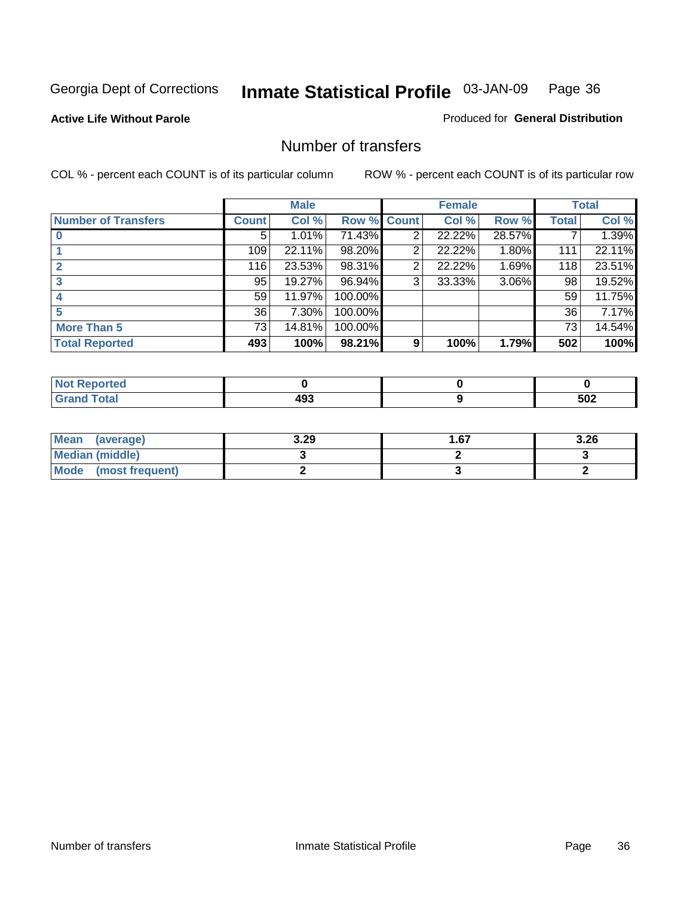Georgia Dept of Corrections **Inmate Statistical Profile** 03-JAN-09

**Active Life Without Parole**

Produced for **General Distribution**

## Number of transfers

COL % - percent each COUNT is of its particular column

ROW % - percent each COUNT is of its particular row

| | Male | | | Female | | | Total | |
|---|---|---|---|---|---|---|---|---|
| **Number of Transfers** | **Count** | **Col %** | **Row %** | **Count** | **Col %** | **Row %** | **Total** | **Col %** |
| **0** | 5 | 1.01% | 71.43% | 2 | 22.22% | 28.57% | 7 | 1.39% |
| **1** | 109 | 22.11% | 98.20% | 2 | 22.22% | 1.80% | 111 | 22.11% |
| **2** | 116 | 23.53% | 98.31% | 2 | 22.22% | 1.69% | 118 | 23.51% |
| **3** | 95 | 19.27% | 96.94% | 3 | 33.33% | 3.06% | 98 | 19.52% |
| **4** | 59 | 11.97% | 100.00% | | | | 59 | 11.75% |
| **5** | 36 | 7.30% | 100.00% | | | | 36 | 7.17% |
| **More Than 5** | 73 | 14.81% | 100.00% | | | | 73 | 14.54% |
| **Total Reported** | **493** | **100%** | **98.21%** | **9** | **100%** | **1.79%** | **502** | **100%** |

| | Male | Female | Total |
|---|---|---|---|
| **Not Reported** | **0** | **0** | **0** |
| **Grand Total** | **493** | **9** | **502** |

| | Male | Female | Total |
|---|---|---|---|
| **Mean (average)** | **3.29** | **1.67** | **3.26** |
| **Median (middle)** | **3** | **2** | **3** |
| **Mode (most frequent)** | **2** | **3** | **2** |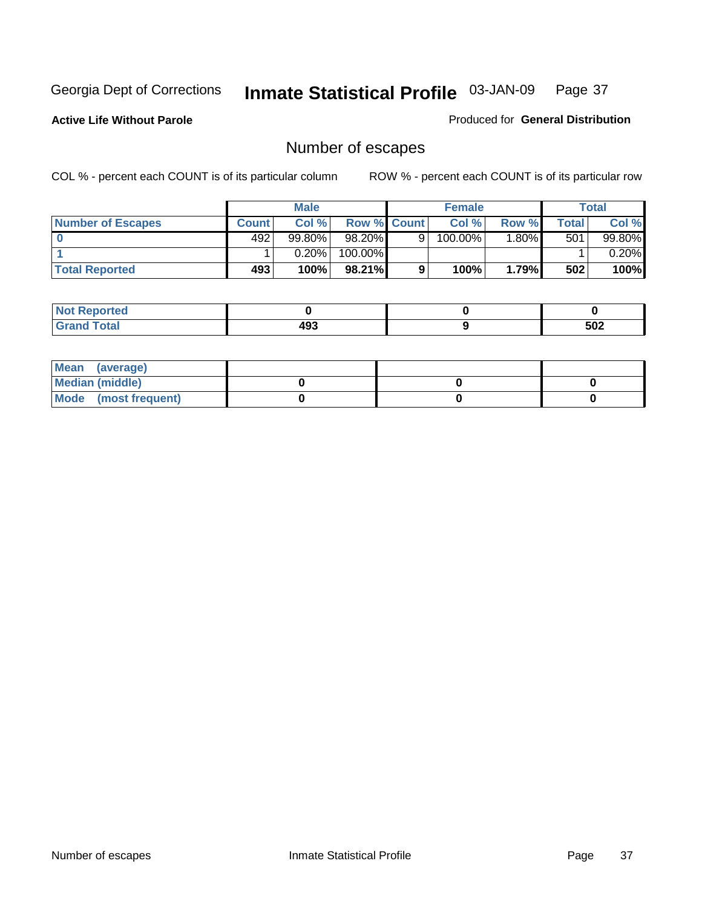Georgia Dept of Corrections **Inmate Statistical Profile** 03-JAN-09

**Active Life Without Parole**

Produced for **General Distribution**

## Number of escapes

COL % - percent each COUNT is of its particular column

ROW % - percent each COUNT is of its particular row

| | Male | | | Female | | | Total | |
|---|---|---|---|---|---|---|---|---|
| **Number of Escapes** | **Count** | **Col %** | **Row %** | **Count** | **Col %** | **Row %** | **Total** | **Col %** |
| **0** | 492 | 99.80% | 98.20% | 9 | 100.00% | 1.80% | 501 | 99.80% |
| **1** | 1 | 0.20% | 100.00% | | | | 1 | 0.20% |
| **Total Reported** | **493** | **100%** | **98.21%** | **9** | **100%** | **1.79%** | **502** | **100%** |

| | Male | Female | Total |
|---|---|---|---|
| **Not Reported** | **0** | **0** | **0** |
| **Grand Total** | **493** | **9** | **502** |

| | Male | Female | Total |
|---|---|---|---|
| **Mean (average)** | | | |
| **Median (middle)** | **0** | **0** | **0** |
| **Mode (most frequent)** | **0** | **0** | **0** |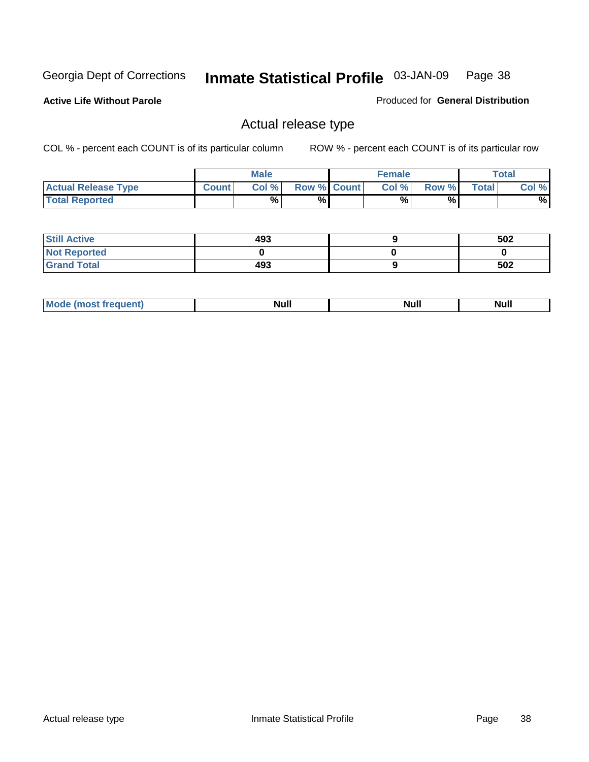Georgia Dept of Corrections **Inmate Statistical Profile** 03-JAN-09

**Active Life Without Parole**

Produced for **General Distribution**

## Actual release type

COL % - percent each COUNT is of its particular column

ROW % - percent each COUNT is of its particular row

| | Male | | | Female | | | Total | |
|---|---|---|---|---|---|---|---|---|
| **Actual Release Type** | **Count** | **Col %** | **Row %** | **Count** | **Col %** | **Row %** | **Total** | **Col %** |
| **Total Reported** | | % | % | | % | % | | % |

| | Male | Female | Total |
|---|---|---|---|
| **Still Active** | 493 | 9 | 502 |
| **Not Reported** | 0 | 0 | 0 |
| **Grand Total** | 493 | 9 | 502 |

| | Male | Female | Total |
|---|---|---|---|
| **Mode (most frequent)** | Null | Null | Null |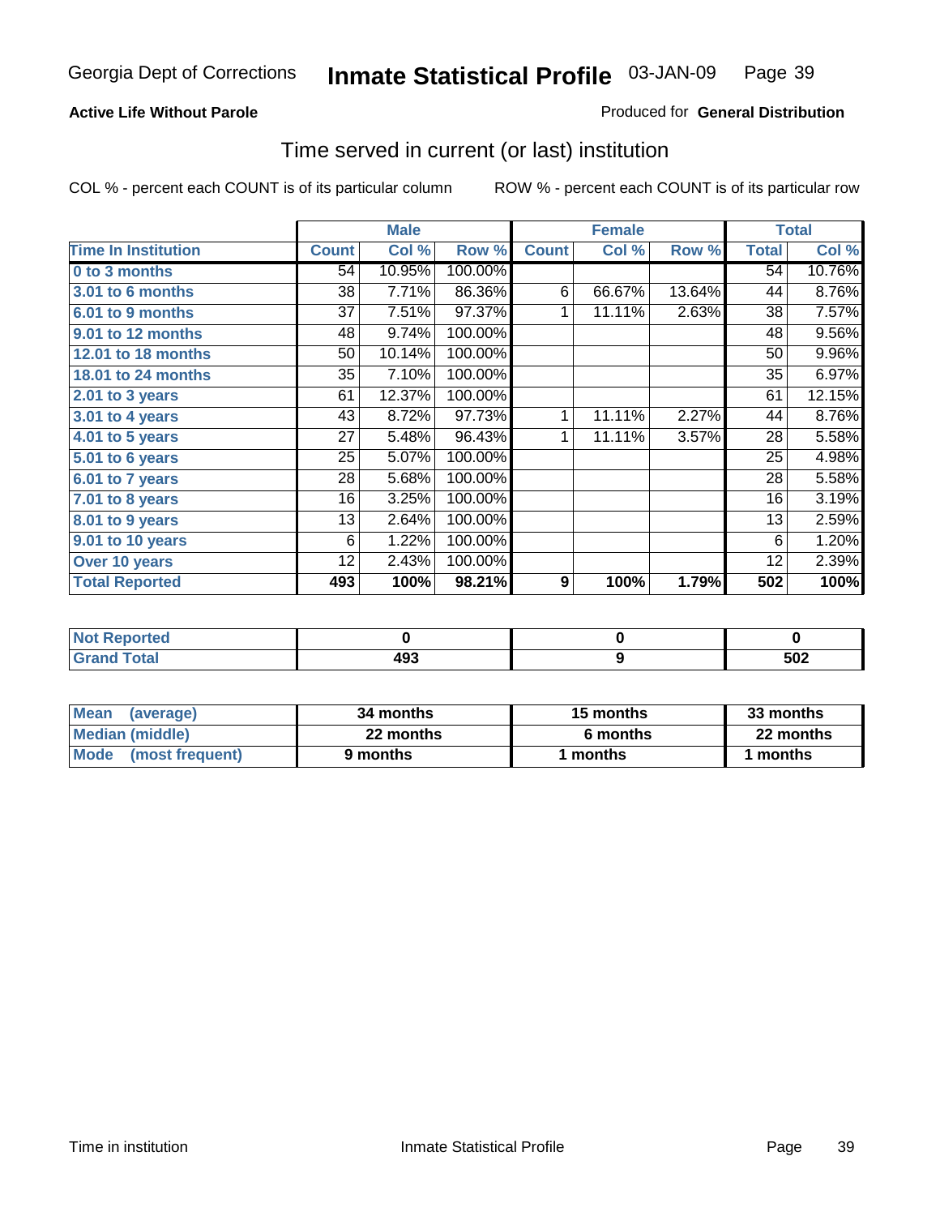# Inmate Statistical Profile

Georgia Dept of Corrections — 03-JAN-09

**Active Life Without Parole**

Produced for **General Distribution**

## Time served in current (or last) institution

COL % - percent each COUNT is of its particular column

ROW % - percent each COUNT is of its particular row

| | Male | | | Female | | | Total | |
|---|---|---|---|---|---|---|---|---|
| **Time In Institution** | **Count** | **Col %** | **Row %** | **Count** | **Col %** | **Row %** | **Total** | **Col %** |
| **0 to 3 months** | 54 | 10.95% | 100.00% | | | | 54 | 10.76% |
| **3.01 to 6 months** | 38 | 7.71% | 86.36% | 6 | 66.67% | 13.64% | 44 | 8.76% |
| **6.01 to 9 months** | 37 | 7.51% | 97.37% | 1 | 11.11% | 2.63% | 38 | 7.57% |
| **9.01 to 12 months** | 48 | 9.74% | 100.00% | | | | 48 | 9.56% |
| **12.01 to 18 months** | 50 | 10.14% | 100.00% | | | | 50 | 9.96% |
| **18.01 to 24 months** | 35 | 7.10% | 100.00% | | | | 35 | 6.97% |
| **2.01 to 3 years** | 61 | 12.37% | 100.00% | | | | 61 | 12.15% |
| **3.01 to 4 years** | 43 | 8.72% | 97.73% | 1 | 11.11% | 2.27% | 44 | 8.76% |
| **4.01 to 5 years** | 27 | 5.48% | 96.43% | 1 | 11.11% | 3.57% | 28 | 5.58% |
| **5.01 to 6 years** | 25 | 5.07% | 100.00% | | | | 25 | 4.98% |
| **6.01 to 7 years** | 28 | 5.68% | 100.00% | | | | 28 | 5.58% |
| **7.01 to 8 years** | 16 | 3.25% | 100.00% | | | | 16 | 3.19% |
| **8.01 to 9 years** | 13 | 2.64% | 100.00% | | | | 13 | 2.59% |
| **9.01 to 10 years** | 6 | 1.22% | 100.00% | | | | 6 | 1.20% |
| **Over 10 years** | 12 | 2.43% | 100.00% | | | | 12 | 2.39% |
| **Total Reported** | **493** | **100%** | **98.21%** | **9** | **100%** | **1.79%** | **502** | **100%** |

| | Male | Female | Total |
|---|---|---|---|
| **Not Reported** | **0** | **0** | **0** |
| **Grand Total** | **493** | **9** | **502** |

| | Male | Female | Total |
|---|---|---|---|
| **Mean (average)** | **34 months** | **15 months** | **33 months** |
| **Median (middle)** | **22 months** | **6 months** | **22 months** |
| **Mode (most frequent)** | **9 months** | **1 months** | **1 months** |

Time in institution — Inmate Statistical Profile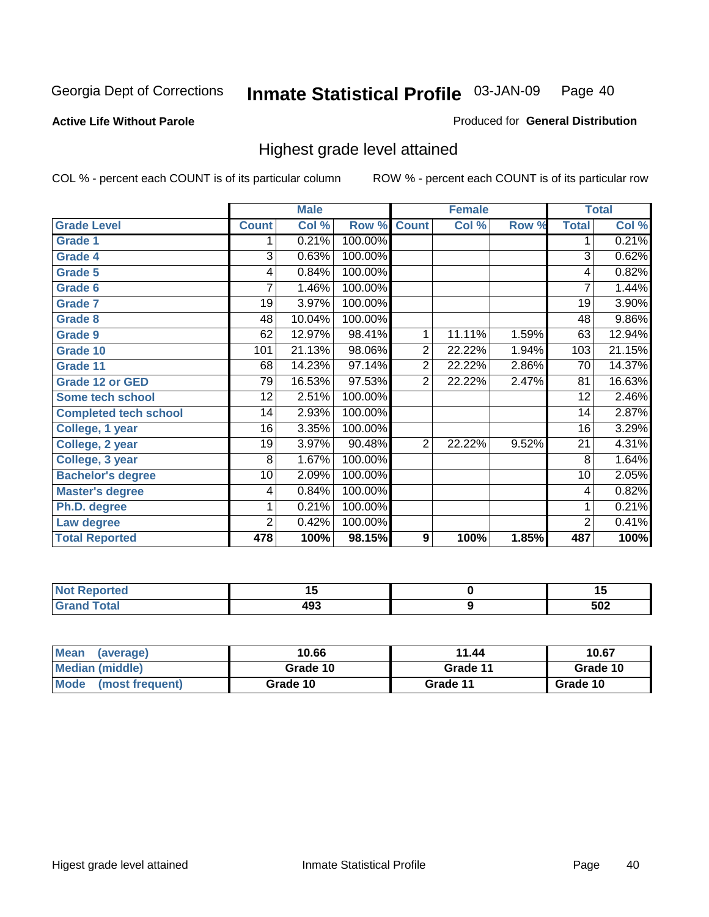Georgia Dept of Corrections **Inmate Statistical Profile** 03-JAN-09

**Active Life Without Parole**

Produced for **General Distribution**

## Highest grade level attained

COL % - percent each COUNT is of its particular column    ROW % - percent each COUNT is of its particular row

| | Male | | | Female | | | Total | |
|---|---|---|---|---|---|---|---|---|
| **Grade Level** | **Count** | **Col %** | **Row %** | **Count** | **Col %** | **Row %** | **Total** | **Col %** |
| Grade 1 | 1 | 0.21% | 100.00% | | | | 1 | 0.21% |
| Grade 4 | 3 | 0.63% | 100.00% | | | | 3 | 0.62% |
| Grade 5 | 4 | 0.84% | 100.00% | | | | 4 | 0.82% |
| Grade 6 | 7 | 1.46% | 100.00% | | | | 7 | 1.44% |
| Grade 7 | 19 | 3.97% | 100.00% | | | | 19 | 3.90% |
| Grade 8 | 48 | 10.04% | 100.00% | | | | 48 | 9.86% |
| Grade 9 | 62 | 12.97% | 98.41% | 1 | 11.11% | 1.59% | 63 | 12.94% |
| Grade 10 | 101 | 21.13% | 98.06% | 2 | 22.22% | 1.94% | 103 | 21.15% |
| Grade 11 | 68 | 14.23% | 97.14% | 2 | 22.22% | 2.86% | 70 | 14.37% |
| Grade 12 or GED | 79 | 16.53% | 97.53% | 2 | 22.22% | 2.47% | 81 | 16.63% |
| Some tech school | 12 | 2.51% | 100.00% | | | | 12 | 2.46% |
| Completed tech school | 14 | 2.93% | 100.00% | | | | 14 | 2.87% |
| College, 1 year | 16 | 3.35% | 100.00% | | | | 16 | 3.29% |
| College, 2 year | 19 | 3.97% | 90.48% | 2 | 22.22% | 9.52% | 21 | 4.31% |
| College, 3 year | 8 | 1.67% | 100.00% | | | | 8 | 1.64% |
| Bachelor's degree | 10 | 2.09% | 100.00% | | | | 10 | 2.05% |
| Master's degree | 4 | 0.84% | 100.00% | | | | 4 | 0.82% |
| Ph.D. degree | 1 | 0.21% | 100.00% | | | | 1 | 0.21% |
| Law degree | 2 | 0.42% | 100.00% | | | | 2 | 0.41% |
| **Total Reported** | **478** | **100%** | **98.15%** | **9** | **100%** | **1.85%** | **487** | **100%** |

| | Male | Female | Total |
|---|---|---|---|
| Not Reported | 15 | 0 | 15 |
| Grand Total | 493 | 9 | 502 |

| | Male | Female | Total |
|---|---|---|---|
| Mean (average) | 10.66 | 11.44 | 10.67 |
| Median (middle) | Grade 10 | Grade 11 | Grade 10 |
| Mode (most frequent) | Grade 10 | Grade 11 | Grade 10 |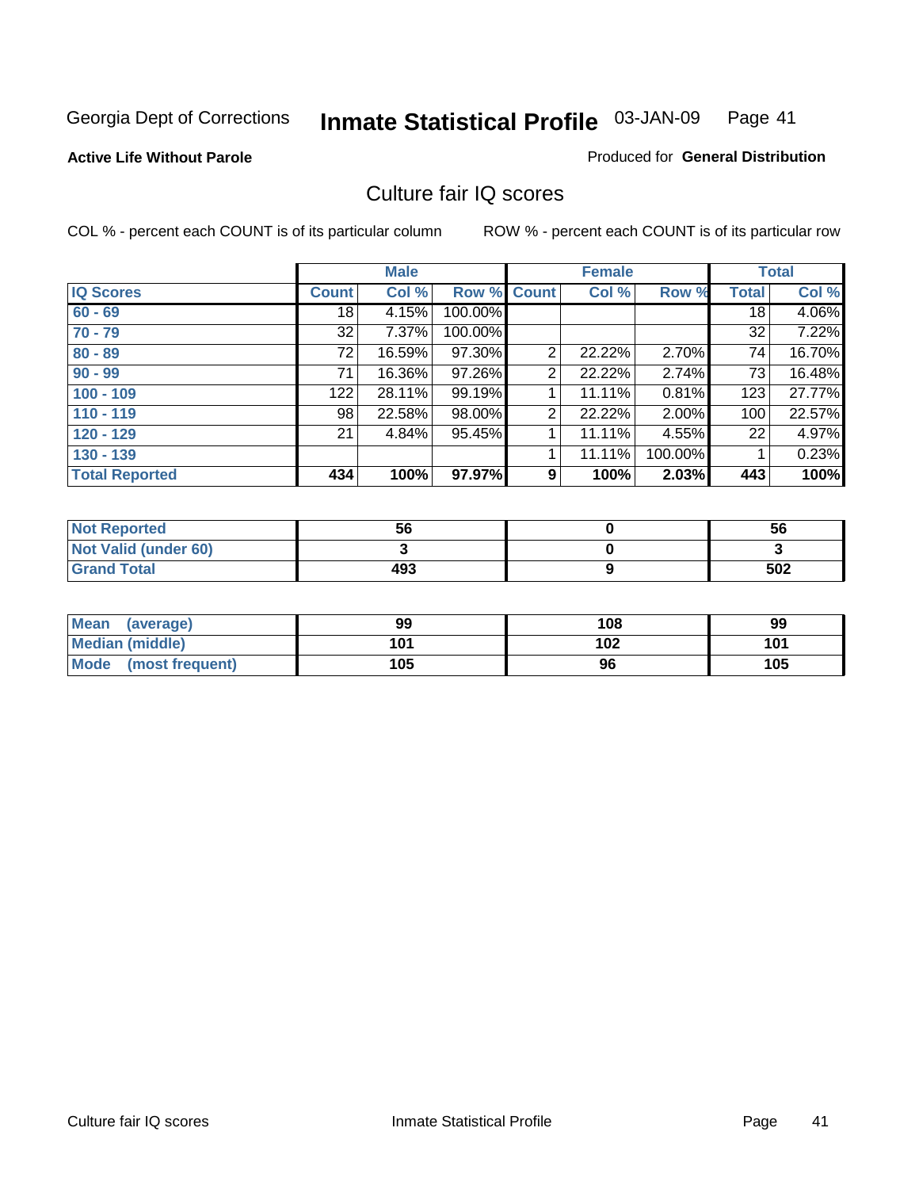Georgia Dept of Corrections **Inmate Statistical Profile** 03-JAN-09

**Active Life Without Parole** Produced for **General Distribution**

## Culture fair IQ scores

COL % - percent each COUNT is of its particular column ROW % - percent each COUNT is of its particular row

| | Male | | | Female | | | Total | |
|---|---|---|---|---|---|---|---|---|
| **IQ Scores** | **Count** | **Col %** | **Row %** | **Count** | **Col %** | **Row %** | **Total** | **Col %** |
| 60 - 69 | 18 | 4.15% | 100.00% | | | | 18 | 4.06% |
| 70 - 79 | 32 | 7.37% | 100.00% | | | | 32 | 7.22% |
| 80 - 89 | 72 | 16.59% | 97.30% | 2 | 22.22% | 2.70% | 74 | 16.70% |
| 90 - 99 | 71 | 16.36% | 97.26% | 2 | 22.22% | 2.74% | 73 | 16.48% |
| 100 - 109 | 122 | 28.11% | 99.19% | 1 | 11.11% | 0.81% | 123 | 27.77% |
| 110 - 119 | 98 | 22.58% | 98.00% | 2 | 22.22% | 2.00% | 100 | 22.57% |
| 120 - 129 | 21 | 4.84% | 95.45% | 1 | 11.11% | 4.55% | 22 | 4.97% |
| 130 - 139 | | | | 1 | 11.11% | 100.00% | 1 | 0.23% |
| **Total Reported** | **434** | **100%** | **97.97%** | **9** | **100%** | **2.03%** | **443** | **100%** |

| | Male | Female | Total |
|---|---|---|---|
| Not Reported | 56 | 0 | 56 |
| Not Valid (under 60) | 3 | 0 | 3 |
| Grand Total | 493 | 9 | 502 |

| | Male | Female | Total |
|---|---|---|---|
| Mean (average) | 99 | 108 | 99 |
| Median (middle) | 101 | 102 | 101 |
| Mode (most frequent) | 105 | 96 | 105 |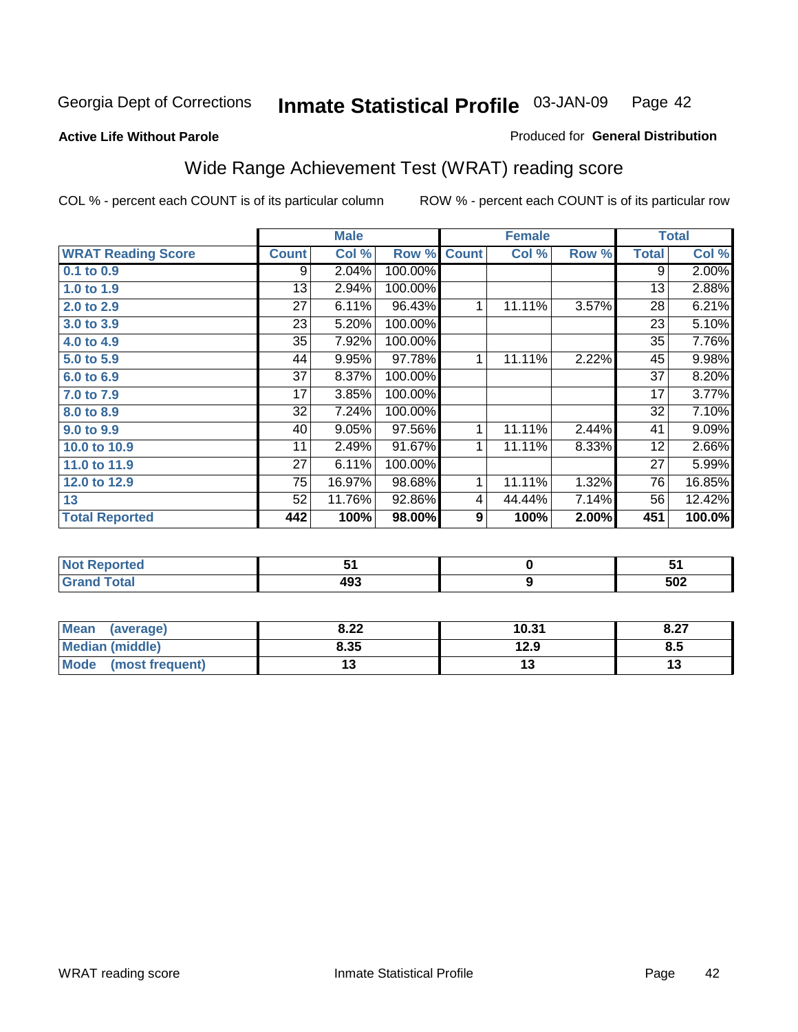Georgia Dept of Corrections **Inmate Statistical Profile** 03-JAN-09

**Active Life Without Parole**

Produced for **General Distribution**

## Wide Range Achievement Test (WRAT) reading score

COL % - percent each COUNT is of its particular column ROW % - percent each COUNT is of its particular row

| | Male | | | Female | | | Total | |
|---|---|---|---|---|---|---|---|---|
| **WRAT Reading Score** | **Count** | **Col %** | **Row %** | **Count** | **Col %** | **Row %** | **Total** | **Col %** |
| 0.1 to 0.9 | 9 | 2.04% | 100.00% | | | | 9 | 2.00% |
| 1.0 to 1.9 | 13 | 2.94% | 100.00% | | | | 13 | 2.88% |
| 2.0 to 2.9 | 27 | 6.11% | 96.43% | 1 | 11.11% | 3.57% | 28 | 6.21% |
| 3.0 to 3.9 | 23 | 5.20% | 100.00% | | | | 23 | 5.10% |
| 4.0 to 4.9 | 35 | 7.92% | 100.00% | | | | 35 | 7.76% |
| 5.0 to 5.9 | 44 | 9.95% | 97.78% | 1 | 11.11% | 2.22% | 45 | 9.98% |
| 6.0 to 6.9 | 37 | 8.37% | 100.00% | | | | 37 | 8.20% |
| 7.0 to 7.9 | 17 | 3.85% | 100.00% | | | | 17 | 3.77% |
| 8.0 to 8.9 | 32 | 7.24% | 100.00% | | | | 32 | 7.10% |
| 9.0 to 9.9 | 40 | 9.05% | 97.56% | 1 | 11.11% | 2.44% | 41 | 9.09% |
| 10.0 to 10.9 | 11 | 2.49% | 91.67% | 1 | 11.11% | 8.33% | 12 | 2.66% |
| 11.0 to 11.9 | 27 | 6.11% | 100.00% | | | | 27 | 5.99% |
| 12.0 to 12.9 | 75 | 16.97% | 98.68% | 1 | 11.11% | 1.32% | 76 | 16.85% |
| 13 | 52 | 11.76% | 92.86% | 4 | 44.44% | 7.14% | 56 | 12.42% |
| **Total Reported** | **442** | **100%** | **98.00%** | **9** | **100%** | **2.00%** | **451** | **100.0%** |

| | Male | Female | Total |
|---|---|---|---|
| Not Reported | 51 | 0 | 51 |
| Grand Total | 493 | 9 | 502 |

| | Male | Female | Total |
|---|---|---|---|
| Mean (average) | 8.22 | 10.31 | 8.27 |
| Median (middle) | 8.35 | 12.9 | 8.5 |
| Mode (most frequent) | 13 | 13 | 13 |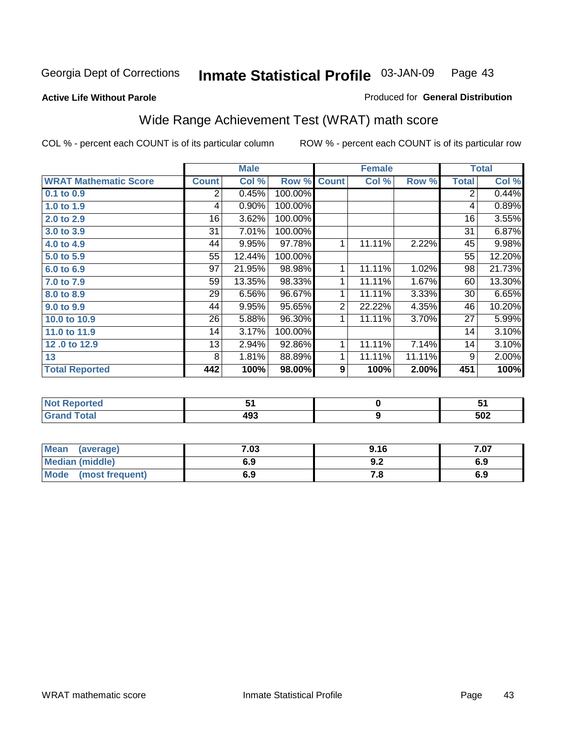Georgia Dept of Corrections **Inmate Statistical Profile** 03-JAN-09

**Active Life Without Parole**

Produced for **General Distribution**

## Wide Range Achievement Test (WRAT) math score

COL % - percent each COUNT is of its particular column ROW % - percent each COUNT is of its particular row

| | Male | | | Female | | | Total | |
|---|---|---|---|---|---|---|---|---|
| **WRAT Mathematic Score** | **Count** | **Col %** | **Row %** | **Count** | **Col %** | **Row %** | **Total** | **Col %** |
| **0.1 to 0.9** | 2 | 0.45% | 100.00% | | | | 2 | 0.44% |
| **1.0 to 1.9** | 4 | 0.90% | 100.00% | | | | 4 | 0.89% |
| **2.0 to 2.9** | 16 | 3.62% | 100.00% | | | | 16 | 3.55% |
| **3.0 to 3.9** | 31 | 7.01% | 100.00% | | | | 31 | 6.87% |
| **4.0 to 4.9** | 44 | 9.95% | 97.78% | 1 | 11.11% | 2.22% | 45 | 9.98% |
| **5.0 to 5.9** | 55 | 12.44% | 100.00% | | | | 55 | 12.20% |
| **6.0 to 6.9** | 97 | 21.95% | 98.98% | 1 | 11.11% | 1.02% | 98 | 21.73% |
| **7.0 to 7.9** | 59 | 13.35% | 98.33% | 1 | 11.11% | 1.67% | 60 | 13.30% |
| **8.0 to 8.9** | 29 | 6.56% | 96.67% | 1 | 11.11% | 3.33% | 30 | 6.65% |
| **9.0 to 9.9** | 44 | 9.95% | 95.65% | 2 | 22.22% | 4.35% | 46 | 10.20% |
| **10.0 to 10.9** | 26 | 5.88% | 96.30% | 1 | 11.11% | 3.70% | 27 | 5.99% |
| **11.0 to 11.9** | 14 | 3.17% | 100.00% | | | | 14 | 3.10% |
| **12 .0 to 12.9** | 13 | 2.94% | 92.86% | 1 | 11.11% | 7.14% | 14 | 3.10% |
| **13** | 8 | 1.81% | 88.89% | 1 | 11.11% | 11.11% | 9 | 2.00% |
| **Total Reported** | **442** | **100%** | **98.00%** | **9** | **100%** | **2.00%** | **451** | **100%** |

| | Male | Female | Total |
|---|---|---|---|
| **Not Reported** | **51** | **0** | **51** |
| **Grand Total** | **493** | **9** | **502** |

| | Male | Female | Total |
|---|---|---|---|
| **Mean (average)** | **7.03** | **9.16** | **7.07** |
| **Median (middle)** | **6.9** | **9.2** | **6.9** |
| **Mode (most frequent)** | **6.9** | **7.8** | **6.9** |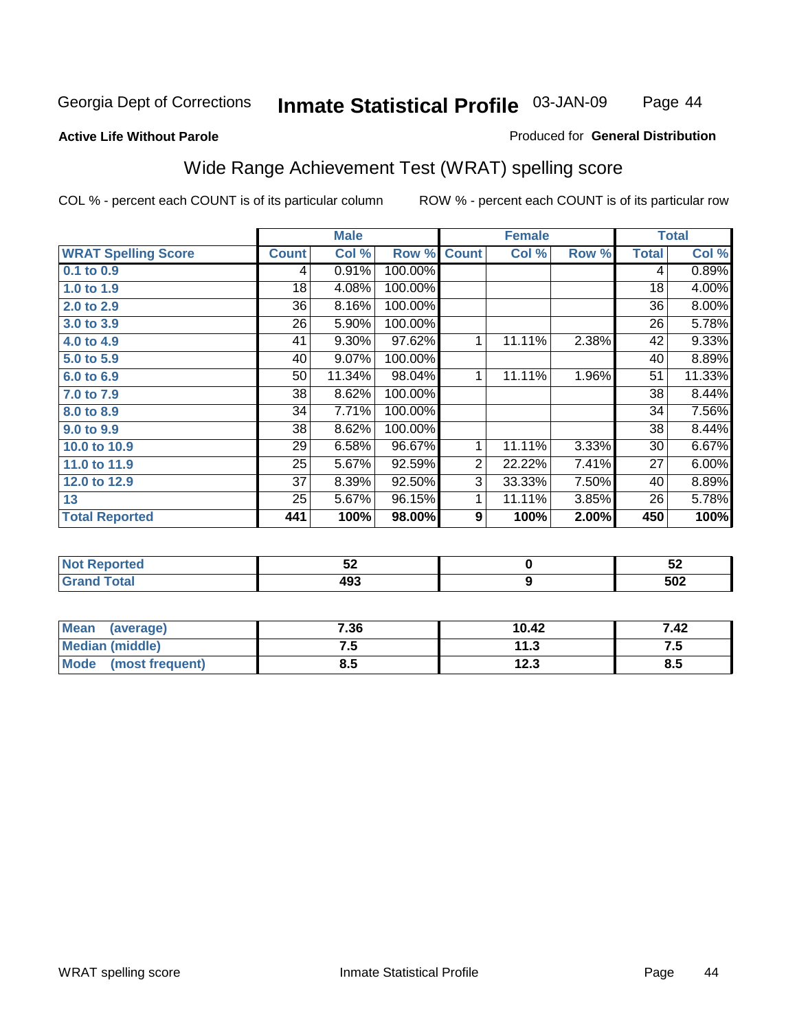Georgia Dept of Corrections **Inmate Statistical Profile** 03-JAN-09

**Active Life Without Parole**

Produced for **General Distribution**

## Wide Range Achievement Test (WRAT) spelling score

COL % - percent each COUNT is of its particular column ROW % - percent each COUNT is of its particular row

| | Male | | | Female | | | Total | |
|---|---|---|---|---|---|---|---|---|
| **WRAT Spelling Score** | **Count** | **Col %** | **Row %** | **Count** | **Col %** | **Row %** | **Total** | **Col %** |
| 0.1 to 0.9 | 4 | 0.91% | 100.00% | | | | 4 | 0.89% |
| 1.0 to 1.9 | 18 | 4.08% | 100.00% | | | | 18 | 4.00% |
| 2.0 to 2.9 | 36 | 8.16% | 100.00% | | | | 36 | 8.00% |
| 3.0 to 3.9 | 26 | 5.90% | 100.00% | | | | 26 | 5.78% |
| 4.0 to 4.9 | 41 | 9.30% | 97.62% | 1 | 11.11% | 2.38% | 42 | 9.33% |
| 5.0 to 5.9 | 40 | 9.07% | 100.00% | | | | 40 | 8.89% |
| 6.0 to 6.9 | 50 | 11.34% | 98.04% | 1 | 11.11% | 1.96% | 51 | 11.33% |
| 7.0 to 7.9 | 38 | 8.62% | 100.00% | | | | 38 | 8.44% |
| 8.0 to 8.9 | 34 | 7.71% | 100.00% | | | | 34 | 7.56% |
| 9.0 to 9.9 | 38 | 8.62% | 100.00% | | | | 38 | 8.44% |
| 10.0 to 10.9 | 29 | 6.58% | 96.67% | 1 | 11.11% | 3.33% | 30 | 6.67% |
| 11.0 to 11.9 | 25 | 5.67% | 92.59% | 2 | 22.22% | 7.41% | 27 | 6.00% |
| 12.0 to 12.9 | 37 | 8.39% | 92.50% | 3 | 33.33% | 7.50% | 40 | 8.89% |
| 13 | 25 | 5.67% | 96.15% | 1 | 11.11% | 3.85% | 26 | 5.78% |
| **Total Reported** | **441** | **100%** | **98.00%** | **9** | **100%** | **2.00%** | **450** | **100%** |

| | Male | Female | Total |
|---|---|---|---|
| Not Reported | 52 | 0 | 52 |
| Grand Total | 493 | 9 | 502 |

| | Male | Female | Total |
|---|---|---|---|
| Mean (average) | 7.36 | 10.42 | 7.42 |
| Median (middle) | 7.5 | 11.3 | 7.5 |
| Mode (most frequent) | 8.5 | 12.3 | 8.5 |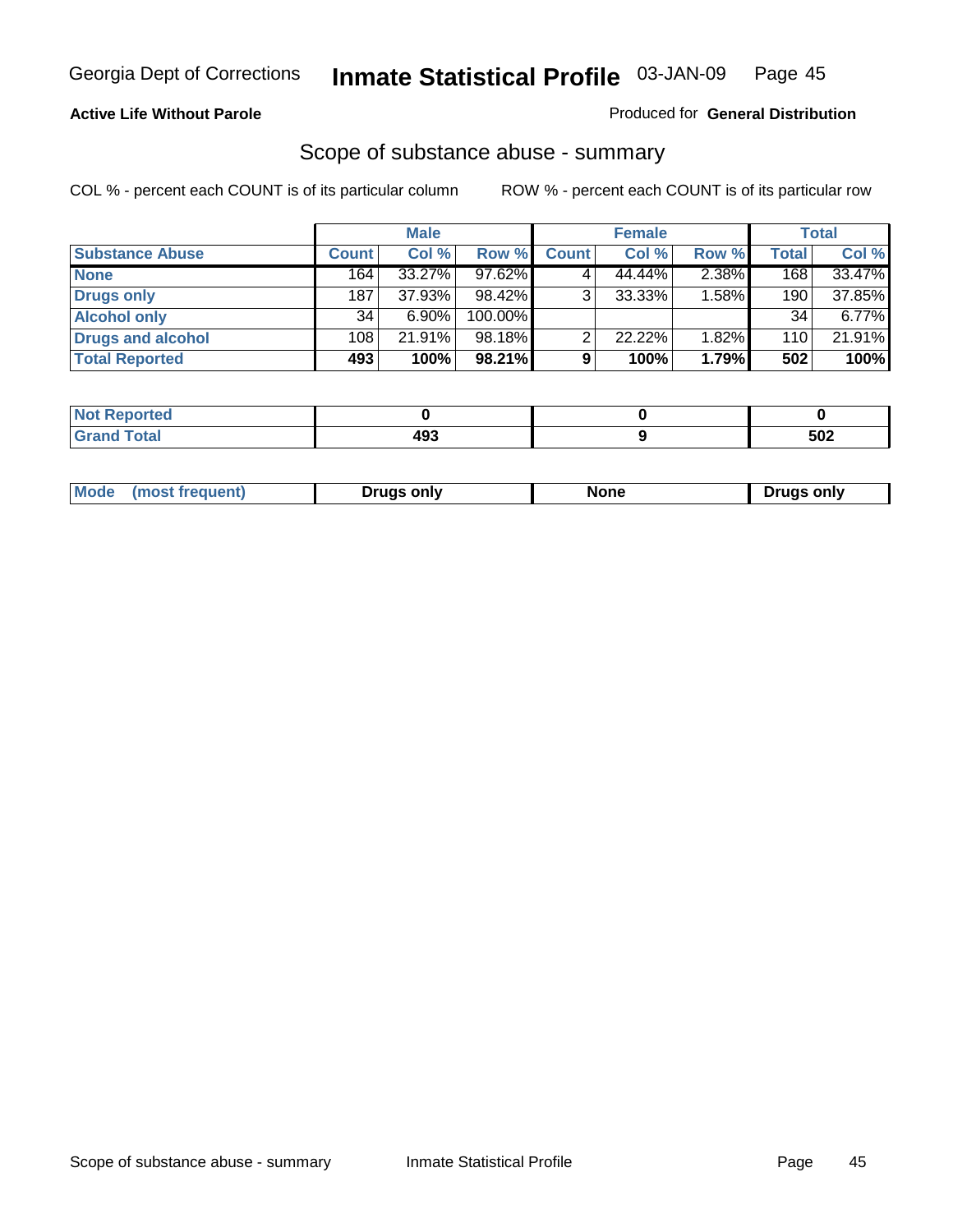Georgia Dept of Corrections **Inmate Statistical Profile** 03-JAN-09

**Active Life Without Parole**

Produced for **General Distribution**

## Scope of substance abuse - summary

COL % - percent each COUNT is of its particular column

ROW % - percent each COUNT is of its particular row

| | Male | | | Female | | | Total | |
|---|---|---|---|---|---|---|---|---|
| **Substance Abuse** | **Count** | **Col %** | **Row %** | **Count** | **Col %** | **Row %** | **Total** | **Col %** |
| **None** | 164 | 33.27% | 97.62% | 4 | 44.44% | 2.38% | 168 | 33.47% |
| **Drugs only** | 187 | 37.93% | 98.42% | 3 | 33.33% | 1.58% | 190 | 37.85% |
| **Alcohol only** | 34 | 6.90% | 100.00% | | | | 34 | 6.77% |
| **Drugs and alcohol** | 108 | 21.91% | 98.18% | 2 | 22.22% | 1.82% | 110 | 21.91% |
| **Total Reported** | **493** | **100%** | **98.21%** | **9** | **100%** | **1.79%** | **502** | **100%** |

| | Male | Female | Total |
|---|---|---|---|
| **Not Reported** | **0** | **0** | **0** |
| **Grand Total** | **493** | **9** | **502** |

| | Male | Female | Total |
|---|---|---|---|
| **Mode (most frequent)** | **Drugs only** | **None** | **Drugs only** |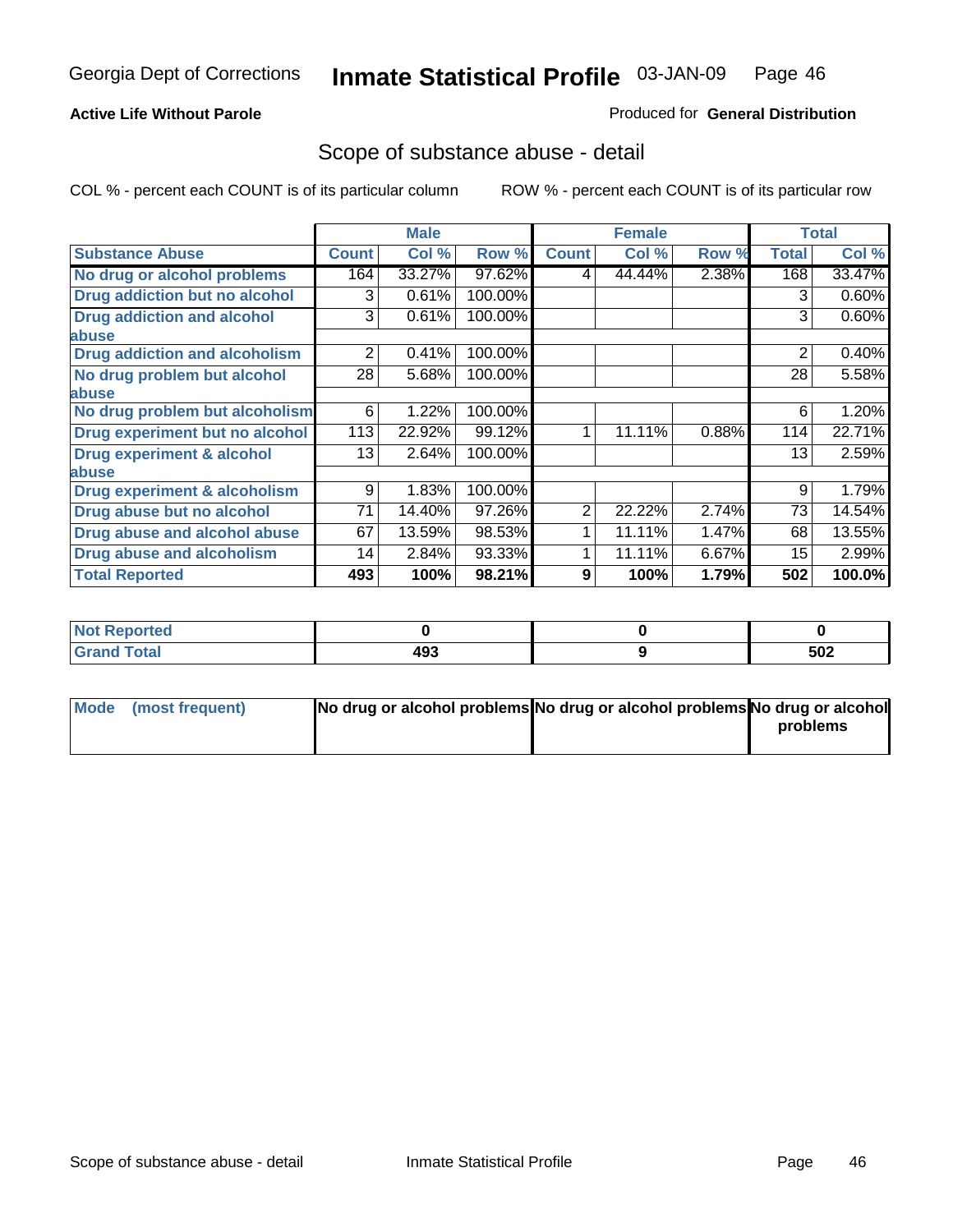Georgia Dept of Corrections **Inmate Statistical Profile** 03-JAN-09

**Active Life Without Parole**

Produced for **General Distribution**

## Scope of substance abuse - detail

COL % - percent each COUNT is of its particular column ROW % - percent each COUNT is of its particular row

| | Male | | | Female | | | Total | |
|---|---|---|---|---|---|---|---|---|
| Substance Abuse | Count | Col % | Row % | Count | Col % | Row % | Total | Col % |
| No drug or alcohol problems | 164 | 33.27% | 97.62% | 4 | 44.44% | 2.38% | 168 | 33.47% |
| Drug addiction but no alcohol | 3 | 0.61% | 100.00% | | | | 3 | 0.60% |
| Drug addiction and alcohol abuse | 3 | 0.61% | 100.00% | | | | 3 | 0.60% |
| Drug addiction and alcoholism | 2 | 0.41% | 100.00% | | | | 2 | 0.40% |
| No drug problem but alcohol abuse | 28 | 5.68% | 100.00% | | | | 28 | 5.58% |
| No drug problem but alcoholism | 6 | 1.22% | 100.00% | | | | 6 | 1.20% |
| Drug experiment but no alcohol | 113 | 22.92% | 99.12% | 1 | 11.11% | 0.88% | 114 | 22.71% |
| Drug experiment & alcohol abuse | 13 | 2.64% | 100.00% | | | | 13 | 2.59% |
| Drug experiment & alcoholism | 9 | 1.83% | 100.00% | | | | 9 | 1.79% |
| Drug abuse but no alcohol | 71 | 14.40% | 97.26% | 2 | 22.22% | 2.74% | 73 | 14.54% |
| Drug abuse and alcohol abuse | 67 | 13.59% | 98.53% | 1 | 11.11% | 1.47% | 68 | 13.55% |
| Drug abuse and alcoholism | 14 | 2.84% | 93.33% | 1 | 11.11% | 6.67% | 15 | 2.99% |
| **Total Reported** | **493** | **100%** | **98.21%** | **9** | **100%** | **1.79%** | **502** | **100.0%** |

| | Male | Female | Total |
|---|---|---|---|
| Not Reported | 0 | 0 | 0 |
| Grand Total | 493 | 9 | 502 |

| | Male | Female | Total |
|---|---|---|---|
| Mode (most frequent) | No drug or alcohol problems | No drug or alcohol problems | No drug or alcohol problems |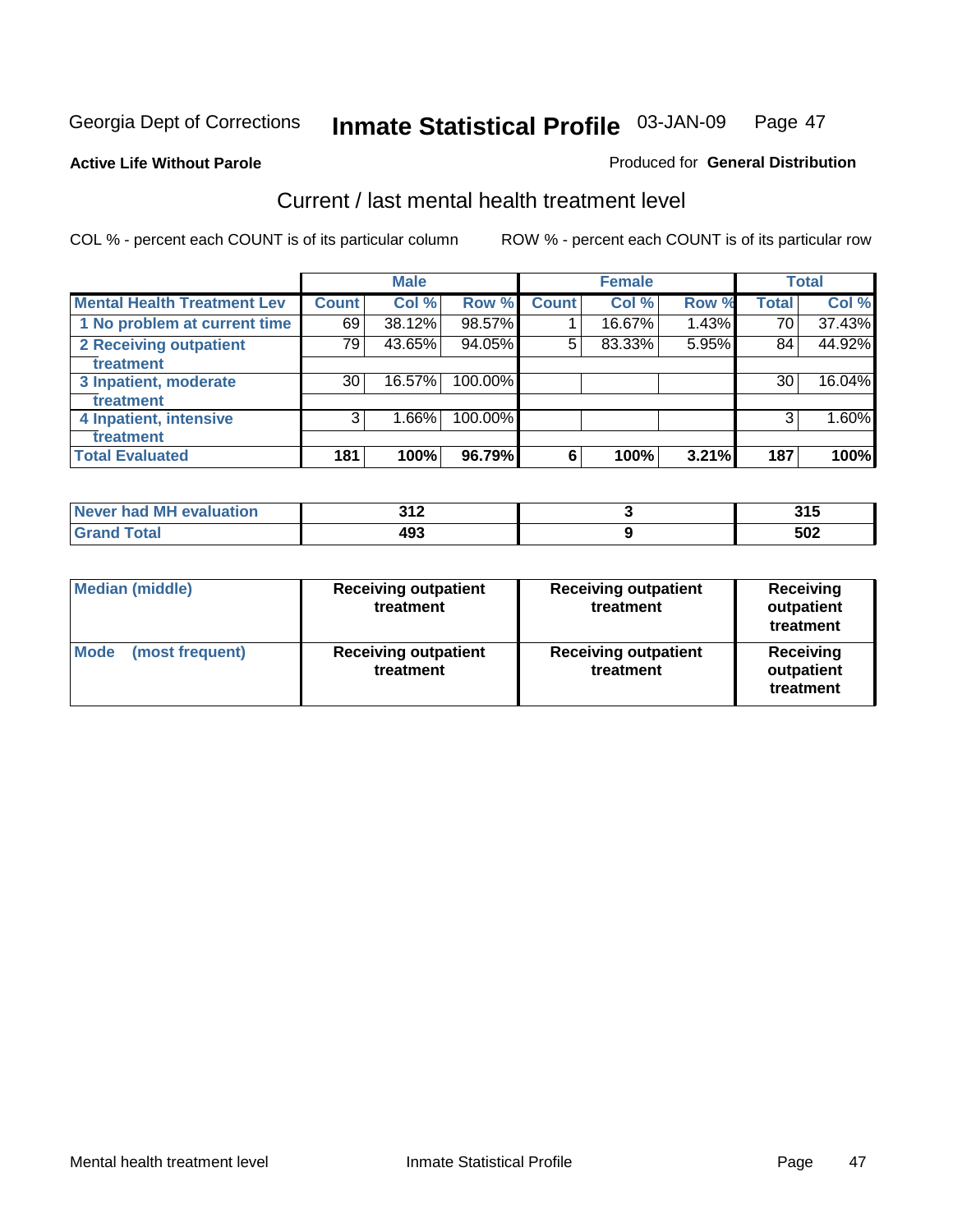Georgia Dept of Corrections **Inmate Statistical Profile** 03-JAN-09 Page 47

**Active Life Without Parole**

Produced for **General Distribution**

## Current / last mental health treatment level

COL % - percent each COUNT is of its particular column

ROW % - percent each COUNT is of its particular row

| | Male | | | Female | | | Total | |
|---|---|---|---|---|---|---|---|---|
| **Mental Health Treatment Lev** | **Count** | **Col %** | **Row %** | **Count** | **Col %** | **Row %** | **Total** | **Col %** |
| **1 No problem at current time** | 69 | 38.12% | 98.57% | 1 | 16.67% | 1.43% | 70 | 37.43% |
| **2 Receiving outpatient treatment** | 79 | 43.65% | 94.05% | 5 | 83.33% | 5.95% | 84 | 44.92% |
| **3 Inpatient, moderate treatment** | 30 | 16.57% | 100.00% | | | | 30 | 16.04% |
| **4 Inpatient, intensive treatment** | 3 | 1.66% | 100.00% | | | | 3 | 1.60% |
| **Total Evaluated** | **181** | **100%** | **96.79%** | **6** | **100%** | **3.21%** | **187** | **100%** |

| | Male | Female | Total |
|---|---|---|---|
| **Never had MH evaluation** | **312** | **3** | **315** |
| **Grand Total** | **493** | **9** | **502** |

| | Male | Female | Total |
|---|---|---|---|
| **Median (middle)** | **Receiving outpatient treatment** | **Receiving outpatient treatment** | **Receiving outpatient treatment** |
| **Mode (most frequent)** | **Receiving outpatient treatment** | **Receiving outpatient treatment** | **Receiving outpatient treatment** |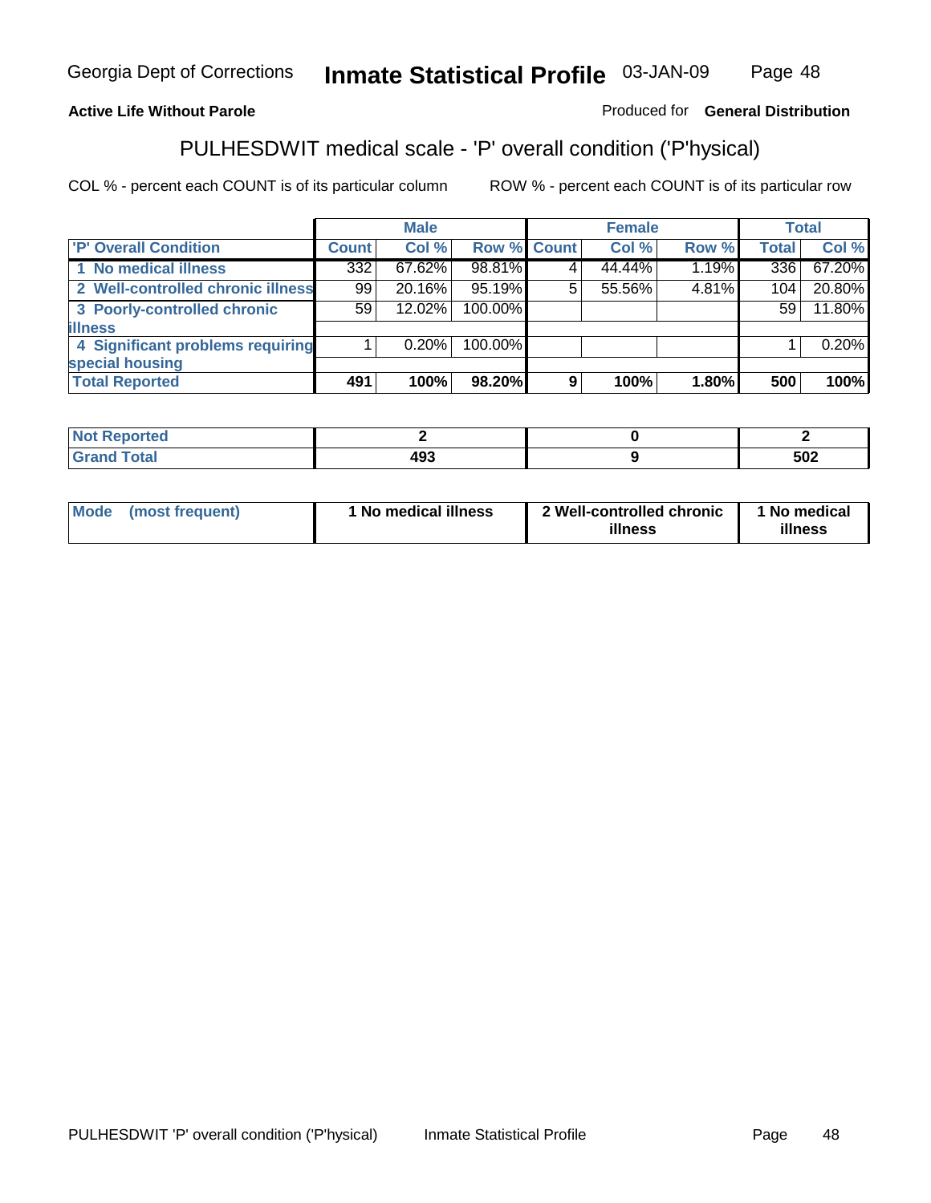Georgia Dept of Corrections **Inmate Statistical Profile** 03-JAN-09

**Active Life Without Parole**

Produced for **General Distribution**

## PULHESDWIT medical scale - 'P' overall condition ('P'hysical)

COL % - percent each COUNT is of its particular column    ROW % - percent each COUNT is of its particular row

| 'P' Overall Condition | Male Count | Male Col % | Male Row % | Female Count | Female Col % | Female Row % | Total | Total Col % |
|---|---|---|---|---|---|---|---|---|
| 1 No medical illness | 332 | 67.62% | 98.81% | 4 | 44.44% | 1.19% | 336 | 67.20% |
| 2 Well-controlled chronic illness | 99 | 20.16% | 95.19% | 5 | 55.56% | 4.81% | 104 | 20.80% |
| 3 Poorly-controlled chronic illness | 59 | 12.02% | 100.00% | | | | 59 | 11.80% |
| 4 Significant problems requiring special housing | 1 | 0.20% | 100.00% | | | | 1 | 0.20% |
| **Total Reported** | **491** | **100%** | **98.20%** | **9** | **100%** | **1.80%** | **500** | **100%** |

| | Male | Female | Total |
|---|---|---|---|
| Not Reported | 2 | 0 | 2 |
| Grand Total | 493 | 9 | 502 |

| | Male | Female | Total |
|---|---|---|---|
| Mode (most frequent) | 1 No medical illness | 2 Well-controlled chronic illness | 1 No medical illness |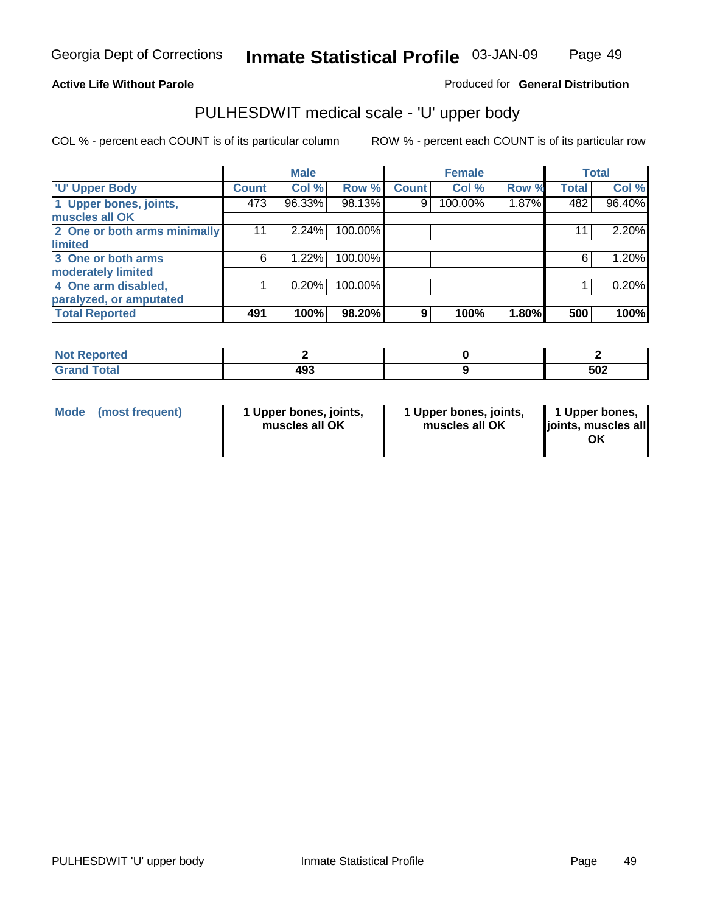Georgia Dept of Corrections **Inmate Statistical Profile** 03-JAN-09

**Active Life Without Parole**

Produced for **General Distribution**

## PULHESDWIT medical scale - 'U' upper body

COL % - percent each COUNT is of its particular column

ROW % - percent each COUNT is of its particular row

| | Male | | | Female | | | Total | |
|---|---|---|---|---|---|---|---|---|
| 'U' Upper Body | Count | Col % | Row % | Count | Col % | Row % | Total | Col % |
| 1 Upper bones, joints, muscles all OK | 473 | 96.33% | 98.13% | 9 | 100.00% | 1.87% | 482 | 96.40% |
| 2 One or both arms minimally limited | 11 | 2.24% | 100.00% | | | | 11 | 2.20% |
| 3 One or both arms moderately limited | 6 | 1.22% | 100.00% | | | | 6 | 1.20% |
| 4 One arm disabled, paralyzed, or amputated | 1 | 0.20% | 100.00% | | | | 1 | 0.20% |
| **Total Reported** | **491** | **100%** | **98.20%** | **9** | **100%** | **1.80%** | **500** | **100%** |

| | Male | Female | Total |
|---|---|---|---|
| Not Reported | 2 | 0 | 2 |
| Grand Total | 493 | 9 | 502 |

| | Male | Female | Total |
|---|---|---|---|
| Mode (most frequent) | 1 Upper bones, joints, muscles all OK | 1 Upper bones, joints, muscles all OK | 1 Upper bones, joints, muscles all OK |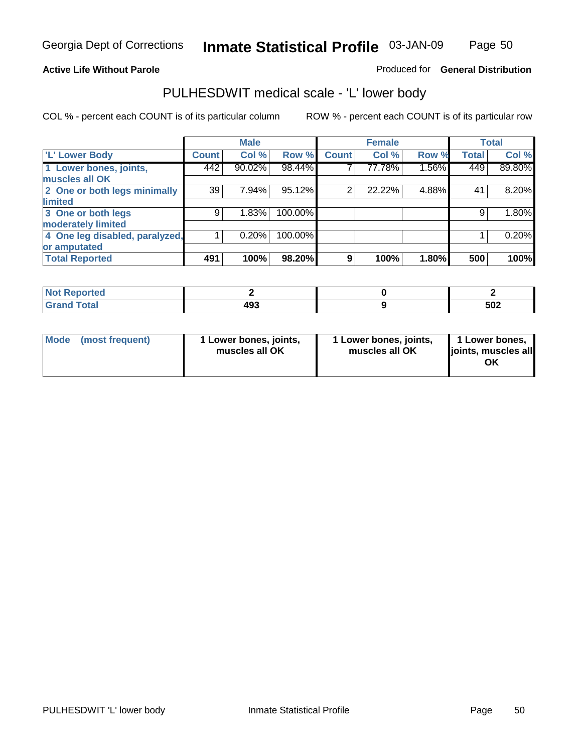Georgia Dept of Corrections **Inmate Statistical Profile** 03-JAN-09

**Active Life Without Parole**

Produced for **General Distribution**

## PULHESDWIT medical scale - 'L' lower body

COL % - percent each COUNT is of its particular column

ROW % - percent each COUNT is of its particular row

| | Male | | | Female | | | Total | |
|---|---|---|---|---|---|---|---|---|
| 'L' Lower Body | Count | Col % | Row % | Count | Col % | Row % | Total | Col % |
| 1 Lower bones, joints, muscles all OK | 442 | 90.02% | 98.44% | 7 | 77.78% | 1.56% | 449 | 89.80% |
| 2 One or both legs minimally limited | 39 | 7.94% | 95.12% | 2 | 22.22% | 4.88% | 41 | 8.20% |
| 3 One or both legs moderately limited | 9 | 1.83% | 100.00% | | | | 9 | 1.80% |
| 4 One leg disabled, paralyzed, or amputated | 1 | 0.20% | 100.00% | | | | 1 | 0.20% |
| **Total Reported** | **491** | **100%** | **98.20%** | **9** | **100%** | **1.80%** | **500** | **100%** |

| | Male | Female | Total |
|---|---|---|---|
| Not Reported | 2 | 0 | 2 |
| Grand Total | 493 | 9 | 502 |

| | Male | Female | Total |
|---|---|---|---|
| Mode (most frequent) | 1 Lower bones, joints, muscles all OK | 1 Lower bones, joints, muscles all OK | 1 Lower bones, joints, muscles all OK |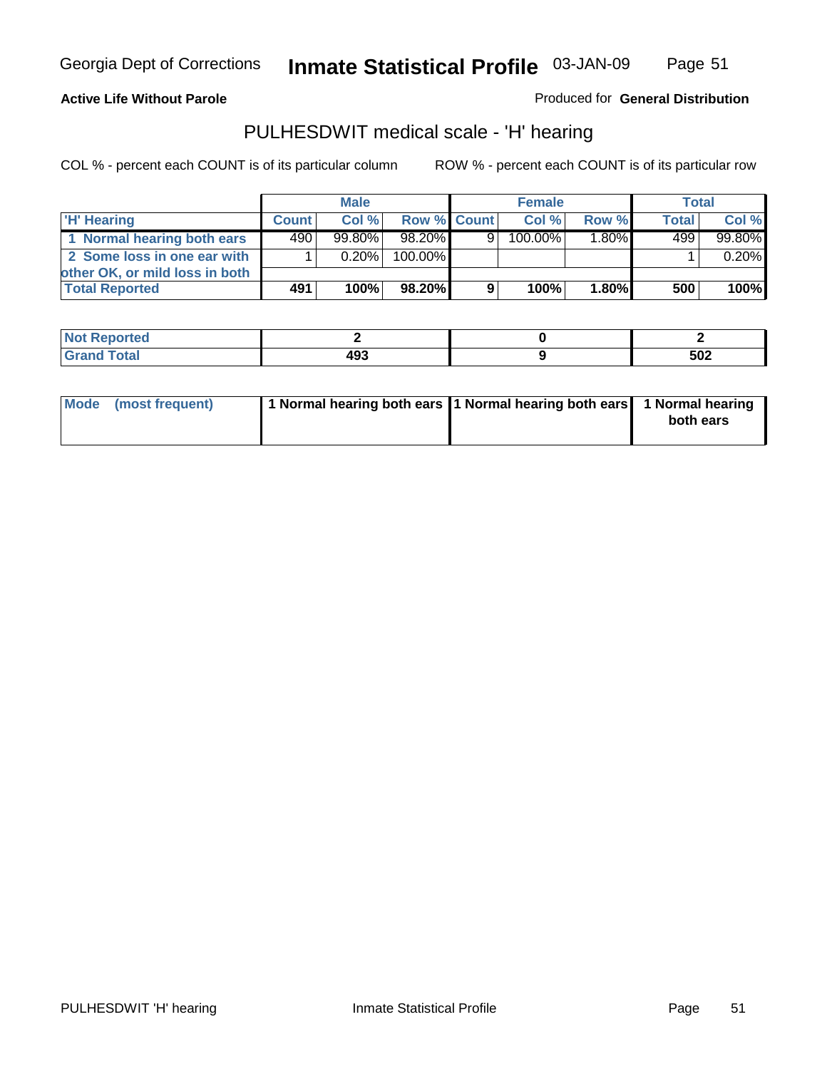**Active Life Without Parole**

Produced for **General Distribution**

## PULHESDWIT medical scale - 'H' hearing

COL % - percent each COUNT is of its particular column

ROW % - percent each COUNT is of its particular row

| | Male | | | Female | | | Total | |
|---|---|---|---|---|---|---|---|---|
| 'H' Hearing | Count | Col % | Row % | Count | Col % | Row % | Total | Col % |
| 1 Normal hearing both ears | 490 | 99.80% | 98.20% | 9 | 100.00% | 1.80% | 499 | 99.80% |
| 2 Some loss in one ear with other OK, or mild loss in both | 1 | 0.20% | 100.00% | | | | 1 | 0.20% |
| **Total Reported** | **491** | **100%** | **98.20%** | **9** | **100%** | **1.80%** | **500** | **100%** |

| | Male | Female | Total |
|---|---|---|---|
| Not Reported | 2 | 0 | 2 |
| Grand Total | 493 | 9 | 502 |

| | Male | Female | Total |
|---|---|---|---|
| Mode (most frequent) | 1 Normal hearing both ears | 1 Normal hearing both ears | 1 Normal hearing both ears |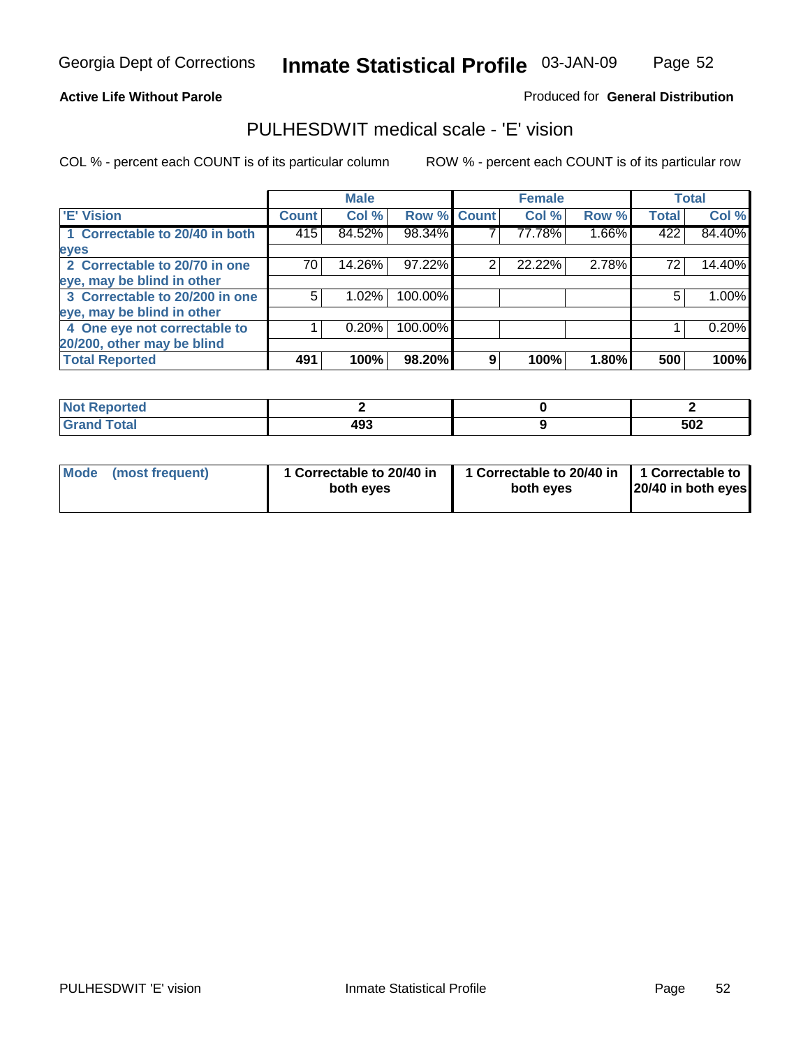Georgia Dept of Corrections **Inmate Statistical Profile** 03-JAN-09

**Active Life Without Parole**

Produced for **General Distribution**

## PULHESDWIT medical scale - 'E' vision

COL % - percent each COUNT is of its particular column

ROW % - percent each COUNT is of its particular row

| | Male | | | Female | | | Total | |
|---|---|---|---|---|---|---|---|---|
| 'E' Vision | Count | Col % | Row % | Count | Col % | Row % | Total | Col % |
| 1 Correctable to 20/40 in both eyes | 415 | 84.52% | 98.34% | 7 | 77.78% | 1.66% | 422 | 84.40% |
| 2 Correctable to 20/70 in one eye, may be blind in other | 70 | 14.26% | 97.22% | 2 | 22.22% | 2.78% | 72 | 14.40% |
| 3 Correctable to 20/200 in one eye, may be blind in other | 5 | 1.02% | 100.00% | | | | 5 | 1.00% |
| 4 One eye not correctable to 20/200, other may be blind | 1 | 0.20% | 100.00% | | | | 1 | 0.20% |
| **Total Reported** | **491** | **100%** | **98.20%** | **9** | **100%** | **1.80%** | **500** | **100%** |

| | Male | Female | Total |
|---|---|---|---|
| Not Reported | 2 | 0 | 2 |
| Grand Total | 493 | 9 | 502 |

| | Male | Female | Total |
|---|---|---|---|
| Mode (most frequent) | 1 Correctable to 20/40 in both eyes | 1 Correctable to 20/40 in both eyes | 1 Correctable to 20/40 in both eyes |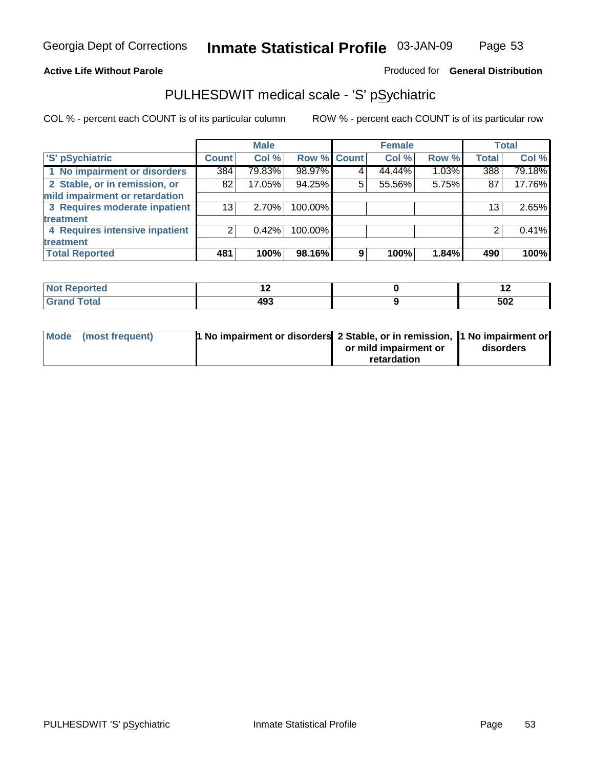Georgia Dept of Corrections **Inmate Statistical Profile** 03-JAN-09

**Active Life Without Parole**

Produced for **General Distribution**

## PULHESDWIT medical scale - 'S' pSychiatric

COL % - percent each COUNT is of its particular column

ROW % - percent each COUNT is of its particular row

| 'S' pSychiatric | Male | | | Female | | | Total | |
|---|---|---|---|---|---|---|---|---|
| | Count | Col % | Row % | Count | Col % | Row % | Total | Col % |
| 1 No impairment or disorders | 384 | 79.83% | 98.97% | 4 | 44.44% | 1.03% | 388 | 79.18% |
| 2 Stable, or in remission, or mild impairment or retardation | 82 | 17.05% | 94.25% | 5 | 55.56% | 5.75% | 87 | 17.76% |
| 3 Requires moderate inpatient treatment | 13 | 2.70% | 100.00% | | | | 13 | 2.65% |
| 4 Requires intensive inpatient treatment | 2 | 0.42% | 100.00% | | | | 2 | 0.41% |
| **Total Reported** | **481** | **100%** | **98.16%** | **9** | **100%** | **1.84%** | **490** | **100%** |

| | Male | Female | Total |
|---|---|---|---|
| Not Reported | 12 | 0 | 12 |
| Grand Total | 493 | 9 | 502 |

| | Male | Female | Total |
|---|---|---|---|
| Mode (most frequent) | 1 No impairment or disorders | 2 Stable, or in remission, or mild impairment or retardation | 1 No impairment or disorders |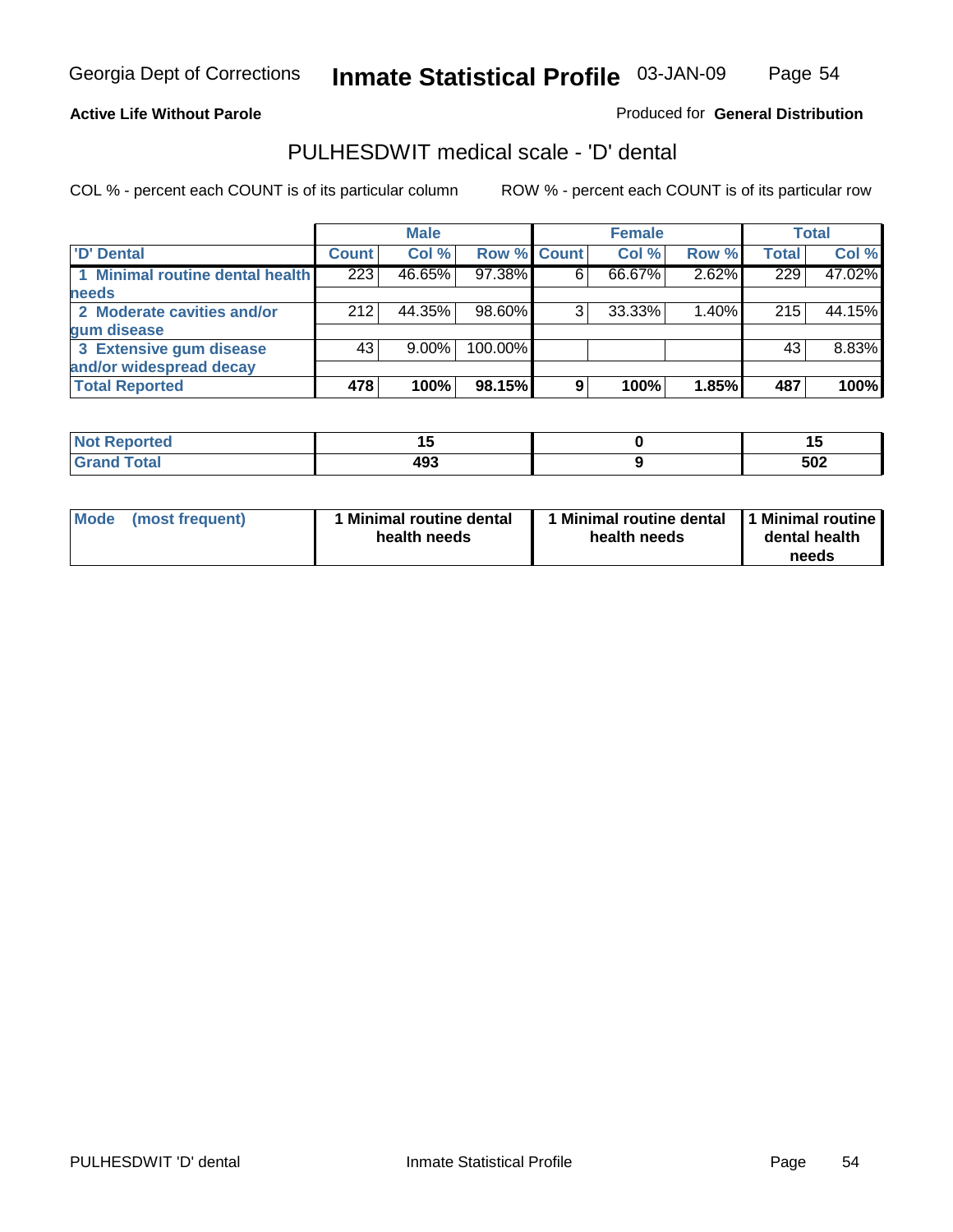**Active Life Without Parole**

Produced for **General Distribution**

## PULHESDWIT medical scale - 'D' dental

COL % - percent each COUNT is of its particular column

ROW % - percent each COUNT is of its particular row

| | Male | | | Female | | | Total | |
|---|---|---|---|---|---|---|---|---|
| 'D' Dental | Count | Col % | Row % | Count | Col % | Row % | Total | Col % |
| 1 Minimal routine dental health needs | 223 | 46.65% | 97.38% | 6 | 66.67% | 2.62% | 229 | 47.02% |
| 2 Moderate cavities and/or gum disease | 212 | 44.35% | 98.60% | 3 | 33.33% | 1.40% | 215 | 44.15% |
| 3 Extensive gum disease and/or widespread decay | 43 | 9.00% | 100.00% | | | | 43 | 8.83% |
| **Total Reported** | **478** | **100%** | **98.15%** | **9** | **100%** | **1.85%** | **487** | **100%** |

| | Male | Female | Total |
|---|---|---|---|
| Not Reported | 15 | 0 | 15 |
| Grand Total | 493 | 9 | 502 |

| | Male | Female | Total |
|---|---|---|---|
| Mode (most frequent) | 1 Minimal routine dental health needs | 1 Minimal routine dental health needs | 1 Minimal routine dental health needs |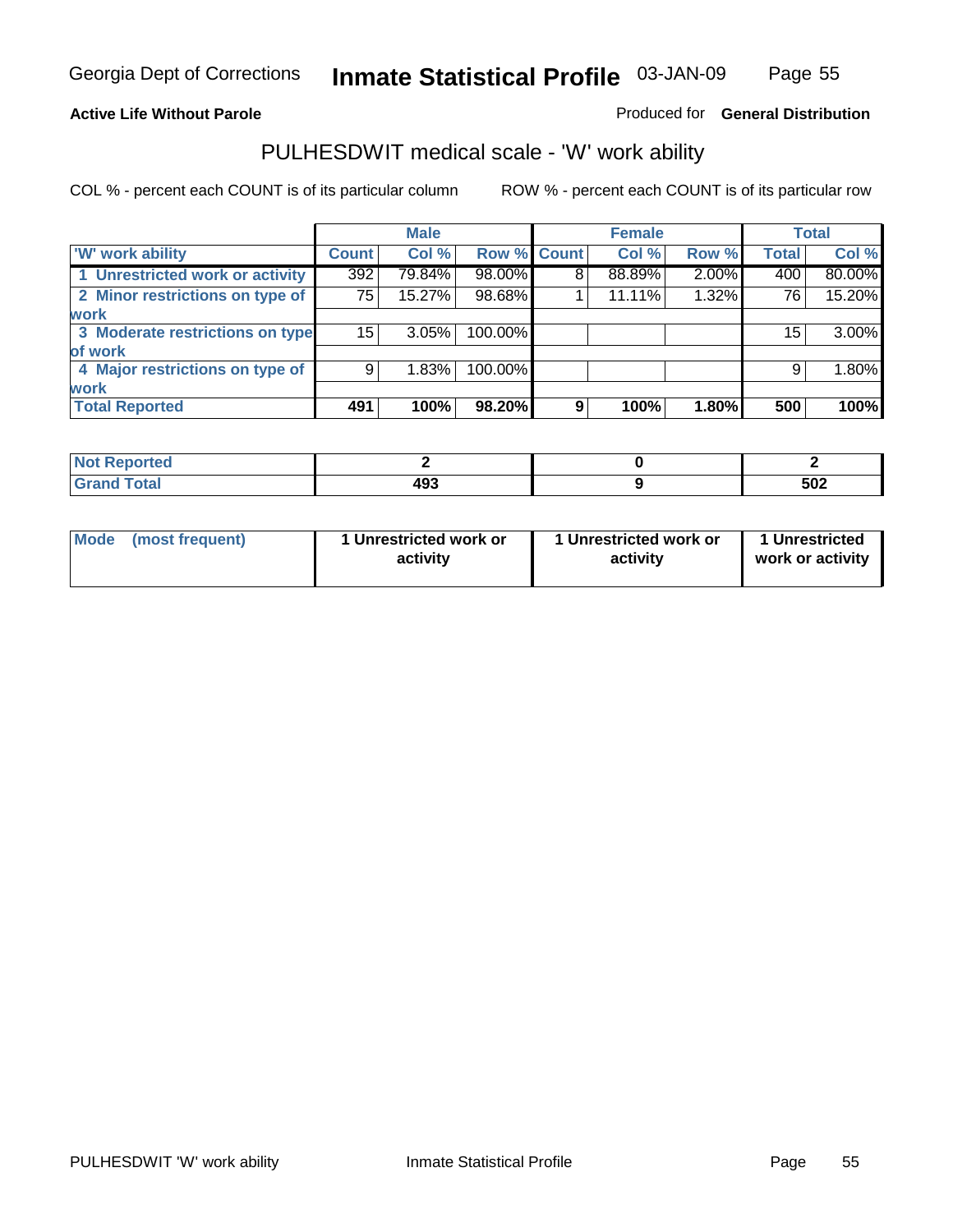Georgia Dept of Corrections **Inmate Statistical Profile** 03-JAN-09

**Active Life Without Parole**

Produced for **General Distribution**

# PULHESDWIT medical scale - 'W' work ability

COL % - percent each COUNT is of its particular column ROW % - percent each COUNT is of its particular row

| | Male | | | Female | | | Total | |
|---|---|---|---|---|---|---|---|---|
| 'W' work ability | Count | Col % | Row % | Count | Col % | Row % | Total | Col % |
| 1 Unrestricted work or activity | 392 | 79.84% | 98.00% | 8 | 88.89% | 2.00% | 400 | 80.00% |
| 2 Minor restrictions on type of work | 75 | 15.27% | 98.68% | 1 | 11.11% | 1.32% | 76 | 15.20% |
| 3 Moderate restrictions on type of work | 15 | 3.05% | 100.00% | | | | 15 | 3.00% |
| 4 Major restrictions on type of work | 9 | 1.83% | 100.00% | | | | 9 | 1.80% |
| **Total Reported** | **491** | **100%** | **98.20%** | **9** | **100%** | **1.80%** | **500** | **100%** |

| | Male | Female | Total |
|---|---|---|---|
| Not Reported | 2 | 0 | 2 |
| Grand Total | 493 | 9 | 502 |

| | Male | Female | Total |
|---|---|---|---|
| Mode (most frequent) | 1 Unrestricted work or activity | 1 Unrestricted work or activity | 1 Unrestricted work or activity |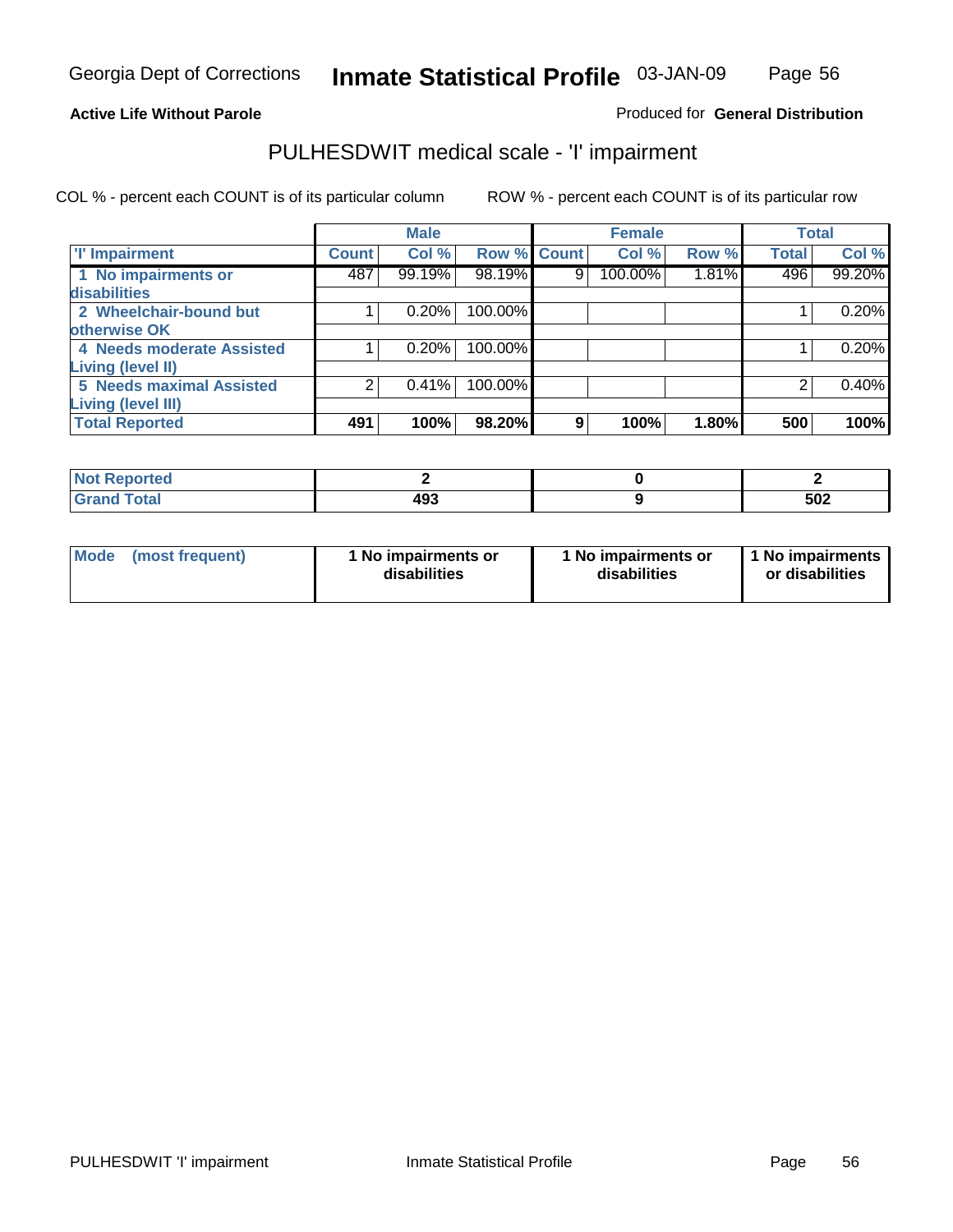Georgia Dept of Corrections **Inmate Statistical Profile** 03-JAN-09

**Active Life Without Parole** Produced for **General Distribution**

## PULHESDWIT medical scale - 'I' impairment

COL % - percent each COUNT is of its particular column ROW % - percent each COUNT is of its particular row

| | Male | | | Female | | | Total | |
|---|---|---|---|---|---|---|---|---|
| 'I' Impairment | Count | Col % | Row % | Count | Col % | Row % | Total | Col % |
| 1 No impairments or disabilities | 487 | 99.19% | 98.19% | 9 | 100.00% | 1.81% | 496 | 99.20% |
| 2 Wheelchair-bound but otherwise OK | 1 | 0.20% | 100.00% | | | | 1 | 0.20% |
| 4 Needs moderate Assisted Living (level II) | 1 | 0.20% | 100.00% | | | | 1 | 0.20% |
| 5 Needs maximal Assisted Living (level III) | 2 | 0.41% | 100.00% | | | | 2 | 0.40% |
| **Total Reported** | **491** | **100%** | **98.20%** | **9** | **100%** | **1.80%** | **500** | **100%** |

| | Male | Female | Total |
|---|---|---|---|
| Not Reported | 2 | 0 | 2 |
| Grand Total | 493 | 9 | 502 |

| | Male | Female | Total |
|---|---|---|---|
| Mode (most frequent) | 1 No impairments or disabilities | 1 No impairments or disabilities | 1 No impairments or disabilities |

PULHESDWIT 'I' impairment Inmate Statistical Profile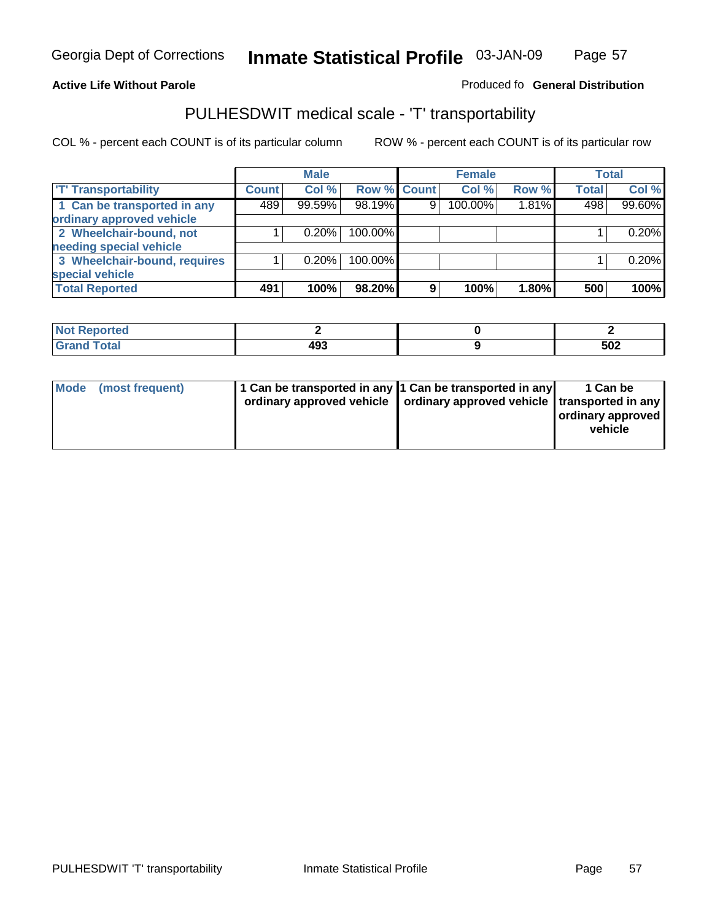Georgia Dept of Corrections **Inmate Statistical Profile** 03-JAN-09

**Active Life Without Parole**

Produced fo **General Distribution**

# PULHESDWIT medical scale - 'T' transportability

COL % - percent each COUNT is of its particular column

ROW % - percent each COUNT is of its particular row

| | Male | | | Female | | | Total | |
|---|---|---|---|---|---|---|---|---|
| 'T' Transportability | Count | Col % | Row % | Count | Col % | Row % | Total | Col % |
| 1 Can be transported in any ordinary approved vehicle | 489 | 99.59% | 98.19% | 9 | 100.00% | 1.81% | 498 | 99.60% |
| 2 Wheelchair-bound, not needing special vehicle | 1 | 0.20% | 100.00% | | | | 1 | 0.20% |
| 3 Wheelchair-bound, requires special vehicle | 1 | 0.20% | 100.00% | | | | 1 | 0.20% |
| **Total Reported** | **491** | **100%** | **98.20%** | **9** | **100%** | **1.80%** | **500** | **100%** |

| | Male | Female | Total |
|---|---|---|---|
| Not Reported | 2 | 0 | 2 |
| Grand Total | 493 | 9 | 502 |

| | Male | Female | Total |
|---|---|---|---|
| Mode (most frequent) | 1 Can be transported in any ordinary approved vehicle | 1 Can be transported in any ordinary approved vehicle | 1 Can be transported in any ordinary approved vehicle |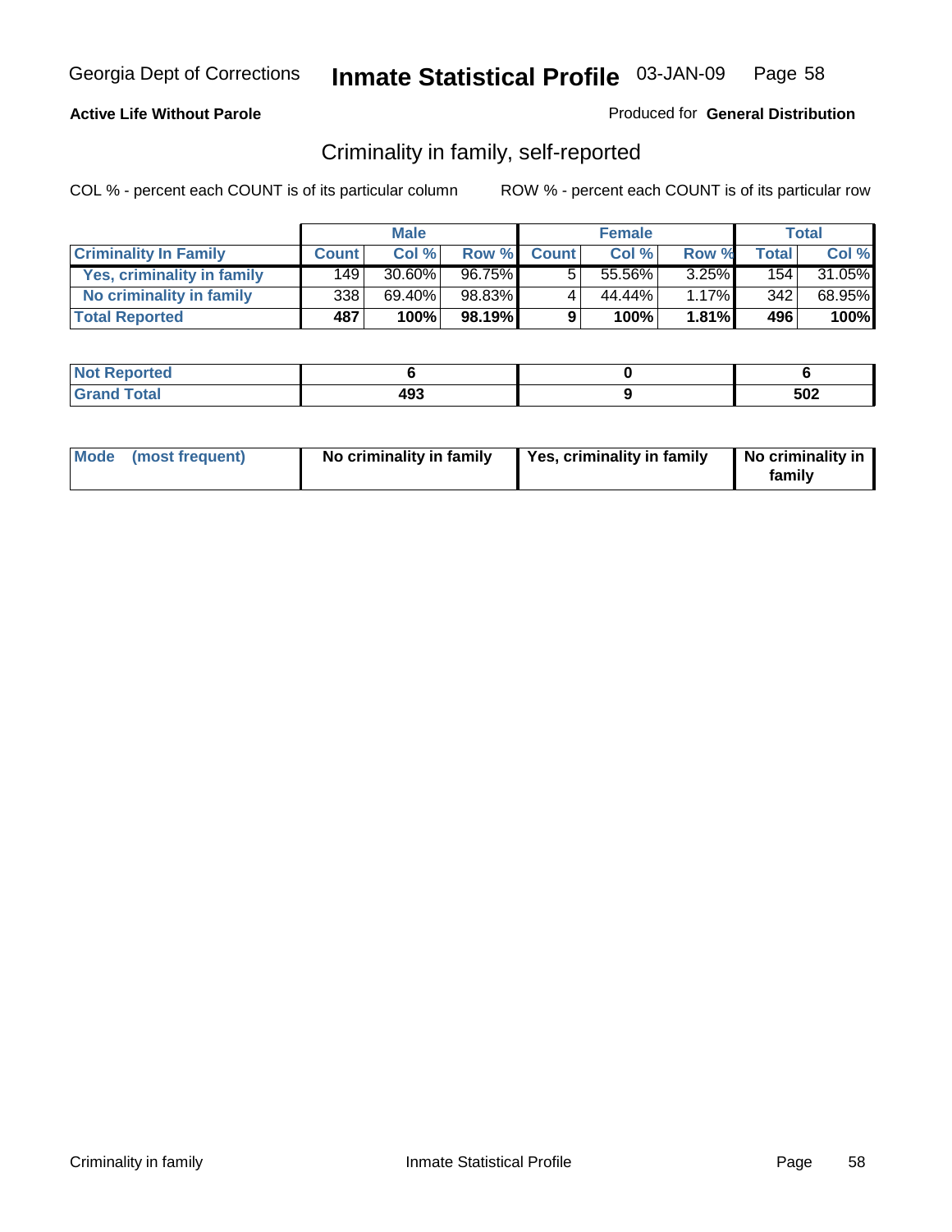Georgia Dept of Corrections **Inmate Statistical Profile** 03-JAN-09

**Active Life Without Parole**

Produced for **General Distribution**

## Criminality in family, self-reported

COL % - percent each COUNT is of its particular column ROW % - percent each COUNT is of its particular row

| | Male | | | Female | | | Total | |
|---|---|---|---|---|---|---|---|---|
| **Criminality In Family** | **Count** | **Col %** | **Row %** | **Count** | **Col %** | **Row %** | **Total** | **Col %** |
| **Yes, criminality in family** | 149 | 30.60% | 96.75% | 5 | 55.56% | 3.25% | 154 | 31.05% |
| **No criminality in family** | 338 | 69.40% | 98.83% | 4 | 44.44% | 1.17% | 342 | 68.95% |
| **Total Reported** | **487** | **100%** | **98.19%** | **9** | **100%** | **1.81%** | **496** | **100%** |

| | Male | Female | Total |
|---|---|---|---|
| **Not Reported** | **6** | **0** | **6** |
| **Grand Total** | **493** | **9** | **502** |

| | Male | Female | Total |
|---|---|---|---|
| **Mode (most frequent)** | **No criminality in family** | **Yes, criminality in family** | **No criminality in family** |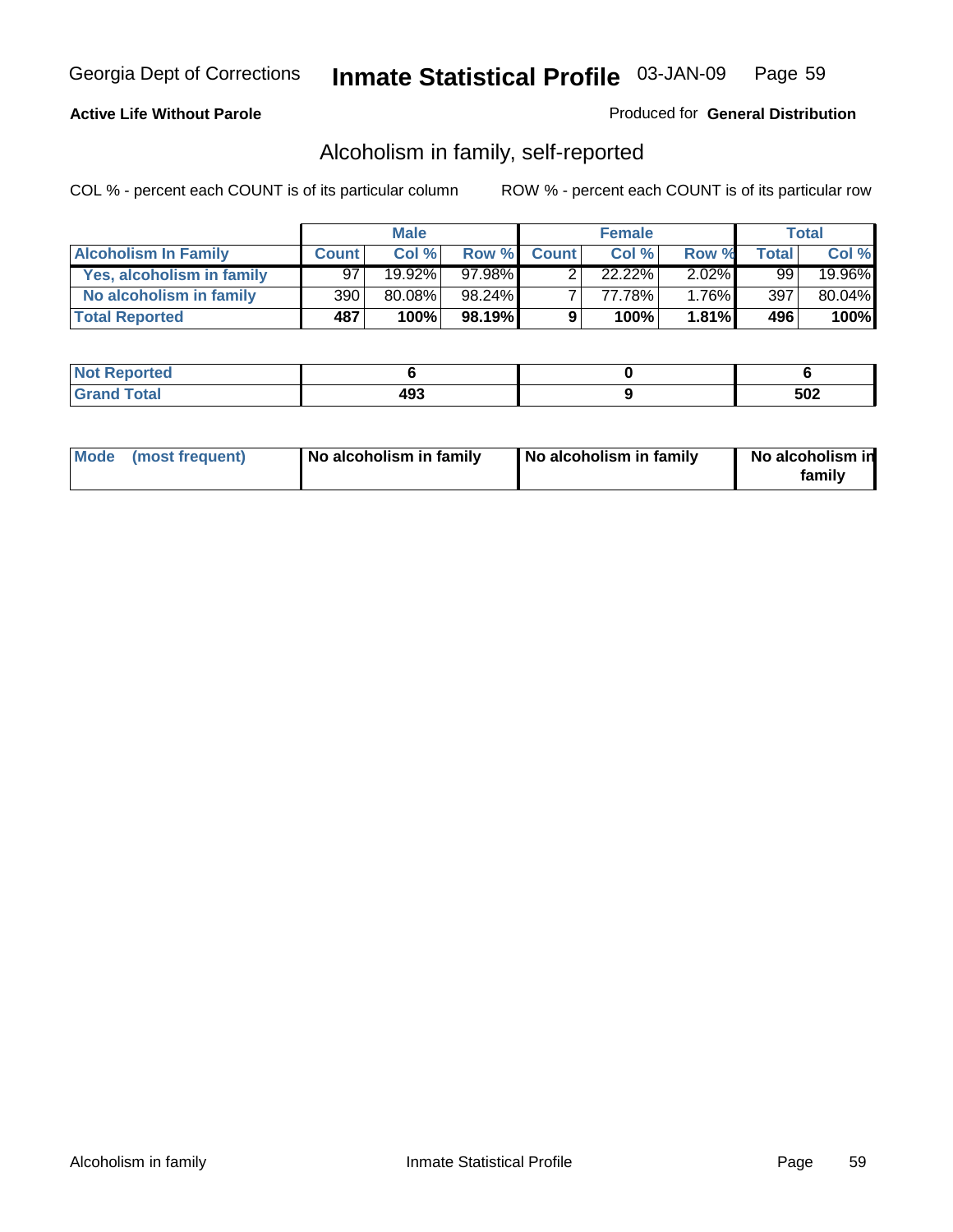Georgia Dept of Corrections **Inmate Statistical Profile** 03-JAN-09

**Active Life Without Parole**

Produced for **General Distribution**

## Alcoholism in family, self-reported

COL % - percent each COUNT is of its particular column

ROW % - percent each COUNT is of its particular row

| | Male | | | Female | | | Total | |
|---|---|---|---|---|---|---|---|---|
| **Alcoholism In Family** | **Count** | **Col %** | **Row %** | **Count** | **Col %** | **Row %** | **Total** | **Col %** |
| **Yes, alcoholism in family** | 97 | 19.92% | 97.98% | 2 | 22.22% | 2.02% | 99 | 19.96% |
| **No alcoholism in family** | 390 | 80.08% | 98.24% | 7 | 77.78% | 1.76% | 397 | 80.04% |
| **Total Reported** | **487** | **100%** | **98.19%** | **9** | **100%** | **1.81%** | **496** | **100%** |

| | Male | Female | Total |
|---|---|---|---|
| **Not Reported** | **6** | **0** | **6** |
| **Grand Total** | **493** | **9** | **502** |

| | Male | Female | Total |
|---|---|---|---|
| **Mode (most frequent)** | **No alcoholism in family** | **No alcoholism in family** | **No alcoholism in family** |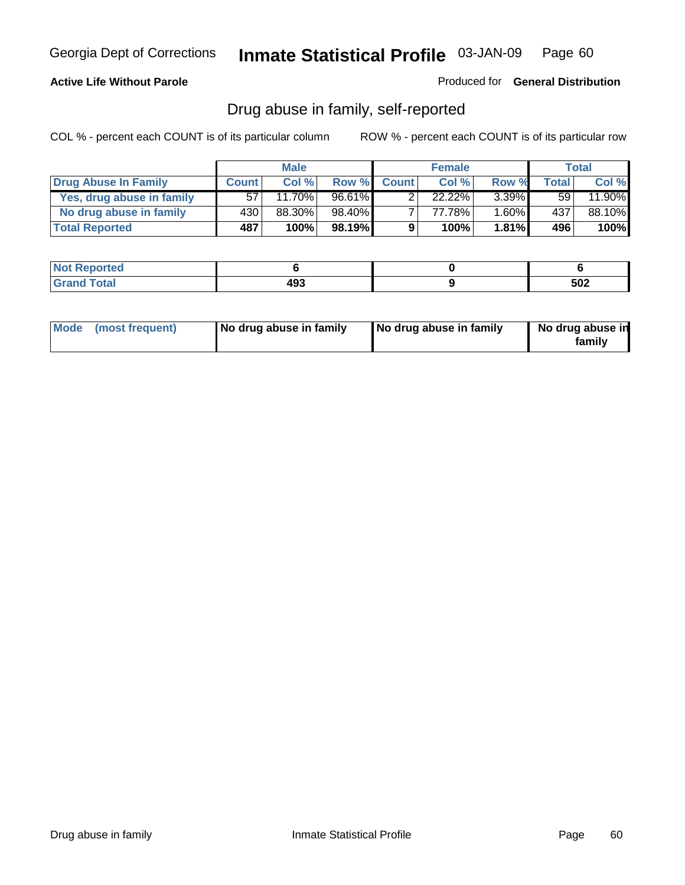Georgia Dept of Corrections **Inmate Statistical Profile** 03-JAN-09

**Active Life Without Parole** Produced for **General Distribution**

## Drug abuse in family, self-reported

COL % - percent each COUNT is of its particular column ROW % - percent each COUNT is of its particular row

| | Male | | | Female | | | Total | |
|---|---|---|---|---|---|---|---|---|
| **Drug Abuse In Family** | **Count** | **Col %** | **Row %** | **Count** | **Col %** | **Row %** | **Total** | **Col %** |
| **Yes, drug abuse in family** | 57 | 11.70% | 96.61% | 2 | 22.22% | 3.39% | 59 | 11.90% |
| **No drug abuse in family** | 430 | 88.30% | 98.40% | 7 | 77.78% | 1.60% | 437 | 88.10% |
| **Total Reported** | **487** | **100%** | **98.19%** | **9** | **100%** | **1.81%** | **496** | **100%** |

| | Male | Female | Total |
|---|---|---|---|
| **Not Reported** | **6** | **0** | **6** |
| **Grand Total** | **493** | **9** | **502** |

| | Male | Female | Total |
|---|---|---|---|
| **Mode (most frequent)** | **No drug abuse in family** | **No drug abuse in family** | **No drug abuse in family** |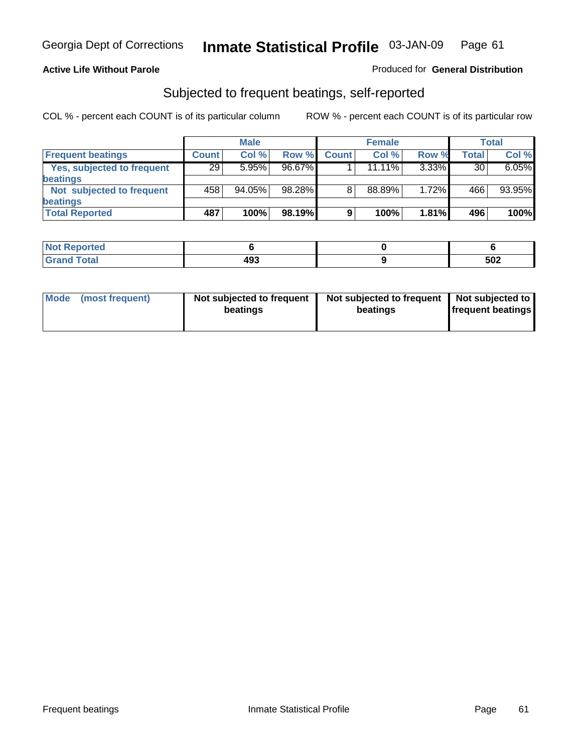Georgia Dept of Corrections **Inmate Statistical Profile** 03-JAN-09

**Active Life Without Parole** Produced for **General Distribution**

## Subjected to frequent beatings, self-reported

COL % - percent each COUNT is of its particular column ROW % - percent each COUNT is of its particular row

| | Male | | | Female | | | Total | |
|---|---|---|---|---|---|---|---|---|
| **Frequent beatings** | **Count** | **Col %** | **Row %** | **Count** | **Col %** | **Row %** | **Total** | **Col %** |
| **Yes, subjected to frequent beatings** | 29 | 5.95% | 96.67% | 1 | 11.11% | 3.33% | 30 | 6.05% |
| **Not subjected to frequent beatings** | 458 | 94.05% | 98.28% | 8 | 88.89% | 1.72% | 466 | 93.95% |
| **Total Reported** | **487** | **100%** | **98.19%** | **9** | **100%** | **1.81%** | **496** | **100%** |

| | Male | Female | Total |
|---|---|---|---|
| **Not Reported** | **6** | **0** | **6** |
| **Grand Total** | **493** | **9** | **502** |

| | Male | Female | Total |
|---|---|---|---|
| **Mode (most frequent)** | **Not subjected to frequent beatings** | **Not subjected to frequent beatings** | **Not subjected to frequent beatings** |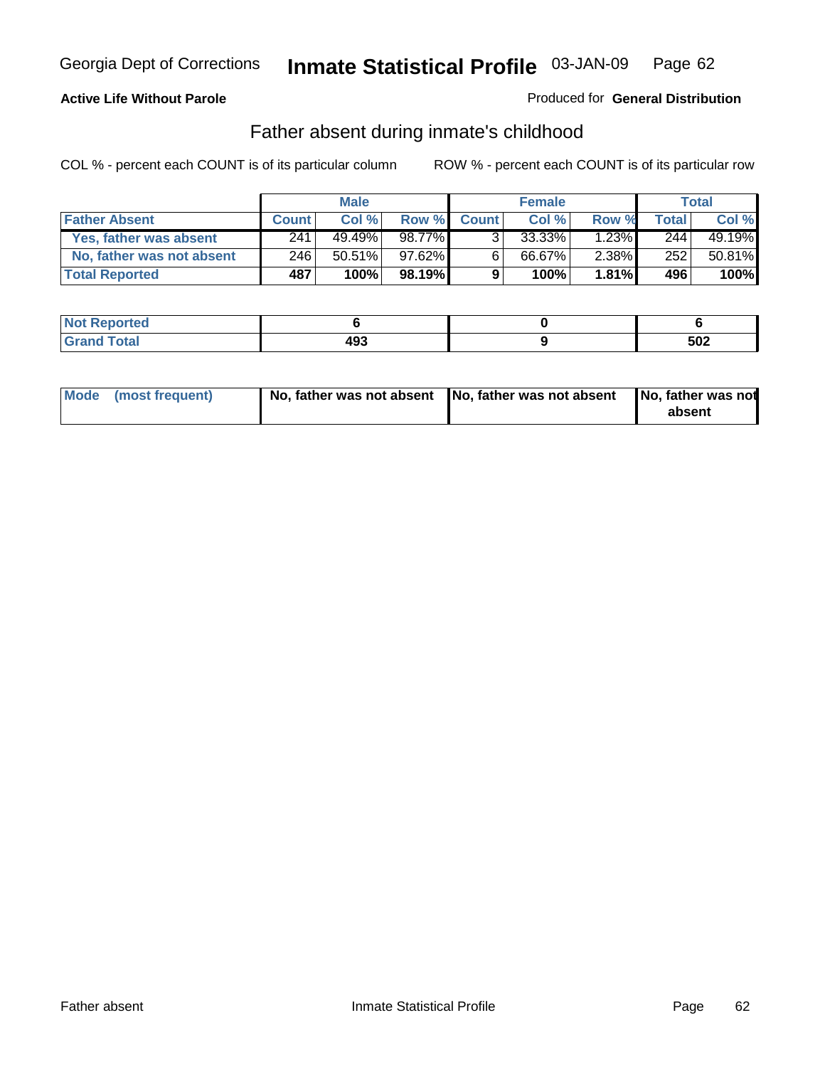**Active Life Without Parole** Produced for **General Distribution**

## Father absent during inmate's childhood

COL % - percent each COUNT is of its particular column ROW % - percent each COUNT is of its particular row

| | Male | | | Female | | | Total | |
|---|---|---|---|---|---|---|---|---|
| **Father Absent** | **Count** | **Col %** | **Row %** | **Count** | **Col %** | **Row %** | **Total** | **Col %** |
| **Yes, father was absent** | 241 | 49.49% | 98.77% | 3 | 33.33% | 1.23% | 244 | 49.19% |
| **No, father was not absent** | 246 | 50.51% | 97.62% | 6 | 66.67% | 2.38% | 252 | 50.81% |
| **Total Reported** | **487** | **100%** | **98.19%** | **9** | **100%** | **1.81%** | **496** | **100%** |

| | Male | Female | Total |
|---|---|---|---|
| **Not Reported** | **6** | **0** | **6** |
| **Grand Total** | **493** | **9** | **502** |

| | Male | Female | Total |
|---|---|---|---|
| **Mode (most frequent)** | **No, father was not absent** | **No, father was not absent** | **No, father was not absent** |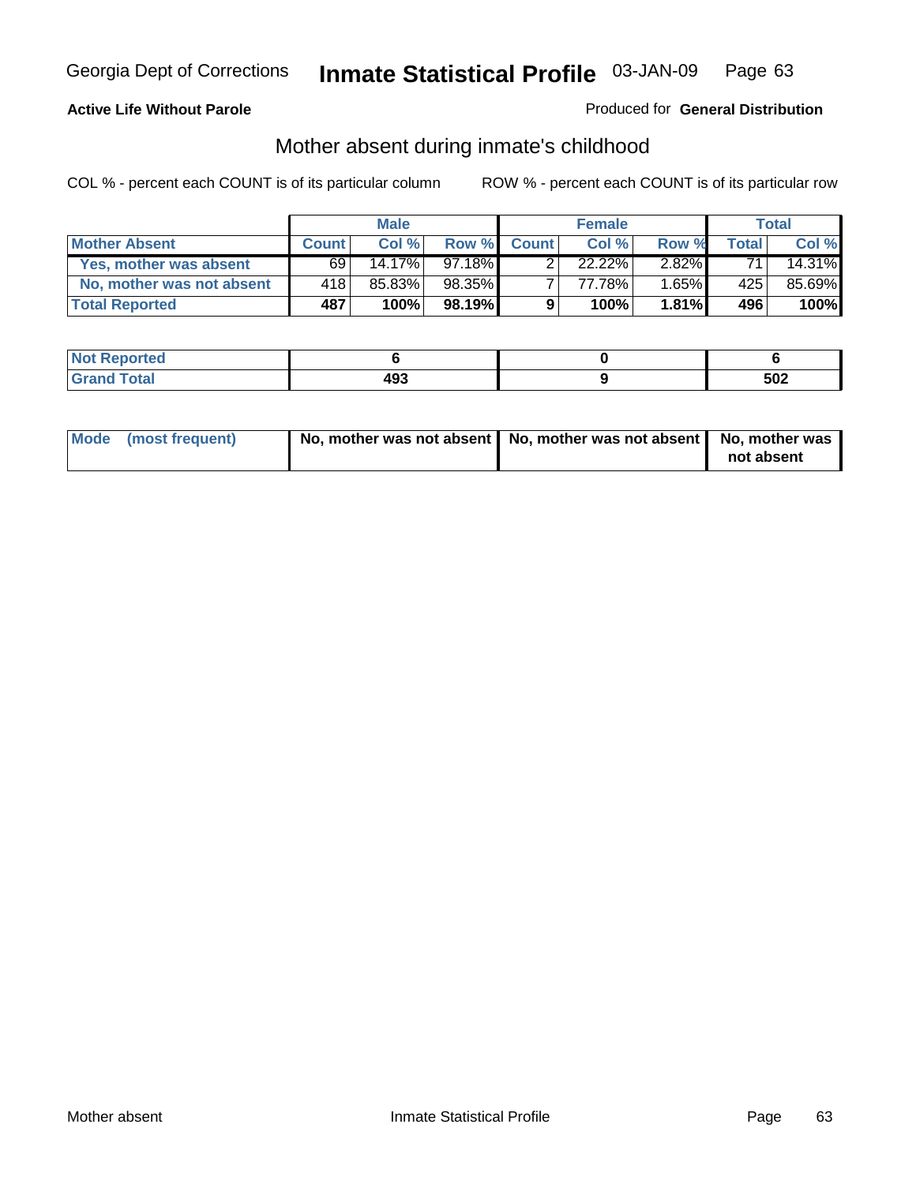Georgia Dept of Corrections **Inmate Statistical Profile** 03-JAN-09

**Active Life Without Parole**

Produced for **General Distribution**

## Mother absent during inmate's childhood

COL % - percent each COUNT is of its particular column

ROW % - percent each COUNT is of its particular row

| | Male | | | Female | | | Total | |
|---|---|---|---|---|---|---|---|---|
| **Mother Absent** | **Count** | **Col %** | **Row %** | **Count** | **Col %** | **Row %** | **Total** | **Col %** |
| **Yes, mother was absent** | 69 | 14.17% | 97.18% | 2 | 22.22% | 2.82% | 71 | 14.31% |
| **No, mother was not absent** | 418 | 85.83% | 98.35% | 7 | 77.78% | 1.65% | 425 | 85.69% |
| **Total Reported** | **487** | **100%** | **98.19%** | **9** | **100%** | **1.81%** | **496** | **100%** |

| | Male | Female | Total |
|---|---|---|---|
| **Not Reported** | **6** | **0** | **6** |
| **Grand Total** | **493** | **9** | **502** |

| | Male | Female | Total |
|---|---|---|---|
| **Mode (most frequent)** | **No, mother was not absent** | **No, mother was not absent** | **No, mother was not absent** |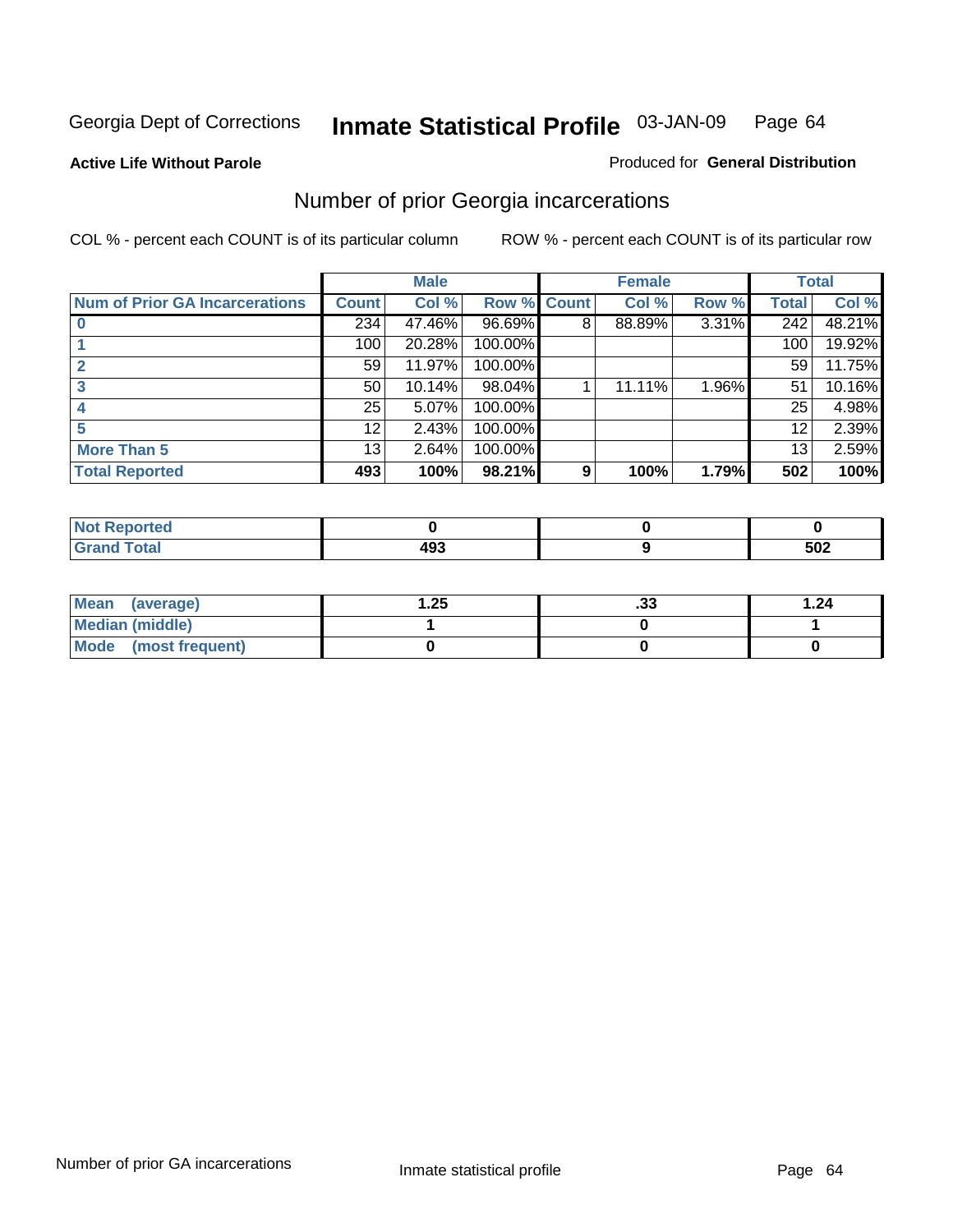Georgia Dept of Corrections **Inmate Statistical Profile** 03-JAN-09

**Active Life Without Parole**

Produced for **General Distribution**

## Number of prior Georgia incarcerations

COL % - percent each COUNT is of its particular column

ROW % - percent each COUNT is of its particular row

| | Male | | | Female | | | Total | |
|---|---|---|---|---|---|---|---|---|
| **Num of Prior GA Incarcerations** | **Count** | **Col %** | **Row %** | **Count** | **Col %** | **Row %** | **Total** | **Col %** |
| **0** | 234 | 47.46% | 96.69% | 8 | 88.89% | 3.31% | 242 | 48.21% |
| **1** | 100 | 20.28% | 100.00% | | | | 100 | 19.92% |
| **2** | 59 | 11.97% | 100.00% | | | | 59 | 11.75% |
| **3** | 50 | 10.14% | 98.04% | 1 | 11.11% | 1.96% | 51 | 10.16% |
| **4** | 25 | 5.07% | 100.00% | | | | 25 | 4.98% |
| **5** | 12 | 2.43% | 100.00% | | | | 12 | 2.39% |
| **More Than 5** | 13 | 2.64% | 100.00% | | | | 13 | 2.59% |
| **Total Reported** | **493** | **100%** | **98.21%** | **9** | **100%** | **1.79%** | **502** | **100%** |

| | Male | Female | Total |
|---|---|---|---|
| **Not Reported** | **0** | **0** | **0** |
| **Grand Total** | **493** | **9** | **502** |

| | Male | Female | Total |
|---|---|---|---|
| **Mean (average)** | **1.25** | **.33** | **1.24** |
| **Median (middle)** | **1** | **0** | **1** |
| **Mode (most frequent)** | **0** | **0** | **0** |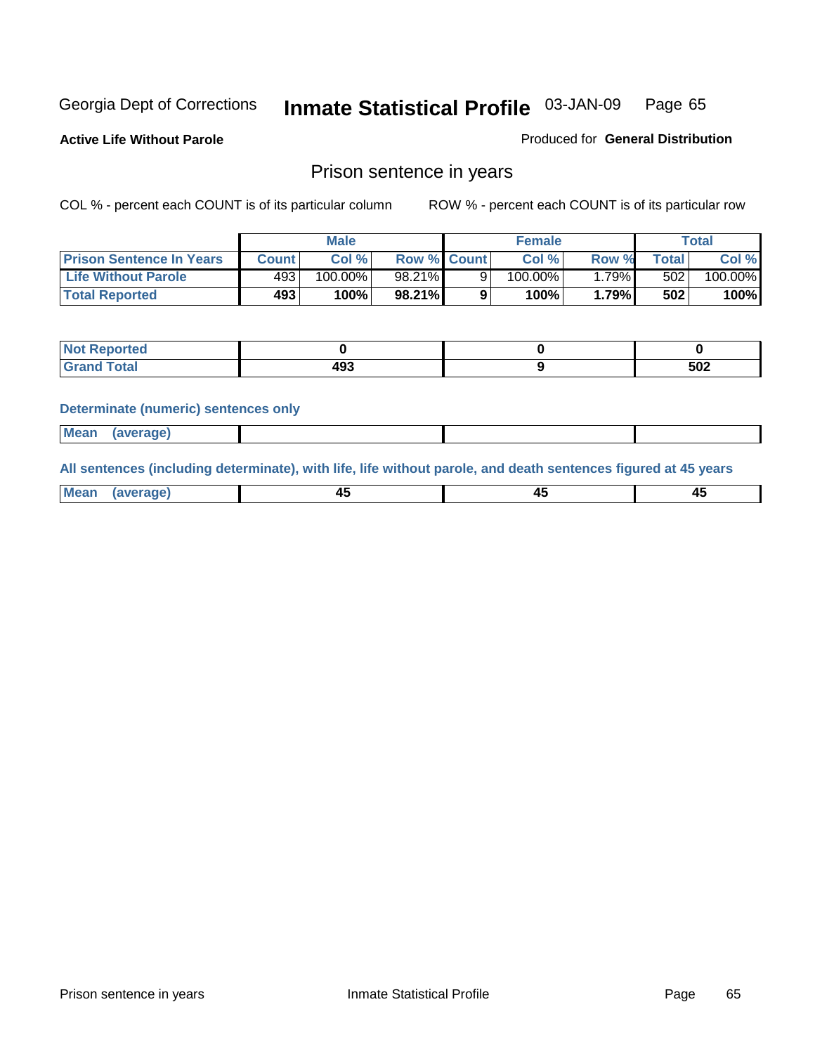Georgia Dept of Corrections **Inmate Statistical Profile** 03-JAN-09

**Active Life Without Parole**

Produced for **General Distribution**

## Prison sentence in years

COL % - percent each COUNT is of its particular column

ROW % - percent each COUNT is of its particular row

| | Male | | | Female | | | Total | |
|---|---|---|---|---|---|---|---|---|
| **Prison Sentence In Years** | **Count** | **Col %** | **Row %** | **Count** | **Col %** | **Row %** | **Total** | **Col %** |
| **Life Without Parole** | 493 | 100.00% | 98.21% | 9 | 100.00% | 1.79% | 502 | 100.00% |
| **Total Reported** | **493** | **100%** | **98.21%** | **9** | **100%** | **1.79%** | **502** | **100%** |

| | Male | Female | Total |
|---|---|---|---|
| **Not Reported** | **0** | **0** | **0** |
| **Grand Total** | **493** | **9** | **502** |

**Determinate (numeric) sentences only**

| | Male | Female | Total |
|---|---|---|---|
| **Mean (average)** | | | |

**All sentences (including determinate), with life, life without parole, and death sentences figured at 45 years**

| | Male | Female | Total |
|---|---|---|---|
| **Mean (average)** | **45** | **45** | **45** |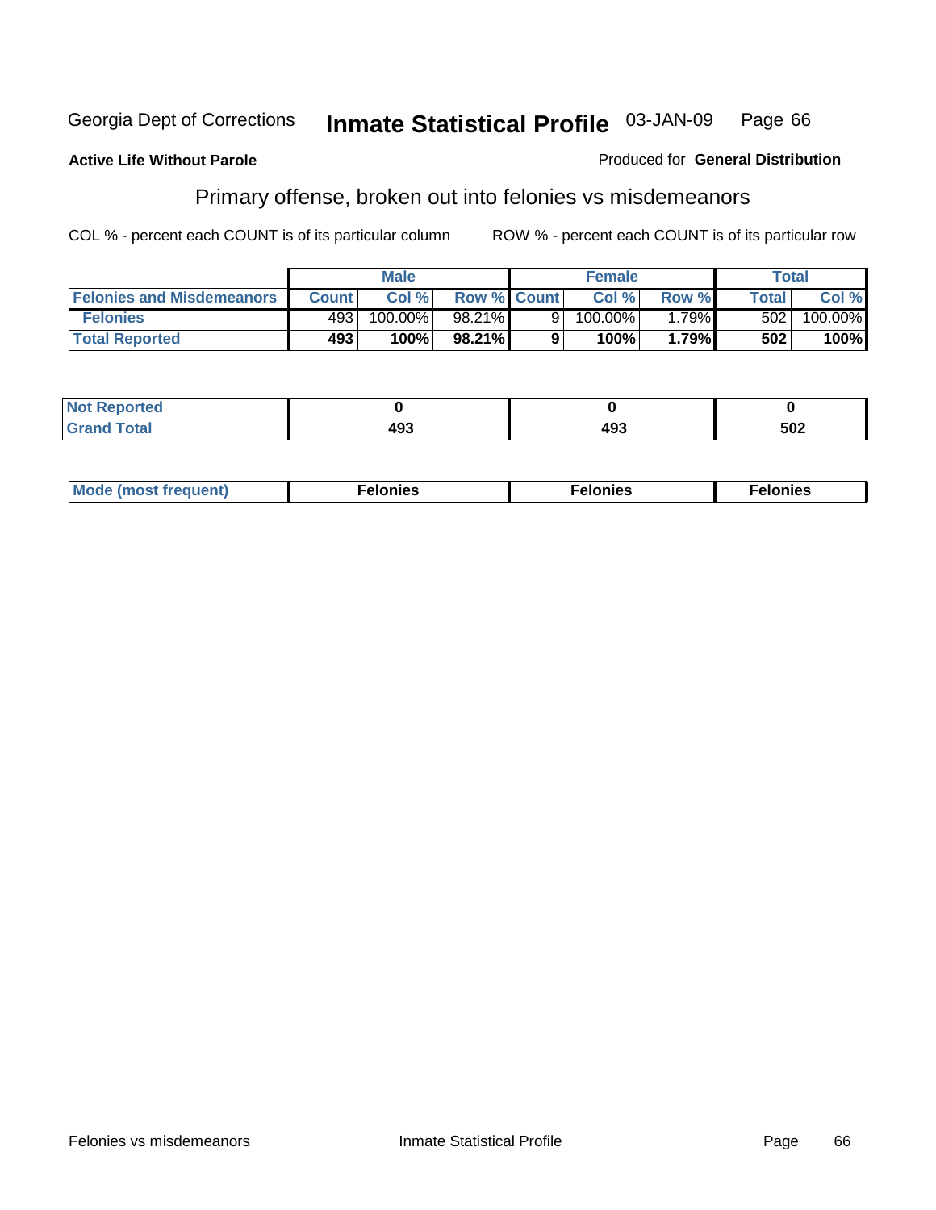Georgia Dept of Corrections **Inmate Statistical Profile** 03-JAN-09 Page 66

**Active Life Without Parole**

Produced for **General Distribution**

## Primary offense, broken out into felonies vs misdemeanors

COL % - percent each COUNT is of its particular column

ROW % - percent each COUNT is of its particular row

| | Male | | | Female | | | Total | |
|---|---|---|---|---|---|---|---|---|
| Felonies and Misdemeanors | Count | Col % | Row % | Count | Col % | Row % | Total | Col % |
| Felonies | 493 | 100.00% | 98.21% | 9 | 100.00% | 1.79% | 502 | 100.00% |
| **Total Reported** | **493** | **100%** | **98.21%** | **9** | **100%** | **1.79%** | **502** | **100%** |

| | Male | Female | Total |
|---|---|---|---|
| Not Reported | **0** | **0** | **0** |
| Grand Total | **493** | **493** | **502** |

| | Male | Female | Total |
|---|---|---|---|
| Mode (most frequent) | **Felonies** | **Felonies** | **Felonies** |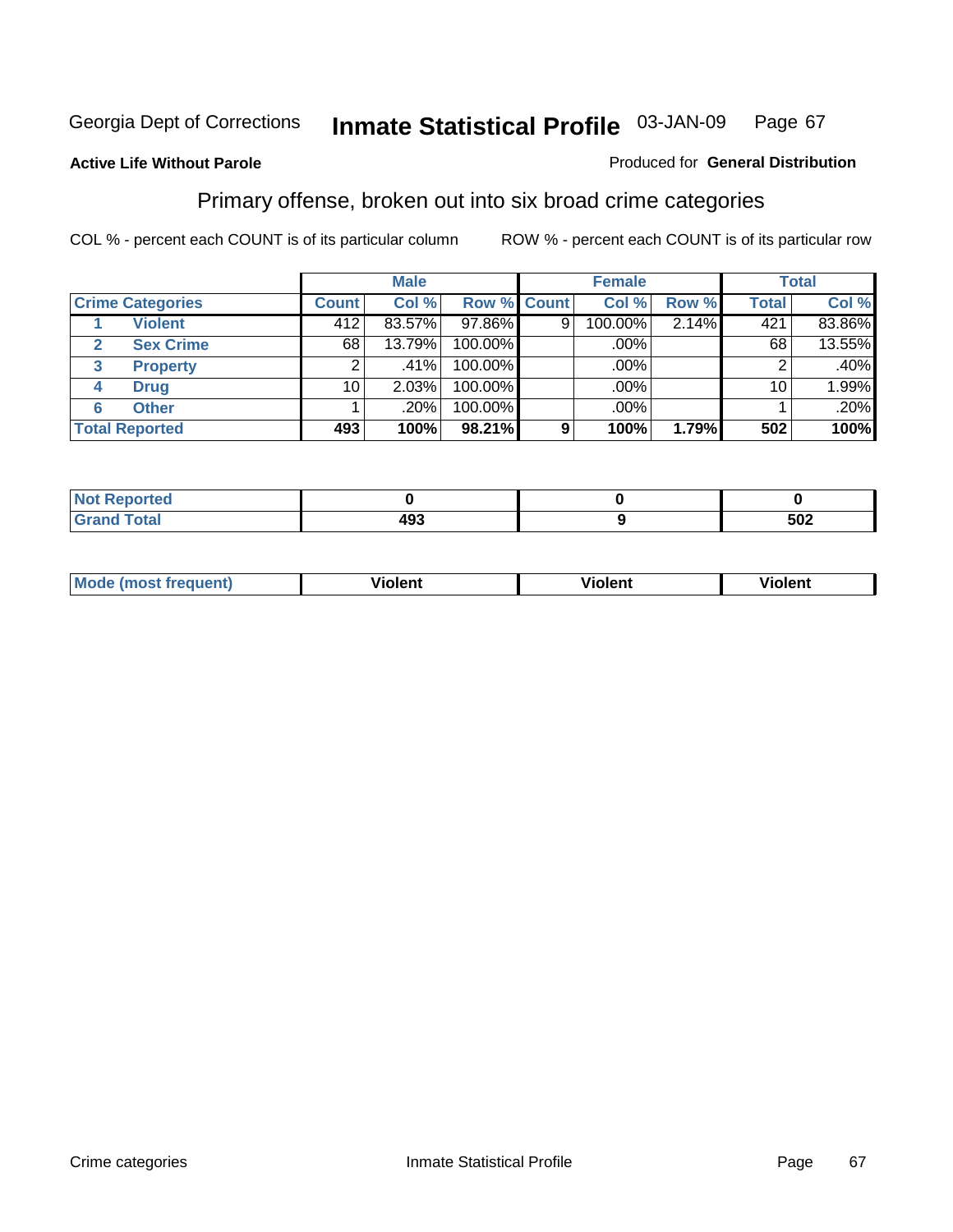Georgia Dept of Corrections **Inmate Statistical Profile** 03-JAN-09

**Active Life Without Parole**

Produced for **General Distribution**

## Primary offense, broken out into six broad crime categories

COL % - percent each COUNT is of its particular column

ROW % - percent each COUNT is of its particular row

| Crime Categories | | Male | | | Female | | | Total | |
|---|---|---|---|---|---|---|---|---|---|
| | | Count | Col % | Row % | Count | Col % | Row % | Total | Col % |
| 1 | Violent | 412 | 83.57% | 97.86% | 9 | 100.00% | 2.14% | 421 | 83.86% |
| 2 | Sex Crime | 68 | 13.79% | 100.00% | | .00% | | 68 | 13.55% |
| 3 | Property | 2 | .41% | 100.00% | | .00% | | 2 | .40% |
| 4 | Drug | 10 | 2.03% | 100.00% | | .00% | | 10 | 1.99% |
| 6 | Other | 1 | .20% | 100.00% | | .00% | | 1 | .20% |
| **Total Reported** | | **493** | **100%** | **98.21%** | **9** | **100%** | **1.79%** | **502** | **100%** |

| | Male | Female | Total |
|---|---|---|---|
| Not Reported | 0 | 0 | 0 |
| Grand Total | 493 | 9 | 502 |

| | Male | Female | Total |
|---|---|---|---|
| Mode (most frequent) | Violent | Violent | Violent |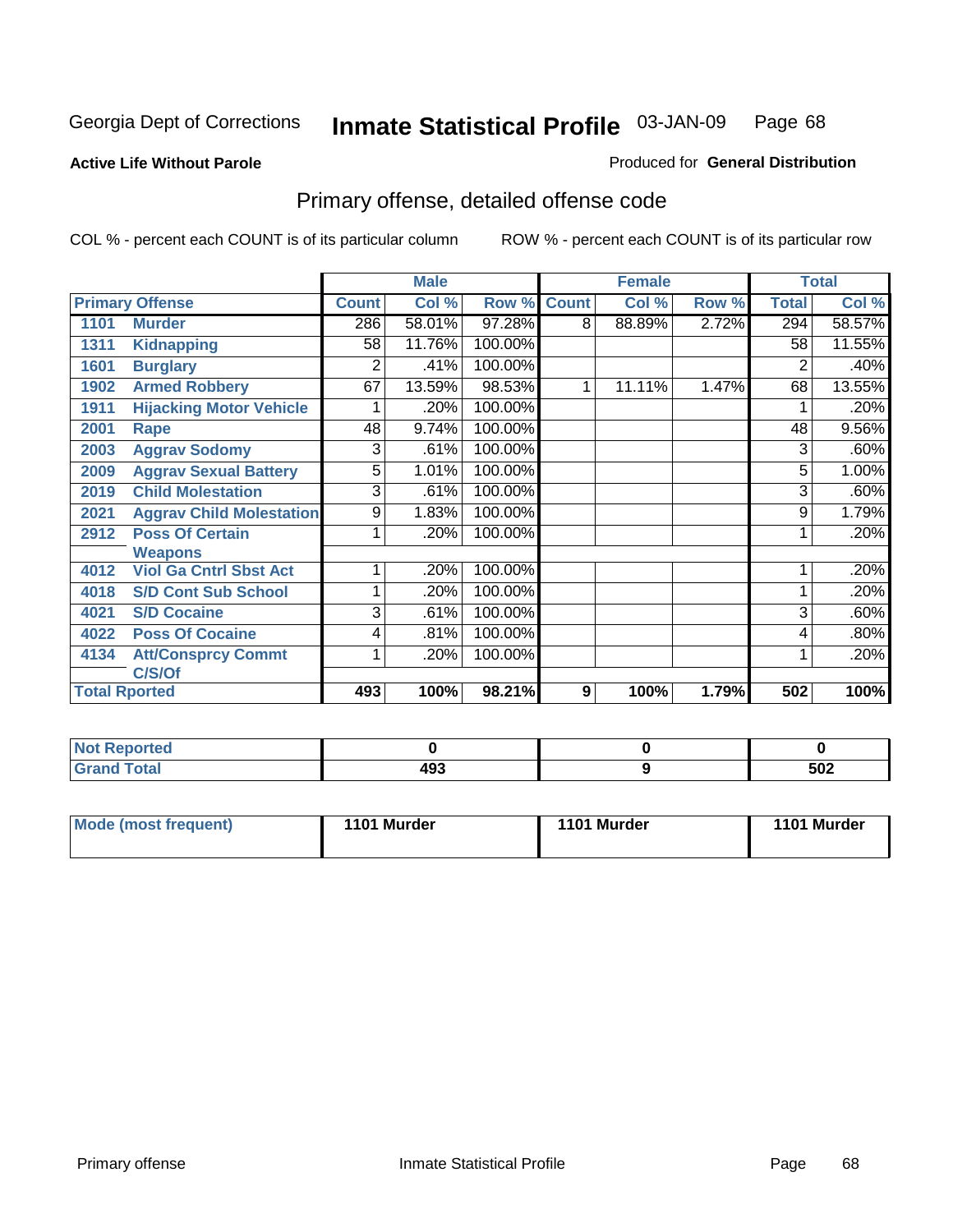Georgia Dept of Corrections **Inmate Statistical Profile** 03-JAN-09

**Active Life Without Parole**

Produced for **General Distribution**

## Primary offense, detailed offense code

COL % - percent each COUNT is of its particular column

ROW % - percent each COUNT is of its particular row

| Primary Offense | | Male | | | Female | | | Total | |
|---|---|---|---|---|---|---|---|---|---|
| | | Count | Col % | Row % | Count | Col % | Row % | Total | Col % |
| 1101 | Murder | 286 | 58.01% | 97.28% | 8 | 88.89% | 2.72% | 294 | 58.57% |
| 1311 | Kidnapping | 58 | 11.76% | 100.00% | | | | 58 | 11.55% |
| 1601 | Burglary | 2 | .41% | 100.00% | | | | 2 | .40% |
| 1902 | Armed Robbery | 67 | 13.59% | 98.53% | 1 | 11.11% | 1.47% | 68 | 13.55% |
| 1911 | Hijacking Motor Vehicle | 1 | .20% | 100.00% | | | | 1 | .20% |
| 2001 | Rape | 48 | 9.74% | 100.00% | | | | 48 | 9.56% |
| 2003 | Aggrav Sodomy | 3 | .61% | 100.00% | | | | 3 | .60% |
| 2009 | Aggrav Sexual Battery | 5 | 1.01% | 100.00% | | | | 5 | 1.00% |
| 2019 | Child Molestation | 3 | .61% | 100.00% | | | | 3 | .60% |
| 2021 | Aggrav Child Molestation | 9 | 1.83% | 100.00% | | | | 9 | 1.79% |
| 2912 | Poss Of Certain Weapons | 1 | .20% | 100.00% | | | | 1 | .20% |
| 4012 | Viol Ga Cntrl Sbst Act | 1 | .20% | 100.00% | | | | 1 | .20% |
| 4018 | S/D Cont Sub School | 1 | .20% | 100.00% | | | | 1 | .20% |
| 4021 | S/D Cocaine | 3 | .61% | 100.00% | | | | 3 | .60% |
| 4022 | Poss Of Cocaine | 4 | .81% | 100.00% | | | | 4 | .80% |
| 4134 | Att/Consprcy Commt C/S/Of | 1 | .20% | 100.00% | | | | 1 | .20% |
| **Total Rported** | | **493** | **100%** | **98.21%** | **9** | **100%** | **1.79%** | **502** | **100%** |

| | Male | Female | Total |
|---|---|---|---|
| Not Reported | 0 | 0 | 0 |
| Grand Total | 493 | 9 | 502 |

| | Male | Female | Total |
|---|---|---|---|
| Mode (most frequent) | 1101 Murder | 1101 Murder | 1101 Murder |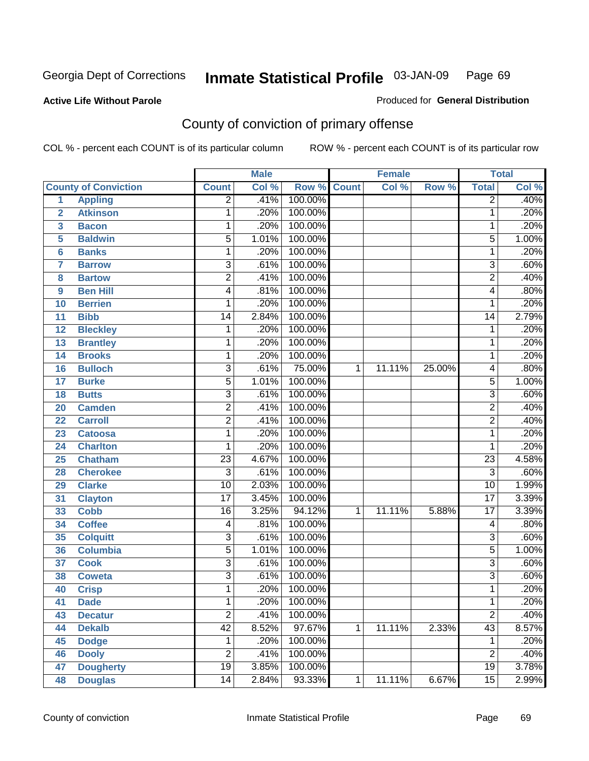Georgia Dept of Corrections **Inmate Statistical Profile** 03-JAN-09

**Active Life Without Parole**

Produced for **General Distribution**

## County of conviction of primary offense

COL % - percent each COUNT is of its particular column    ROW % - percent each COUNT is of its particular row

| County of Conviction | | Male | | | Female | | | Total | |
|---|---|---|---|---|---|---|---|---|---|
| | | Count | Col % | Row % | Count | Col % | Row % | Total | Col % |
| 1 | Appling | 2 | .41% | 100.00% | | | | 2 | .40% |
| 2 | Atkinson | 1 | .20% | 100.00% | | | | 1 | .20% |
| 3 | Bacon | 1 | .20% | 100.00% | | | | 1 | .20% |
| 5 | Baldwin | 5 | 1.01% | 100.00% | | | | 5 | 1.00% |
| 6 | Banks | 1 | .20% | 100.00% | | | | 1 | .20% |
| 7 | Barrow | 3 | .61% | 100.00% | | | | 3 | .60% |
| 8 | Bartow | 2 | .41% | 100.00% | | | | 2 | .40% |
| 9 | Ben Hill | 4 | .81% | 100.00% | | | | 4 | .80% |
| 10 | Berrien | 1 | .20% | 100.00% | | | | 1 | .20% |
| 11 | Bibb | 14 | 2.84% | 100.00% | | | | 14 | 2.79% |
| 12 | Bleckley | 1 | .20% | 100.00% | | | | 1 | .20% |
| 13 | Brantley | 1 | .20% | 100.00% | | | | 1 | .20% |
| 14 | Brooks | 1 | .20% | 100.00% | | | | 1 | .20% |
| 16 | Bulloch | 3 | .61% | 75.00% | 1 | 11.11% | 25.00% | 4 | .80% |
| 17 | Burke | 5 | 1.01% | 100.00% | | | | 5 | 1.00% |
| 18 | Butts | 3 | .61% | 100.00% | | | | 3 | .60% |
| 20 | Camden | 2 | .41% | 100.00% | | | | 2 | .40% |
| 22 | Carroll | 2 | .41% | 100.00% | | | | 2 | .40% |
| 23 | Catoosa | 1 | .20% | 100.00% | | | | 1 | .20% |
| 24 | Charlton | 1 | .20% | 100.00% | | | | 1 | .20% |
| 25 | Chatham | 23 | 4.67% | 100.00% | | | | 23 | 4.58% |
| 28 | Cherokee | 3 | .61% | 100.00% | | | | 3 | .60% |
| 29 | Clarke | 10 | 2.03% | 100.00% | | | | 10 | 1.99% |
| 31 | Clayton | 17 | 3.45% | 100.00% | | | | 17 | 3.39% |
| 33 | Cobb | 16 | 3.25% | 94.12% | 1 | 11.11% | 5.88% | 17 | 3.39% |
| 34 | Coffee | 4 | .81% | 100.00% | | | | 4 | .80% |
| 35 | Colquitt | 3 | .61% | 100.00% | | | | 3 | .60% |
| 36 | Columbia | 5 | 1.01% | 100.00% | | | | 5 | 1.00% |
| 37 | Cook | 3 | .61% | 100.00% | | | | 3 | .60% |
| 38 | Coweta | 3 | .61% | 100.00% | | | | 3 | .60% |
| 40 | Crisp | 1 | .20% | 100.00% | | | | 1 | .20% |
| 41 | Dade | 1 | .20% | 100.00% | | | | 1 | .20% |
| 43 | Decatur | 2 | .41% | 100.00% | | | | 2 | .40% |
| 44 | Dekalb | 42 | 8.52% | 97.67% | 1 | 11.11% | 2.33% | 43 | 8.57% |
| 45 | Dodge | 1 | .20% | 100.00% | | | | 1 | .20% |
| 46 | Dooly | 2 | .41% | 100.00% | | | | 2 | .40% |
| 47 | Dougherty | 19 | 3.85% | 100.00% | | | | 19 | 3.78% |
| 48 | Douglas | 14 | 2.84% | 93.33% | 1 | 11.11% | 6.67% | 15 | 2.99% |

County of conviction    Inmate Statistical Profile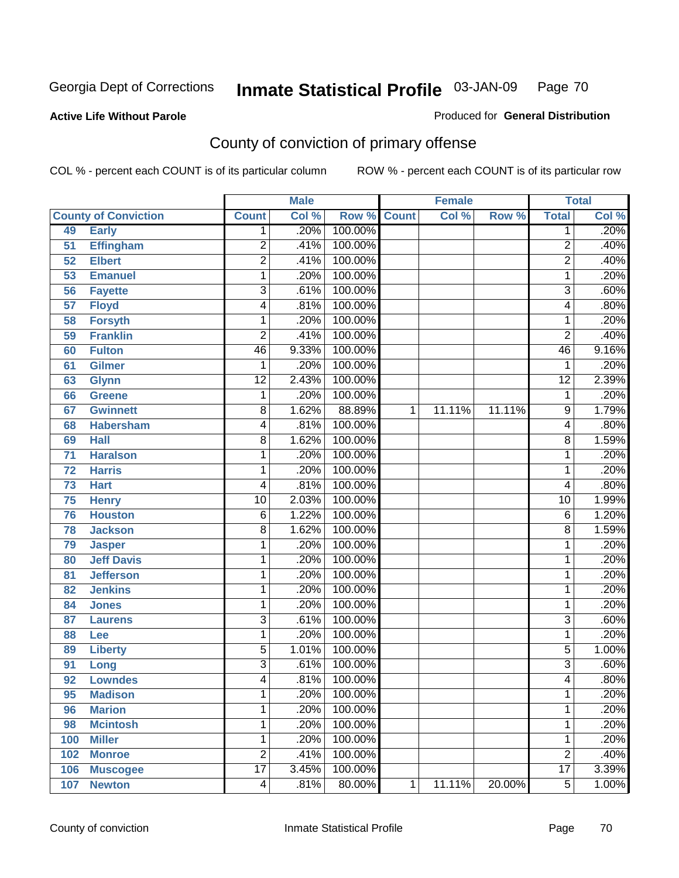Georgia Dept of Corrections **Inmate Statistical Profile** 03-JAN-09

**Active Life Without Parole**

Produced for **General Distribution**

## County of conviction of primary offense

COL % - percent each COUNT is of its particular column ROW % - percent each COUNT is of its particular row

| County of Conviction | | Male | | | Female | | | Total | |
|---|---|---|---|---|---|---|---|---|---|
| | | Count | Col % | Row % | Count | Col % | Row % | Total | Col % |
| 49 | Early | 1 | .20% | 100.00% | | | | 1 | .20% |
| 51 | Effingham | 2 | .41% | 100.00% | | | | 2 | .40% |
| 52 | Elbert | 2 | .41% | 100.00% | | | | 2 | .40% |
| 53 | Emanuel | 1 | .20% | 100.00% | | | | 1 | .20% |
| 56 | Fayette | 3 | .61% | 100.00% | | | | 3 | .60% |
| 57 | Floyd | 4 | .81% | 100.00% | | | | 4 | .80% |
| 58 | Forsyth | 1 | .20% | 100.00% | | | | 1 | .20% |
| 59 | Franklin | 2 | .41% | 100.00% | | | | 2 | .40% |
| 60 | Fulton | 46 | 9.33% | 100.00% | | | | 46 | 9.16% |
| 61 | Gilmer | 1 | .20% | 100.00% | | | | 1 | .20% |
| 63 | Glynn | 12 | 2.43% | 100.00% | | | | 12 | 2.39% |
| 66 | Greene | 1 | .20% | 100.00% | | | | 1 | .20% |
| 67 | Gwinnett | 8 | 1.62% | 88.89% | 1 | 11.11% | 11.11% | 9 | 1.79% |
| 68 | Habersham | 4 | .81% | 100.00% | | | | 4 | .80% |
| 69 | Hall | 8 | 1.62% | 100.00% | | | | 8 | 1.59% |
| 71 | Haralson | 1 | .20% | 100.00% | | | | 1 | .20% |
| 72 | Harris | 1 | .20% | 100.00% | | | | 1 | .20% |
| 73 | Hart | 4 | .81% | 100.00% | | | | 4 | .80% |
| 75 | Henry | 10 | 2.03% | 100.00% | | | | 10 | 1.99% |
| 76 | Houston | 6 | 1.22% | 100.00% | | | | 6 | 1.20% |
| 78 | Jackson | 8 | 1.62% | 100.00% | | | | 8 | 1.59% |
| 79 | Jasper | 1 | .20% | 100.00% | | | | 1 | .20% |
| 80 | Jeff Davis | 1 | .20% | 100.00% | | | | 1 | .20% |
| 81 | Jefferson | 1 | .20% | 100.00% | | | | 1 | .20% |
| 82 | Jenkins | 1 | .20% | 100.00% | | | | 1 | .20% |
| 84 | Jones | 1 | .20% | 100.00% | | | | 1 | .20% |
| 87 | Laurens | 3 | .61% | 100.00% | | | | 3 | .60% |
| 88 | Lee | 1 | .20% | 100.00% | | | | 1 | .20% |
| 89 | Liberty | 5 | 1.01% | 100.00% | | | | 5 | 1.00% |
| 91 | Long | 3 | .61% | 100.00% | | | | 3 | .60% |
| 92 | Lowndes | 4 | .81% | 100.00% | | | | 4 | .80% |
| 95 | Madison | 1 | .20% | 100.00% | | | | 1 | .20% |
| 96 | Marion | 1 | .20% | 100.00% | | | | 1 | .20% |
| 98 | Mcintosh | 1 | .20% | 100.00% | | | | 1 | .20% |
| 100 | Miller | 1 | .20% | 100.00% | | | | 1 | .20% |
| 102 | Monroe | 2 | .41% | 100.00% | | | | 2 | .40% |
| 106 | Muscogee | 17 | 3.45% | 100.00% | | | | 17 | 3.39% |
| 107 | Newton | 4 | .81% | 80.00% | 1 | 11.11% | 20.00% | 5 | 1.00% |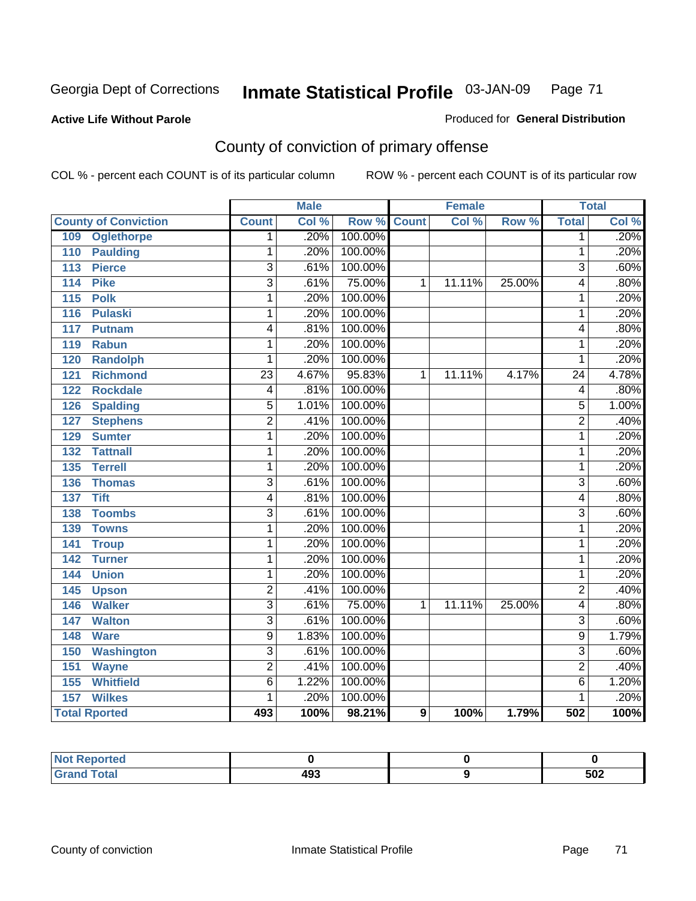Georgia Dept of Corrections

# Inmate Statistical Profile 03-JAN-09

**Active Life Without Parole**

Produced for **General Distribution**

## County of conviction of primary offense

COL % - percent each COUNT is of its particular column

ROW % - percent each COUNT is of its particular row

| County of Conviction | Male | | | Female | | | Total | |
|---|---|---|---|---|---|---|---|---|
| | Count | Col % | Row % | Count | Col % | Row % | Total | Col % |
| 109 Oglethorpe | 1 | .20% | 100.00% | | | | 1 | .20% |
| 110 Paulding | 1 | .20% | 100.00% | | | | 1 | .20% |
| 113 Pierce | 3 | .61% | 100.00% | | | | 3 | .60% |
| 114 Pike | 3 | .61% | 75.00% | 1 | 11.11% | 25.00% | 4 | .80% |
| 115 Polk | 1 | .20% | 100.00% | | | | 1 | .20% |
| 116 Pulaski | 1 | .20% | 100.00% | | | | 1 | .20% |
| 117 Putnam | 4 | .81% | 100.00% | | | | 4 | .80% |
| 119 Rabun | 1 | .20% | 100.00% | | | | 1 | .20% |
| 120 Randolph | 1 | .20% | 100.00% | | | | 1 | .20% |
| 121 Richmond | 23 | 4.67% | 95.83% | 1 | 11.11% | 4.17% | 24 | 4.78% |
| 122 Rockdale | 4 | .81% | 100.00% | | | | 4 | .80% |
| 126 Spalding | 5 | 1.01% | 100.00% | | | | 5 | 1.00% |
| 127 Stephens | 2 | .41% | 100.00% | | | | 2 | .40% |
| 129 Sumter | 1 | .20% | 100.00% | | | | 1 | .20% |
| 132 Tattnall | 1 | .20% | 100.00% | | | | 1 | .20% |
| 135 Terrell | 1 | .20% | 100.00% | | | | 1 | .20% |
| 136 Thomas | 3 | .61% | 100.00% | | | | 3 | .60% |
| 137 Tift | 4 | .81% | 100.00% | | | | 4 | .80% |
| 138 Toombs | 3 | .61% | 100.00% | | | | 3 | .60% |
| 139 Towns | 1 | .20% | 100.00% | | | | 1 | .20% |
| 141 Troup | 1 | .20% | 100.00% | | | | 1 | .20% |
| 142 Turner | 1 | .20% | 100.00% | | | | 1 | .20% |
| 144 Union | 1 | .20% | 100.00% | | | | 1 | .20% |
| 145 Upson | 2 | .41% | 100.00% | | | | 2 | .40% |
| 146 Walker | 3 | .61% | 75.00% | 1 | 11.11% | 25.00% | 4 | .80% |
| 147 Walton | 3 | .61% | 100.00% | | | | 3 | .60% |
| 148 Ware | 9 | 1.83% | 100.00% | | | | 9 | 1.79% |
| 150 Washington | 3 | .61% | 100.00% | | | | 3 | .60% |
| 151 Wayne | 2 | .41% | 100.00% | | | | 2 | .40% |
| 155 Whitfield | 6 | 1.22% | 100.00% | | | | 6 | 1.20% |
| 157 Wilkes | 1 | .20% | 100.00% | | | | 1 | .20% |
| **Total Rported** | **493** | **100%** | **98.21%** | **9** | **100%** | **1.79%** | **502** | **100%** |

| | Male | Female | Total |
|---|---|---|---|
| Not Reported | 0 | 0 | 0 |
| Grand Total | 493 | 9 | 502 |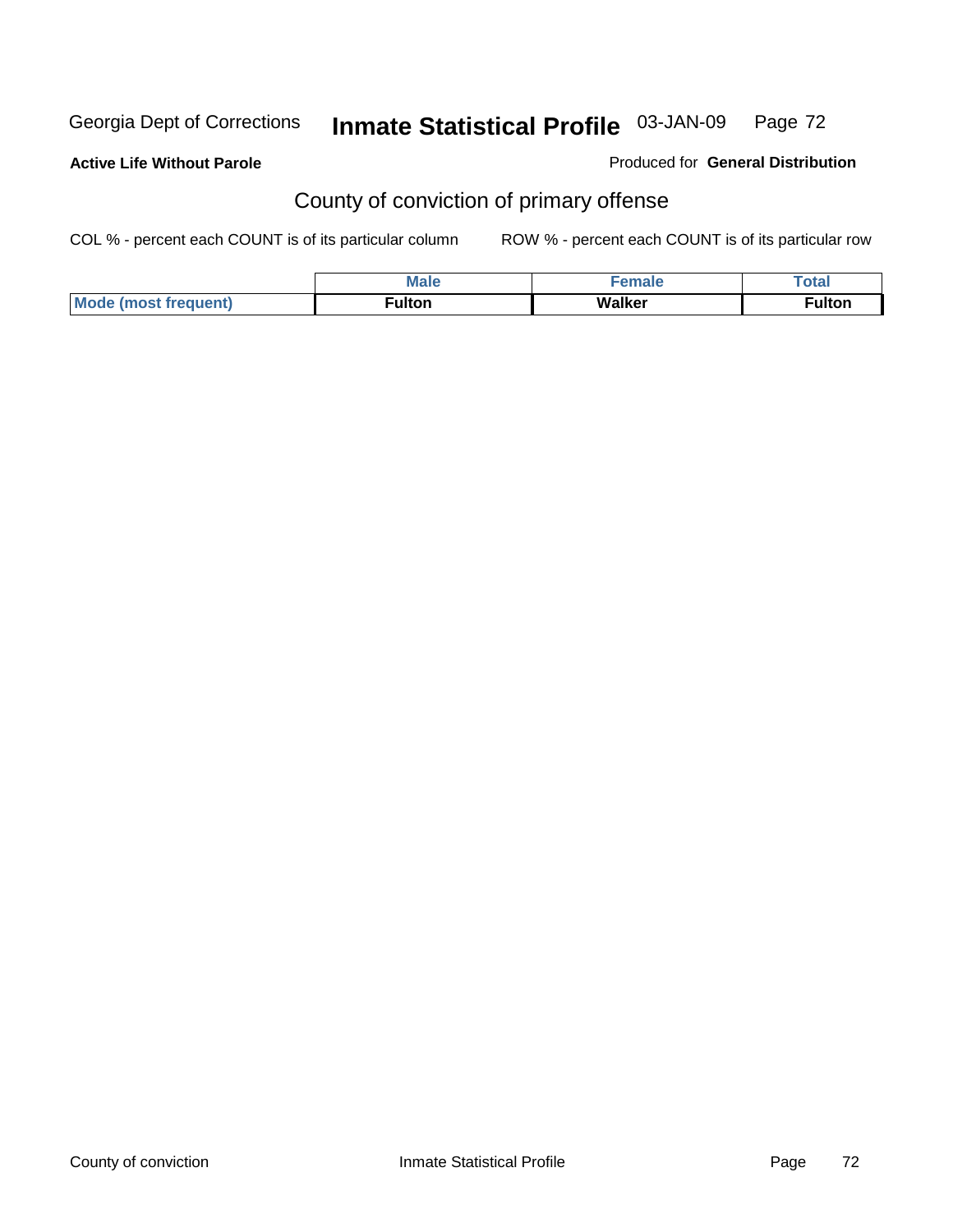Georgia Dept of Corrections **Inmate Statistical Profile** 03-JAN-09

**Active Life Without Parole**

Produced for **General Distribution**

## County of conviction of primary offense

COL % - percent each COUNT is of its particular column

ROW % - percent each COUNT is of its particular row

| | Male | Female | Total |
|---|---|---|---|
| Mode (most frequent) | Fulton | Walker | Fulton |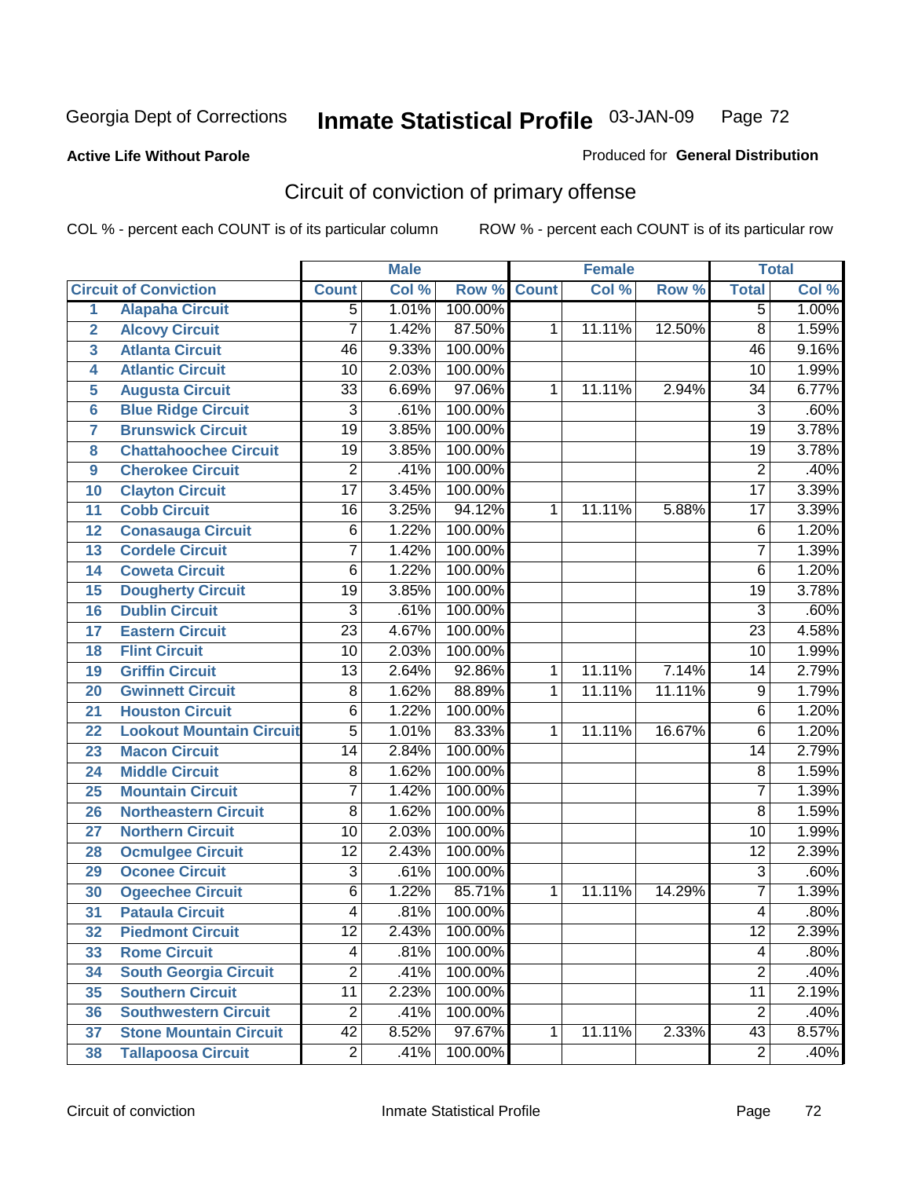Georgia Dept of Corrections **Inmate Statistical Profile** 03-JAN-09

**Active Life Without Parole**

Produced for **General Distribution**

## Circuit of conviction of primary offense

COL % - percent each COUNT is of its particular column ROW % - percent each COUNT is of its particular row

| | | Male | | | Female | | | Total | |
|---|---|---|---|---|---|---|---|---|---|
| | **Circuit of Conviction** | **Count** | **Col %** | **Row %** | **Count** | **Col %** | **Row %** | **Total** | **Col %** |
| 1 | **Alapaha Circuit** | 5 | 1.01% | 100.00% | | | | 5 | 1.00% |
| 2 | **Alcovy Circuit** | 7 | 1.42% | 87.50% | 1 | 11.11% | 12.50% | 8 | 1.59% |
| 3 | **Atlanta Circuit** | 46 | 9.33% | 100.00% | | | | 46 | 9.16% |
| 4 | **Atlantic Circuit** | 10 | 2.03% | 100.00% | | | | 10 | 1.99% |
| 5 | **Augusta Circuit** | 33 | 6.69% | 97.06% | 1 | 11.11% | 2.94% | 34 | 6.77% |
| 6 | **Blue Ridge Circuit** | 3 | .61% | 100.00% | | | | 3 | .60% |
| 7 | **Brunswick Circuit** | 19 | 3.85% | 100.00% | | | | 19 | 3.78% |
| 8 | **Chattahoochee Circuit** | 19 | 3.85% | 100.00% | | | | 19 | 3.78% |
| 9 | **Cherokee Circuit** | 2 | .41% | 100.00% | | | | 2 | .40% |
| 10 | **Clayton Circuit** | 17 | 3.45% | 100.00% | | | | 17 | 3.39% |
| 11 | **Cobb Circuit** | 16 | 3.25% | 94.12% | 1 | 11.11% | 5.88% | 17 | 3.39% |
| 12 | **Conasauga Circuit** | 6 | 1.22% | 100.00% | | | | 6 | 1.20% |
| 13 | **Cordele Circuit** | 7 | 1.42% | 100.00% | | | | 7 | 1.39% |
| 14 | **Coweta Circuit** | 6 | 1.22% | 100.00% | | | | 6 | 1.20% |
| 15 | **Dougherty Circuit** | 19 | 3.85% | 100.00% | | | | 19 | 3.78% |
| 16 | **Dublin Circuit** | 3 | .61% | 100.00% | | | | 3 | .60% |
| 17 | **Eastern Circuit** | 23 | 4.67% | 100.00% | | | | 23 | 4.58% |
| 18 | **Flint Circuit** | 10 | 2.03% | 100.00% | | | | 10 | 1.99% |
| 19 | **Griffin Circuit** | 13 | 2.64% | 92.86% | 1 | 11.11% | 7.14% | 14 | 2.79% |
| 20 | **Gwinnett Circuit** | 8 | 1.62% | 88.89% | 1 | 11.11% | 11.11% | 9 | 1.79% |
| 21 | **Houston Circuit** | 6 | 1.22% | 100.00% | | | | 6 | 1.20% |
| 22 | **Lookout Mountain Circuit** | 5 | 1.01% | 83.33% | 1 | 11.11% | 16.67% | 6 | 1.20% |
| 23 | **Macon Circuit** | 14 | 2.84% | 100.00% | | | | 14 | 2.79% |
| 24 | **Middle Circuit** | 8 | 1.62% | 100.00% | | | | 8 | 1.59% |
| 25 | **Mountain Circuit** | 7 | 1.42% | 100.00% | | | | 7 | 1.39% |
| 26 | **Northeastern Circuit** | 8 | 1.62% | 100.00% | | | | 8 | 1.59% |
| 27 | **Northern Circuit** | 10 | 2.03% | 100.00% | | | | 10 | 1.99% |
| 28 | **Ocmulgee Circuit** | 12 | 2.43% | 100.00% | | | | 12 | 2.39% |
| 29 | **Oconee Circuit** | 3 | .61% | 100.00% | | | | 3 | .60% |
| 30 | **Ogeechee Circuit** | 6 | 1.22% | 85.71% | 1 | 11.11% | 14.29% | 7 | 1.39% |
| 31 | **Pataula Circuit** | 4 | .81% | 100.00% | | | | 4 | .80% |
| 32 | **Piedmont Circuit** | 12 | 2.43% | 100.00% | | | | 12 | 2.39% |
| 33 | **Rome Circuit** | 4 | .81% | 100.00% | | | | 4 | .80% |
| 34 | **South Georgia Circuit** | 2 | .41% | 100.00% | | | | 2 | .40% |
| 35 | **Southern Circuit** | 11 | 2.23% | 100.00% | | | | 11 | 2.19% |
| 36 | **Southwestern Circuit** | 2 | .41% | 100.00% | | | | 2 | .40% |
| 37 | **Stone Mountain Circuit** | 42 | 8.52% | 97.67% | 1 | 11.11% | 2.33% | 43 | 8.57% |
| 38 | **Tallapoosa Circuit** | 2 | .41% | 100.00% | | | | 2 | .40% |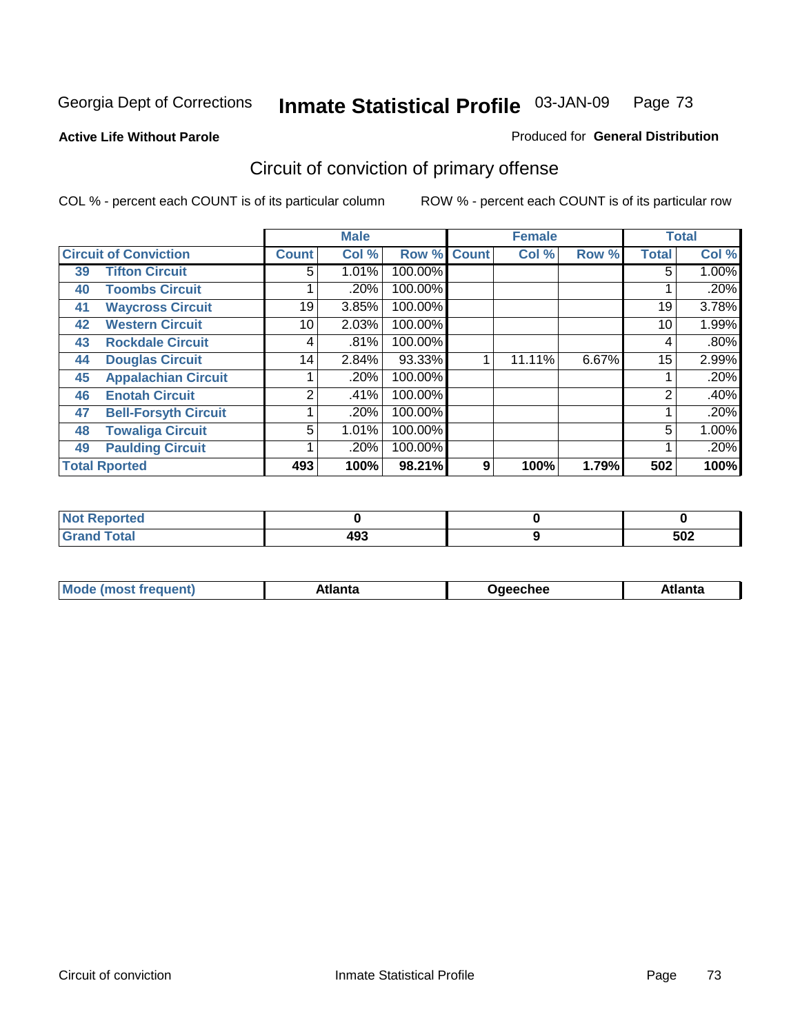Georgia Dept of Corrections **Inmate Statistical Profile** 03-JAN-09

**Active Life Without Parole**

Produced for **General Distribution**

## Circuit of conviction of primary offense

COL % - percent each COUNT is of its particular column

ROW % - percent each COUNT is of its particular row

| Circuit of Conviction | | Male | | | Female | | | Total | |
|---|---|---|---|---|---|---|---|---|---|
| | | Count | Col % | Row % | Count | Col % | Row % | Total | Col % |
| 39 | Tifton Circuit | 5 | 1.01% | 100.00% | | | | 5 | 1.00% |
| 40 | Toombs Circuit | 1 | .20% | 100.00% | | | | 1 | .20% |
| 41 | Waycross Circuit | 19 | 3.85% | 100.00% | | | | 19 | 3.78% |
| 42 | Western Circuit | 10 | 2.03% | 100.00% | | | | 10 | 1.99% |
| 43 | Rockdale Circuit | 4 | .81% | 100.00% | | | | 4 | .80% |
| 44 | Douglas Circuit | 14 | 2.84% | 93.33% | 1 | 11.11% | 6.67% | 15 | 2.99% |
| 45 | Appalachian Circuit | 1 | .20% | 100.00% | | | | 1 | .20% |
| 46 | Enotah Circuit | 2 | .41% | 100.00% | | | | 2 | .40% |
| 47 | Bell-Forsyth Circuit | 1 | .20% | 100.00% | | | | 1 | .20% |
| 48 | Towaliga Circuit | 5 | 1.01% | 100.00% | | | | 5 | 1.00% |
| 49 | Paulding Circuit | 1 | .20% | 100.00% | | | | 1 | .20% |
| **Total Rported** | | **493** | **100%** | **98.21%** | **9** | **100%** | **1.79%** | **502** | **100%** |

| | Male | Female | Total |
|---|---|---|---|
| Not Reported | 0 | 0 | 0 |
| Grand Total | 493 | 9 | 502 |

| | Male | Female | Total |
|---|---|---|---|
| Mode (most frequent) | Atlanta | Ogeechee | Atlanta |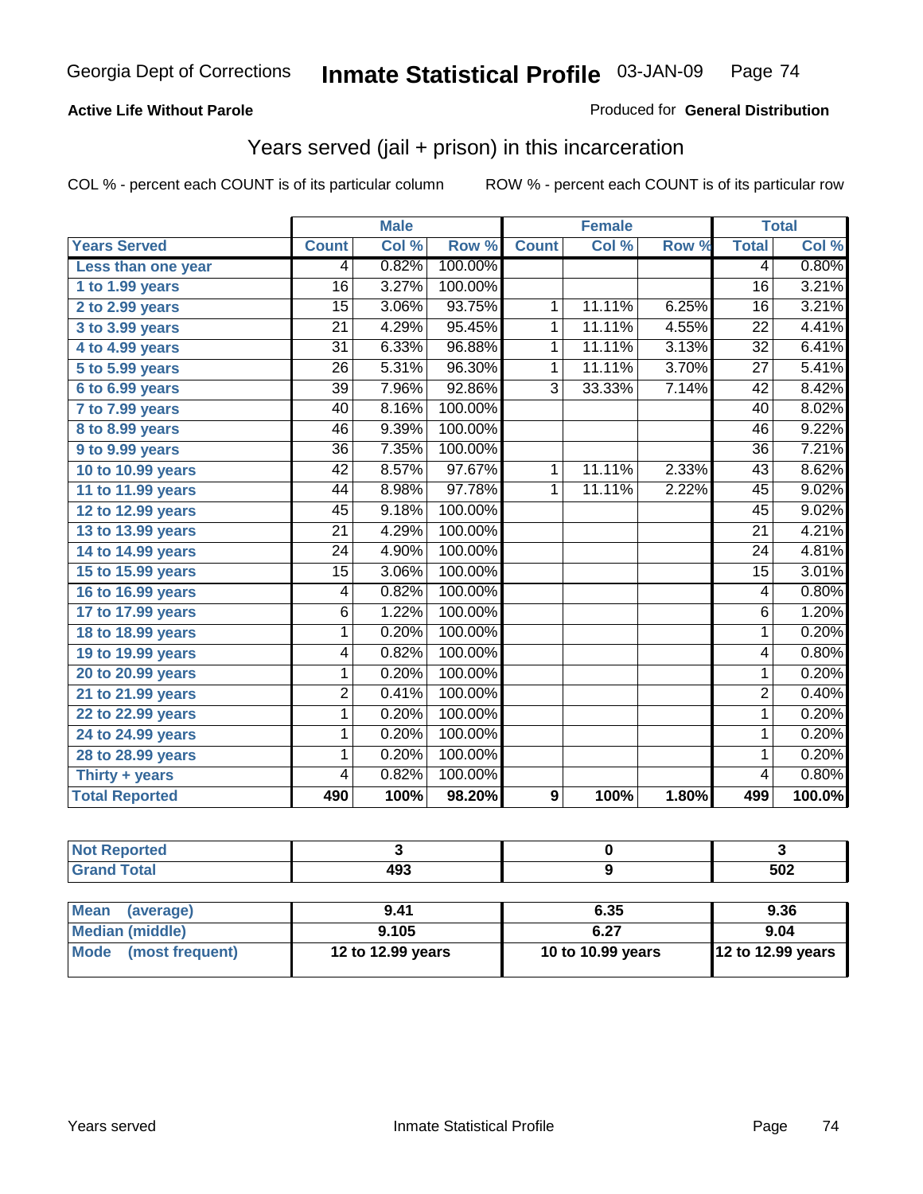Georgia Dept of Corrections **Inmate Statistical Profile** 03-JAN-09

**Active Life Without Parole**

Produced for **General Distribution**

## Years served (jail + prison) in this incarceration

COL % - percent each COUNT is of its particular column ROW % - percent each COUNT is of its particular row

| | Male | | | Female | | | Total | |
|---|---|---|---|---|---|---|---|---|
| Years Served | Count | Col % | Row % | Count | Col % | Row % | Total | Col % |
| Less than one year | 4 | 0.82% | 100.00% | | | | 4 | 0.80% |
| 1 to 1.99 years | 16 | 3.27% | 100.00% | | | | 16 | 3.21% |
| 2 to 2.99 years | 15 | 3.06% | 93.75% | 1 | 11.11% | 6.25% | 16 | 3.21% |
| 3 to 3.99 years | 21 | 4.29% | 95.45% | 1 | 11.11% | 4.55% | 22 | 4.41% |
| 4 to 4.99 years | 31 | 6.33% | 96.88% | 1 | 11.11% | 3.13% | 32 | 6.41% |
| 5 to 5.99 years | 26 | 5.31% | 96.30% | 1 | 11.11% | 3.70% | 27 | 5.41% |
| 6 to 6.99 years | 39 | 7.96% | 92.86% | 3 | 33.33% | 7.14% | 42 | 8.42% |
| 7 to 7.99 years | 40 | 8.16% | 100.00% | | | | 40 | 8.02% |
| 8 to 8.99 years | 46 | 9.39% | 100.00% | | | | 46 | 9.22% |
| 9 to 9.99 years | 36 | 7.35% | 100.00% | | | | 36 | 7.21% |
| 10 to 10.99 years | 42 | 8.57% | 97.67% | 1 | 11.11% | 2.33% | 43 | 8.62% |
| 11 to 11.99 years | 44 | 8.98% | 97.78% | 1 | 11.11% | 2.22% | 45 | 9.02% |
| 12 to 12.99 years | 45 | 9.18% | 100.00% | | | | 45 | 9.02% |
| 13 to 13.99 years | 21 | 4.29% | 100.00% | | | | 21 | 4.21% |
| 14 to 14.99 years | 24 | 4.90% | 100.00% | | | | 24 | 4.81% |
| 15 to 15.99 years | 15 | 3.06% | 100.00% | | | | 15 | 3.01% |
| 16 to 16.99 years | 4 | 0.82% | 100.00% | | | | 4 | 0.80% |
| 17 to 17.99 years | 6 | 1.22% | 100.00% | | | | 6 | 1.20% |
| 18 to 18.99 years | 1 | 0.20% | 100.00% | | | | 1 | 0.20% |
| 19 to 19.99 years | 4 | 0.82% | 100.00% | | | | 4 | 0.80% |
| 20 to 20.99 years | 1 | 0.20% | 100.00% | | | | 1 | 0.20% |
| 21 to 21.99 years | 2 | 0.41% | 100.00% | | | | 2 | 0.40% |
| 22 to 22.99 years | 1 | 0.20% | 100.00% | | | | 1 | 0.20% |
| 24 to 24.99 years | 1 | 0.20% | 100.00% | | | | 1 | 0.20% |
| 28 to 28.99 years | 1 | 0.20% | 100.00% | | | | 1 | 0.20% |
| Thirty + years | 4 | 0.82% | 100.00% | | | | 4 | 0.80% |
| **Total Reported** | **490** | **100%** | **98.20%** | **9** | **100%** | **1.80%** | **499** | **100.0%** |

| | Male | Female | Total |
|---|---|---|---|
| Not Reported | 3 | 0 | 3 |
| Grand Total | 493 | 9 | 502 |

| | Male | Female | Total |
|---|---|---|---|
| Mean (average) | 9.41 | 6.35 | 9.36 |
| Median (middle) | 9.105 | 6.27 | 9.04 |
| Mode (most frequent) | 12 to 12.99 years | 10 to 10.99 years | 12 to 12.99 years |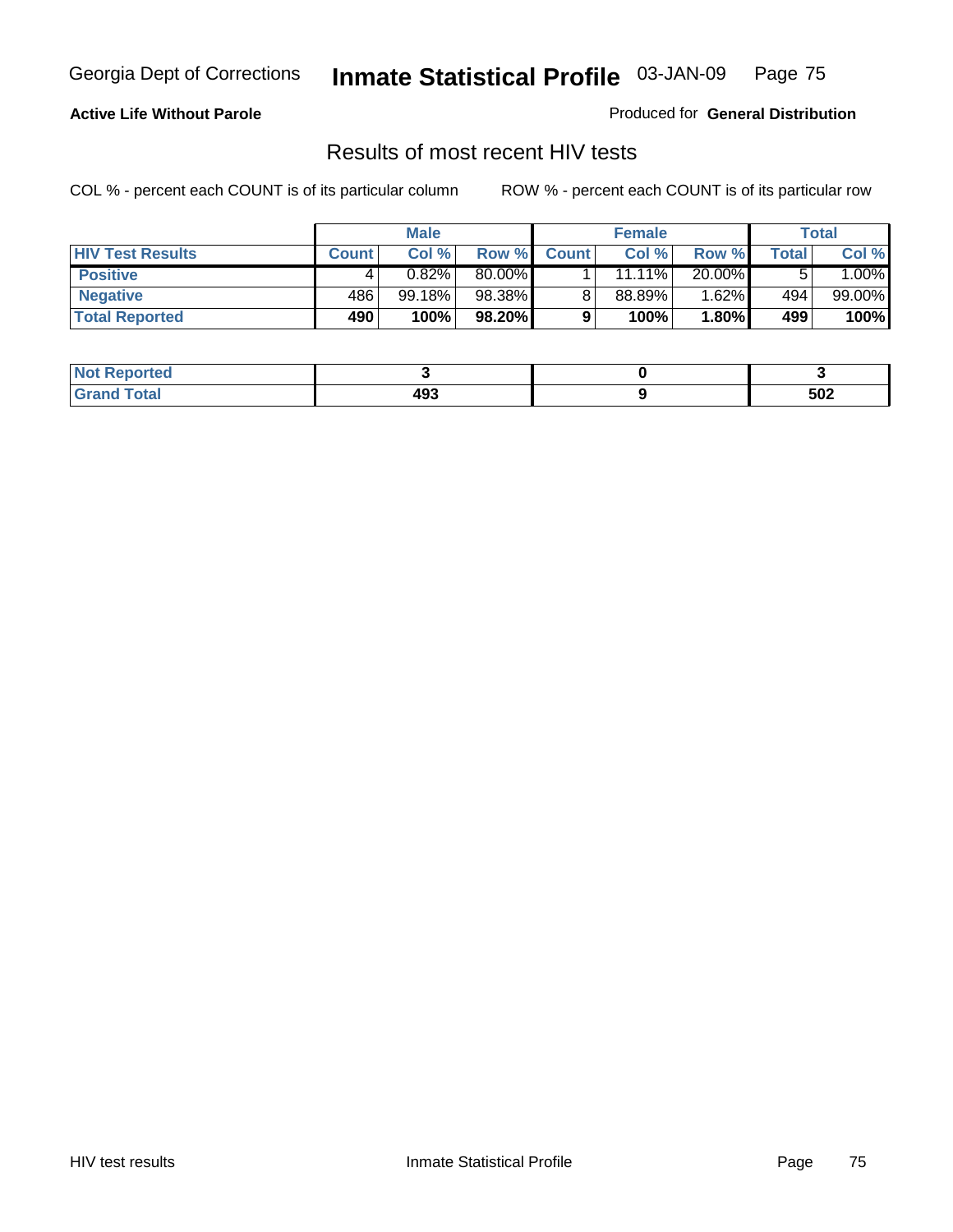**Active Life Without Parole**

Produced for **General Distribution**

## Results of most recent HIV tests

COL % - percent each COUNT is of its particular column

ROW % - percent each COUNT is of its particular row

| | Male | | | Female | | | Total | |
|---|---|---|---|---|---|---|---|---|
| **HIV Test Results** | **Count** | **Col %** | **Row %** | **Count** | **Col %** | **Row %** | **Total** | **Col %** |
| **Positive** | 4 | 0.82% | 80.00% | 1 | 11.11% | 20.00% | 5 | 1.00% |
| **Negative** | 486 | 99.18% | 98.38% | 8 | 88.89% | 1.62% | 494 | 99.00% |
| **Total Reported** | **490** | **100%** | **98.20%** | **9** | **100%** | **1.80%** | **499** | **100%** |

| | Male | Female | Total |
|---|---|---|---|
| **Not Reported** | **3** | **0** | **3** |
| **Grand Total** | **493** | **9** | **502** |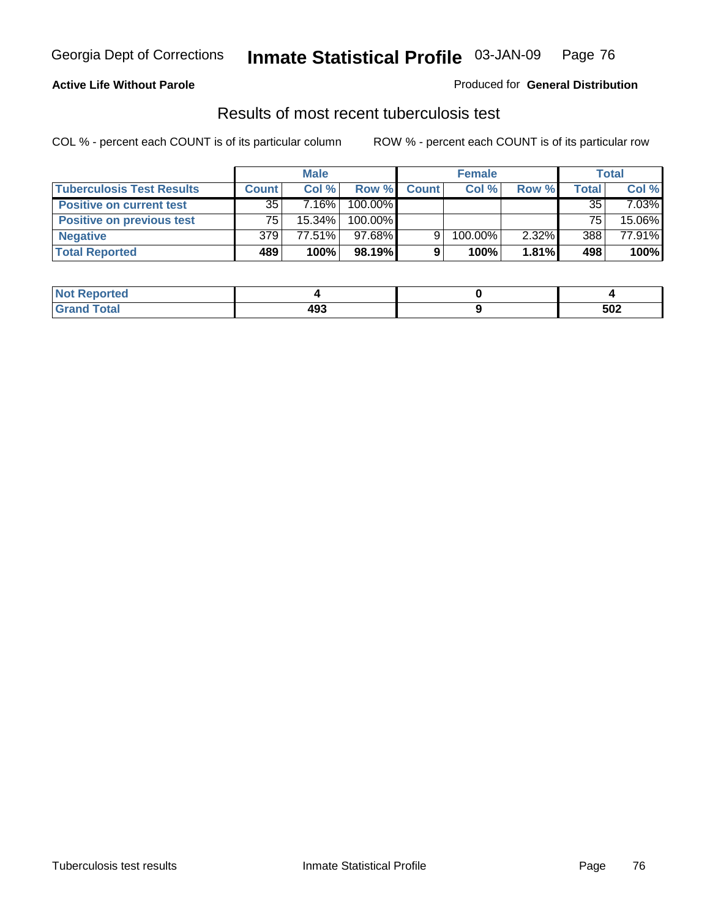**Active Life Without Parole**

Produced for **General Distribution**

## Results of most recent tuberculosis test

COL % - percent each COUNT is of its particular column

ROW % - percent each COUNT is of its particular row

| | Male | | | Female | | | Total | |
|---|---|---|---|---|---|---|---|---|
| **Tuberculosis Test Results** | **Count** | **Col %** | **Row %** | **Count** | **Col %** | **Row %** | **Total** | **Col %** |
| **Positive on current test** | 35 | 7.16% | 100.00% | | | | 35 | 7.03% |
| **Positive on previous test** | 75 | 15.34% | 100.00% | | | | 75 | 15.06% |
| **Negative** | 379 | 77.51% | 97.68% | 9 | 100.00% | 2.32% | 388 | 77.91% |
| **Total Reported** | **489** | **100%** | **98.19%** | **9** | **100%** | **1.81%** | **498** | **100%** |

| | Male | Female | Total |
|---|---|---|---|
| **Not Reported** | **4** | **0** | **4** |
| **Grand Total** | **493** | **9** | **502** |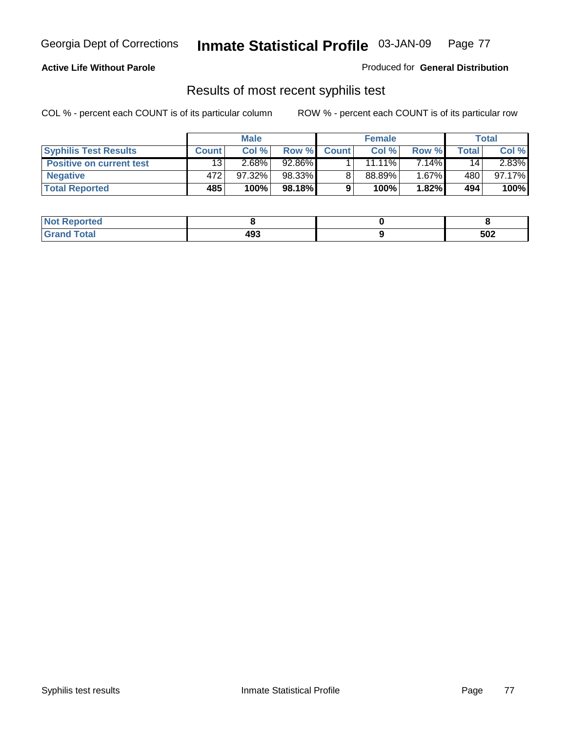Georgia Dept of Corrections **Inmate Statistical Profile** 03-JAN-09

**Active Life Without Parole**

Produced for **General Distribution**

## Results of most recent syphilis test

COL % - percent each COUNT is of its particular column ROW % - percent each COUNT is of its particular row

| | Male | | | Female | | | Total | |
|---|---|---|---|---|---|---|---|---|
| **Syphilis Test Results** | **Count** | **Col %** | **Row %** | **Count** | **Col %** | **Row %** | **Total** | **Col %** |
| **Positive on current test** | 13 | 2.68% | 92.86% | 1 | 11.11% | 7.14% | 14 | 2.83% |
| **Negative** | 472 | 97.32% | 98.33% | 8 | 88.89% | 1.67% | 480 | 97.17% |
| **Total Reported** | **485** | **100%** | **98.18%** | **9** | **100%** | **1.82%** | **494** | **100%** |

| | Male | Female | Total |
|---|---|---|---|
| **Not Reported** | **8** | **0** | **8** |
| **Grand Total** | **493** | **9** | **502** |

Syphilis test results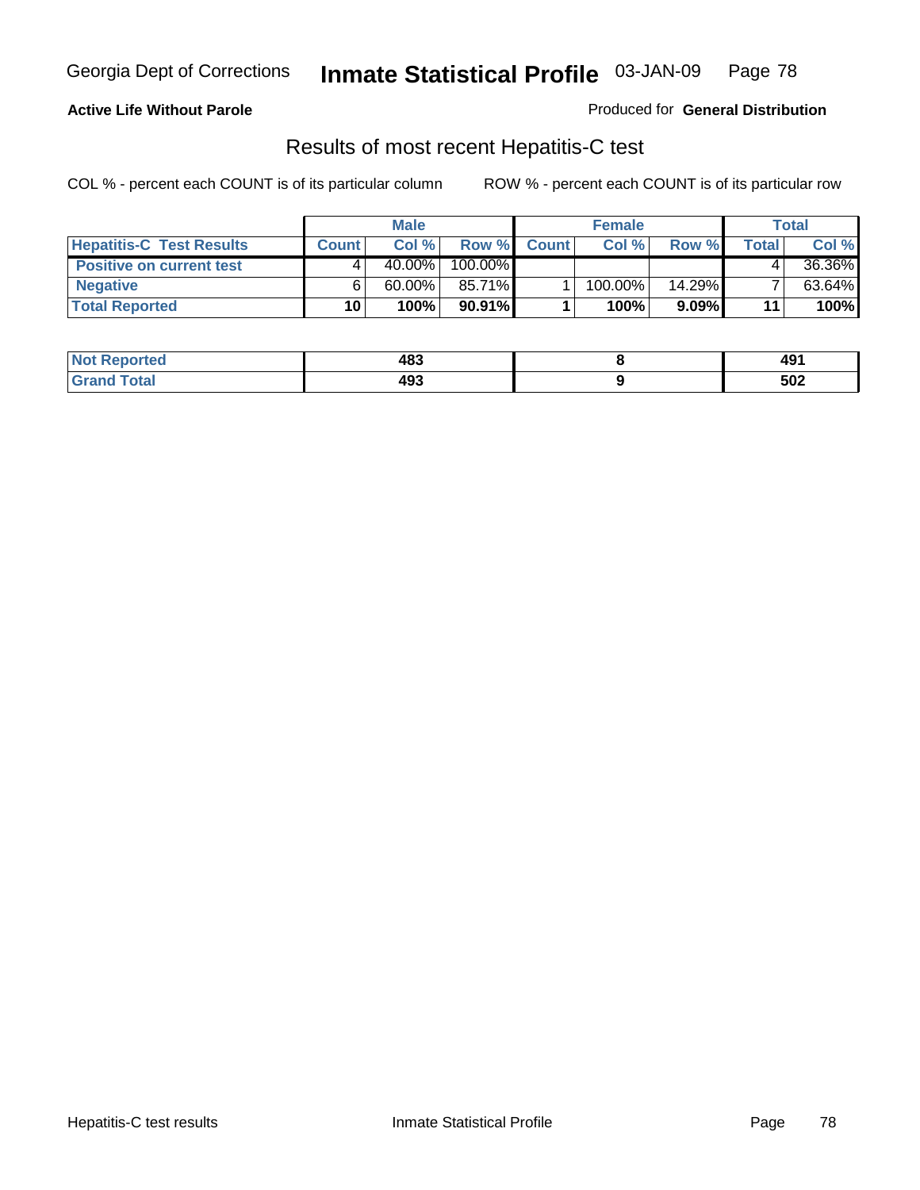**Active Life Without Parole**

Produced for **General Distribution**

## Results of most recent Hepatitis-C test

COL % - percent each COUNT is of its particular column

ROW % - percent each COUNT is of its particular row

| | Male | | | Female | | | Total | |
|---|---|---|---|---|---|---|---|---|
| **Hepatitis-C Test Results** | **Count** | **Col %** | **Row %** | **Count** | **Col %** | **Row %** | **Total** | **Col %** |
| **Positive on current test** | 4 | 40.00% | 100.00% | | | | 4 | 36.36% |
| **Negative** | 6 | 60.00% | 85.71% | 1 | 100.00% | 14.29% | 7 | 63.64% |
| **Total Reported** | **10** | **100%** | **90.91%** | **1** | **100%** | **9.09%** | **11** | **100%** |

| | Male | Female | Total |
|---|---|---|---|
| **Not Reported** | **483** | **8** | **491** |
| **Grand Total** | **493** | **9** | **502** |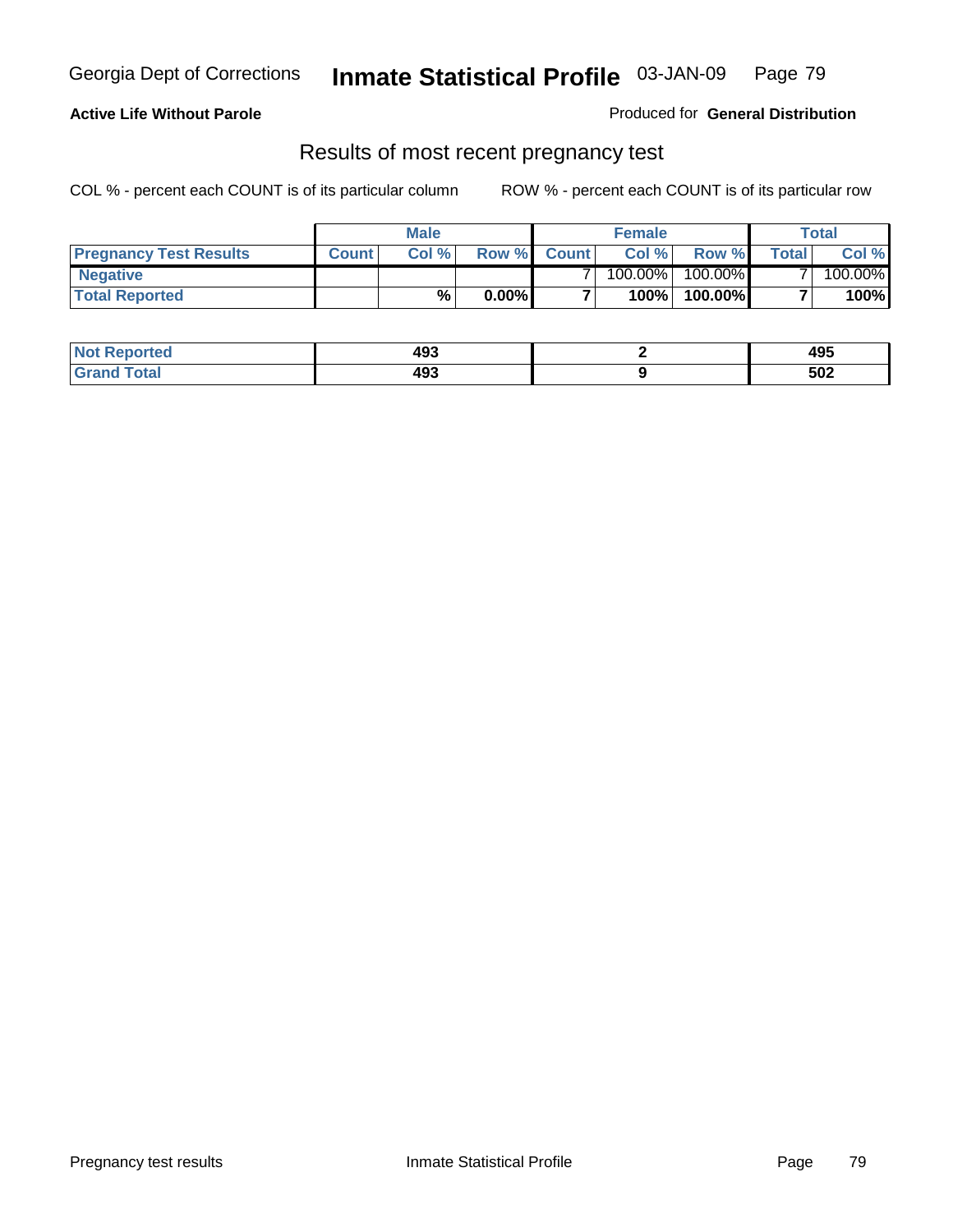**Active Life Without Parole**

Produced for **General Distribution**

## Results of most recent pregnancy test

COL % - percent each COUNT is of its particular column ROW % - percent each COUNT is of its particular row

| | Male | | | Female | | | Total | |
|---|---|---|---|---|---|---|---|---|
| **Pregnancy Test Results** | **Count** | **Col %** | **Row %** | **Count** | **Col %** | **Row %** | **Total** | **Col %** |
| **Negative** | | | | 7 | 100.00% | 100.00% | 7 | 100.00% |
| **Total Reported** | | **%** | **0.00%** | **7** | **100%** | **100.00%** | **7** | **100%** |

| | Male | Female | Total |
|---|---|---|---|
| **Not Reported** | **493** | **2** | **495** |
| **Grand Total** | **493** | **9** | **502** |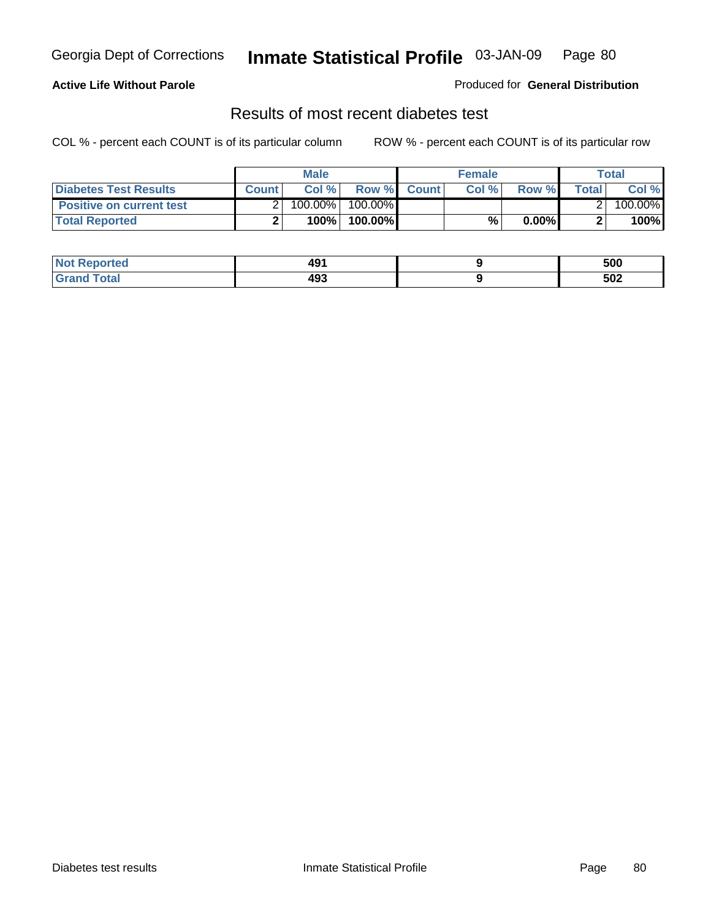**Active Life Without Parole**

Produced for **General Distribution**

## Results of most recent diabetes test

COL % - percent each COUNT is of its particular column

ROW % - percent each COUNT is of its particular row

| | Male | | | Female | | | Total | |
|---|---|---|---|---|---|---|---|---|
| **Diabetes Test Results** | **Count** | **Col %** | **Row %** | **Count** | **Col %** | **Row %** | **Total** | **Col %** |
| **Positive on current test** | 2 | 100.00% | 100.00% | | | | 2 | 100.00% |
| **Total Reported** | **2** | **100%** | **100.00%** | | **%** | **0.00%** | **2** | **100%** |

| | Male | Female | Total |
|---|---|---|---|
| **Not Reported** | **491** | **9** | **500** |
| **Grand Total** | **493** | **9** | **502** |

Diabetes test results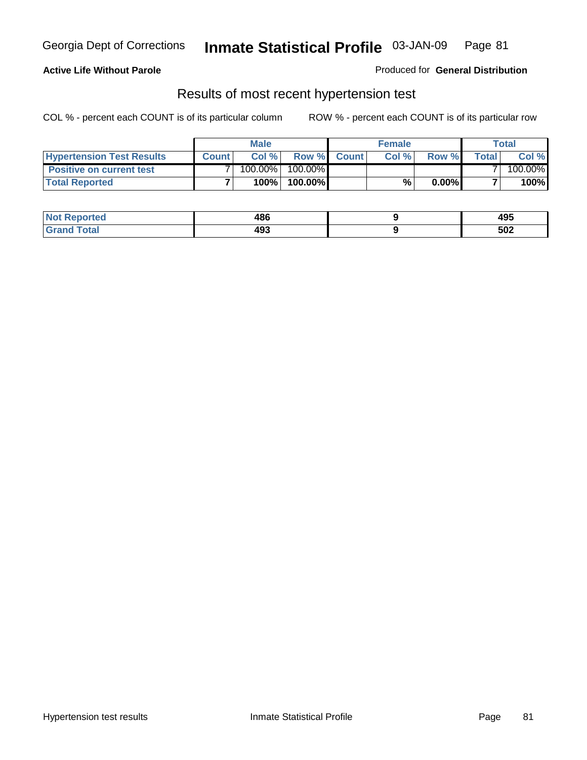Georgia Dept of Corrections **Inmate Statistical Profile** 03-JAN-09

**Active Life Without Parole**

Produced for **General Distribution**

## Results of most recent hypertension test

COL % - percent each COUNT is of its particular column

ROW % - percent each COUNT is of its particular row

| | Male | | | Female | | | Total | |
|---|---|---|---|---|---|---|---|---|
| **Hypertension Test Results** | **Count** | **Col %** | **Row %** | **Count** | **Col %** | **Row %** | **Total** | **Col %** |
| **Positive on current test** | 7 | 100.00% | 100.00% | | | | 7 | 100.00% |
| **Total Reported** | **7** | **100%** | **100.00%** | | **%** | **0.00%** | **7** | **100%** |

| | Male | Female | Total |
|---|---|---|---|
| **Not Reported** | **486** | **9** | **495** |
| **Grand Total** | **493** | **9** | **502** |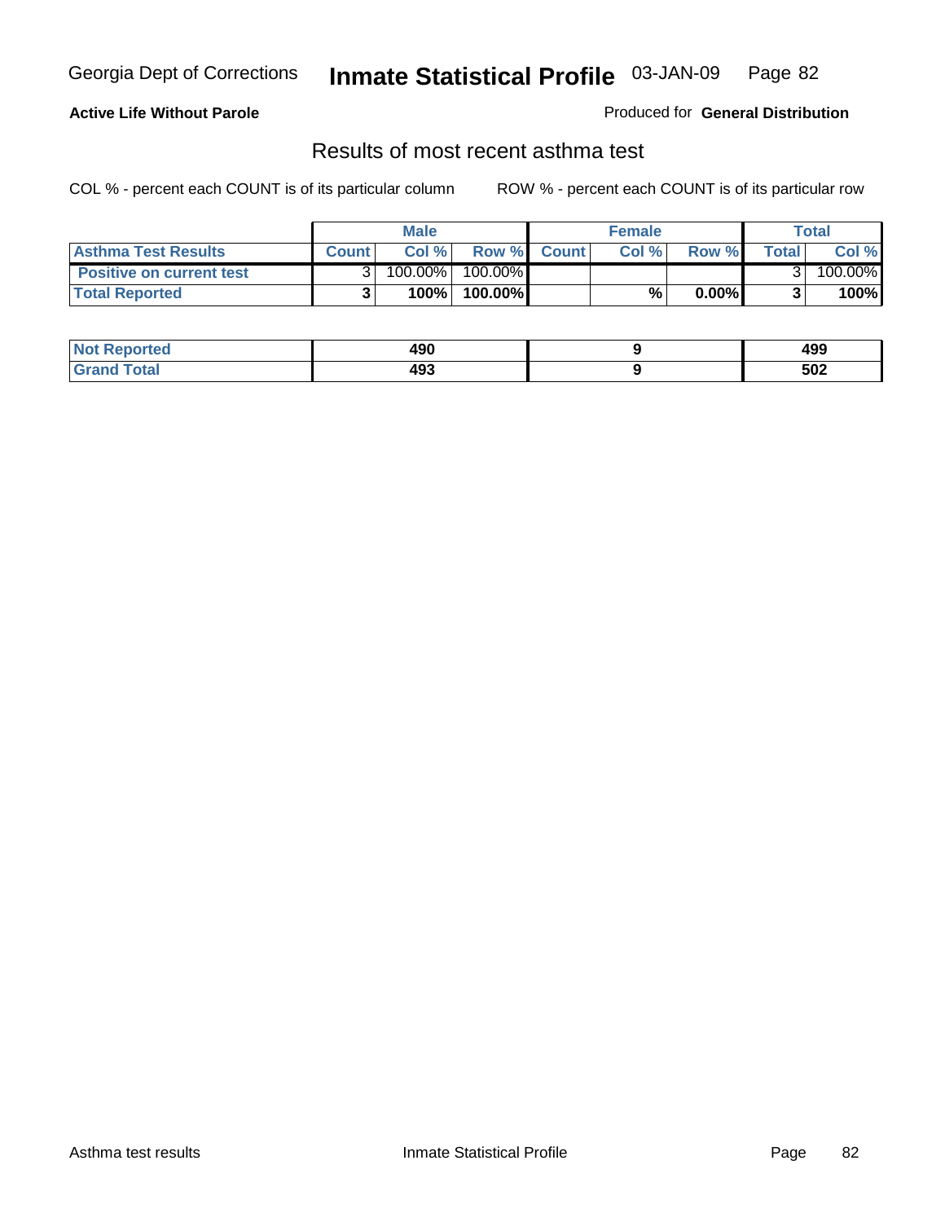Georgia Dept of Corrections **Inmate Statistical Profile** 03-JAN-09

**Active Life Without Parole**

Produced for **General Distribution**

## Results of most recent asthma test

COL % - percent each COUNT is of its particular column

ROW % - percent each COUNT is of its particular row

| | Male | | | Female | | | Total | |
|---|---|---|---|---|---|---|---|---|
| **Asthma Test Results** | **Count** | **Col %** | **Row %** | **Count** | **Col %** | **Row %** | **Total** | **Col %** |
| **Positive on current test** | 3 | 100.00% | 100.00% | | | | 3 | 100.00% |
| **Total Reported** | **3** | **100%** | **100.00%** | | **%** | **0.00%** | **3** | **100%** |

| | Male | Female | Total |
|---|---|---|---|
| **Not Reported** | **490** | **9** | **499** |
| **Grand Total** | **493** | **9** | **502** |

Asthma test results

Inmate Statistical Profile